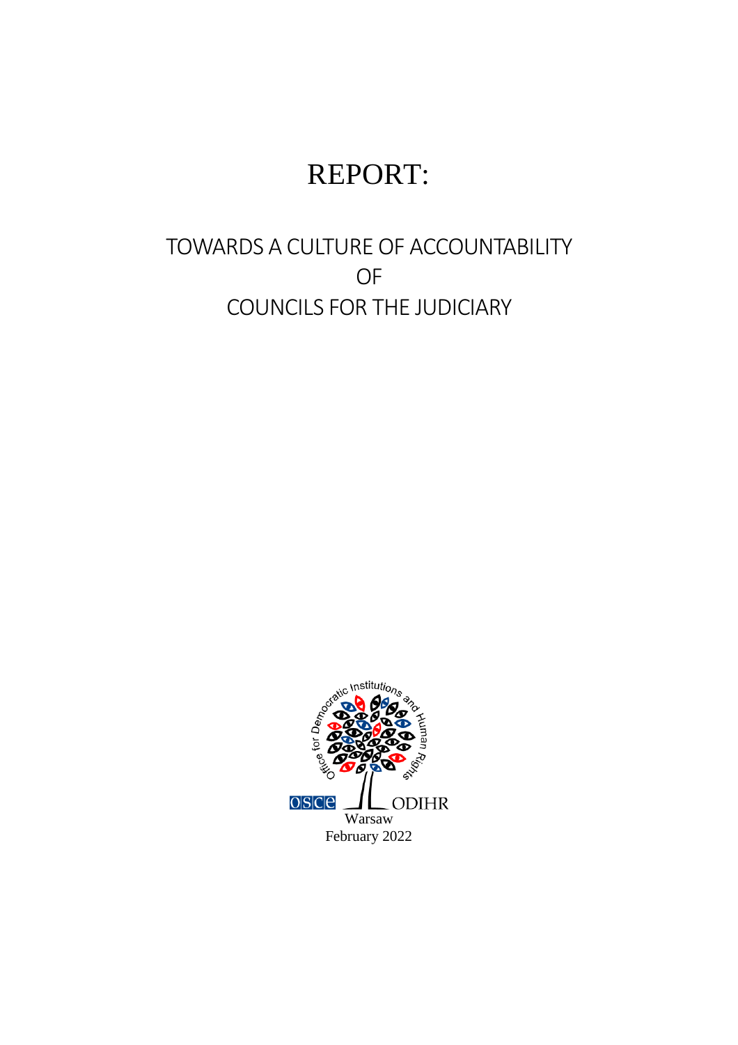# REPORT:

## TOWARDS A CULTURE OF ACCOUNTABILITY OF COUNCILS FOR THE JUDICIARY

Office for Democratic Institutions and Human Rights

OSCE ODIHR

Warsaw

February 2022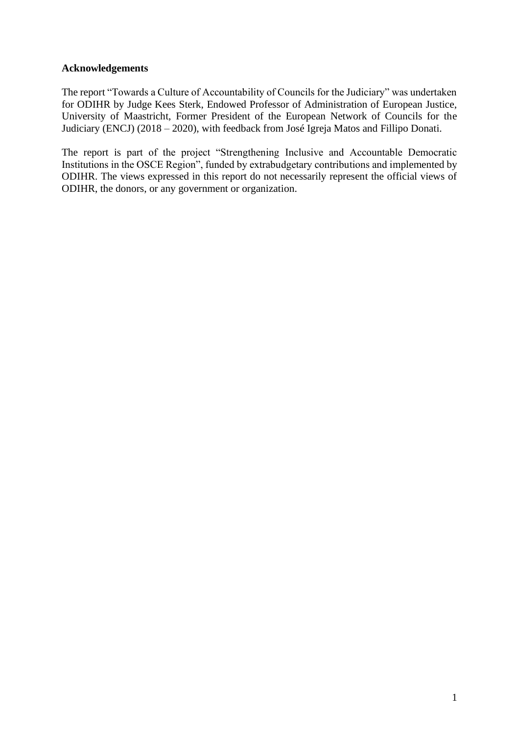**Acknowledgements**

The report "Towards a Culture of Accountability of Councils for the Judiciary" was undertaken for ODIHR by Judge Kees Sterk, Endowed Professor of Administration of European Justice, University of Maastricht, Former President of the European Network of Councils for the Judiciary (ENCJ) (2018 – 2020), with feedback from José Igreja Matos and Fillipo Donati.

The report is part of the project "Strengthening Inclusive and Accountable Democratic Institutions in the OSCE Region", funded by extrabudgetary contributions and implemented by ODIHR. The views expressed in this report do not necessarily represent the official views of ODIHR, the donors, or any government or organization.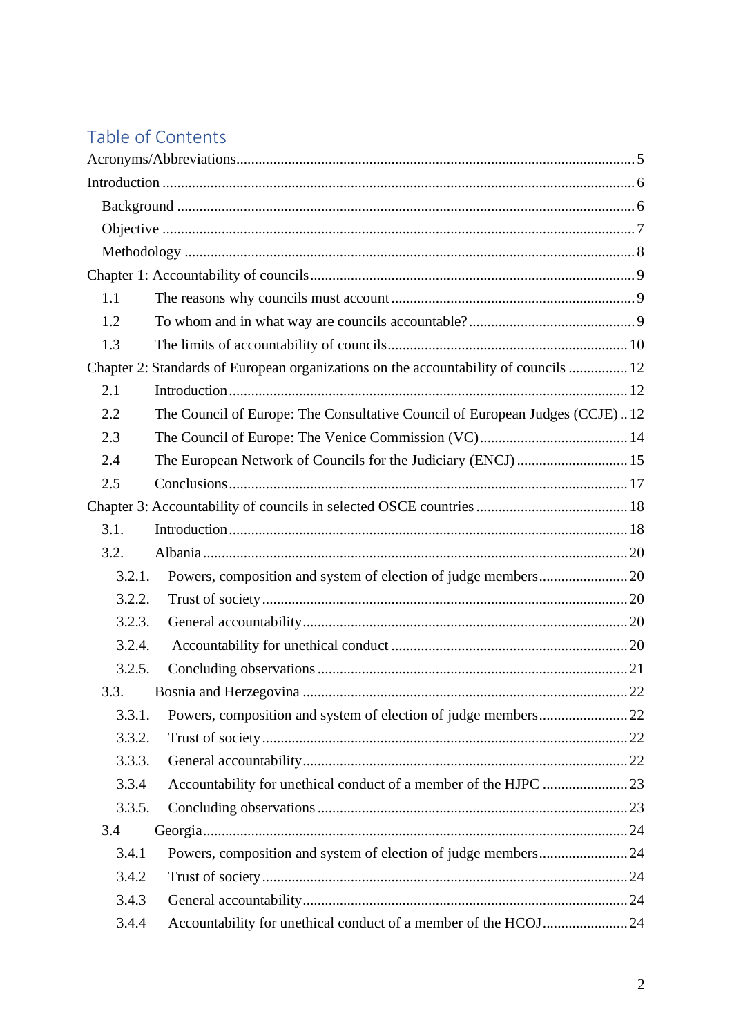## Table of Contents

Acronyms/Abbreviations ........ 5

Introduction ........ 6

- Background ........ 6
- Objective ........ 7
- Methodology ........ 8

Chapter 1: Accountability of councils ........ 9

- 1.1 The reasons why councils must account ........ 9
- 1.2 To whom and in what way are councils accountable? ........ 9
- 1.3 The limits of accountability of councils ........ 10

Chapter 2: Standards of European organizations on the accountability of councils ........ 12

- 2.1 Introduction ........ 12
- 2.2 The Council of Europe: The Consultative Council of European Judges (CCJE) ........ 12
- 2.3 The Council of Europe: The Venice Commission (VC) ........ 14
- 2.4 The European Network of Councils for the Judiciary (ENCJ) ........ 15
- 2.5 Conclusions ........ 17

Chapter 3: Accountability of councils in selected OSCE countries ........ 18

- 3.1. Introduction ........ 18
- 3.2. Albania ........ 20
  - 3.2.1. Powers, composition and system of election of judge members ........ 20
  - 3.2.2. Trust of society ........ 20
  - 3.2.3. General accountability ........ 20
  - 3.2.4. Accountability for unethical conduct ........ 20
  - 3.2.5. Concluding observations ........ 21
- 3.3. Bosnia and Herzegovina ........ 22
  - 3.3.1. Powers, composition and system of election of judge members ........ 22
  - 3.3.2. Trust of society ........ 22
  - 3.3.3. General accountability ........ 22
  - 3.3.4 Accountability for unethical conduct of a member of the HJPC ........ 23
  - 3.3.5. Concluding observations ........ 23
- 3.4 Georgia ........ 24
  - 3.4.1 Powers, composition and system of election of judge members ........ 24
  - 3.4.2 Trust of society ........ 24
  - 3.4.3 General accountability ........ 24
  - 3.4.4 Accountability for unethical conduct of a member of the HCOJ ........ 24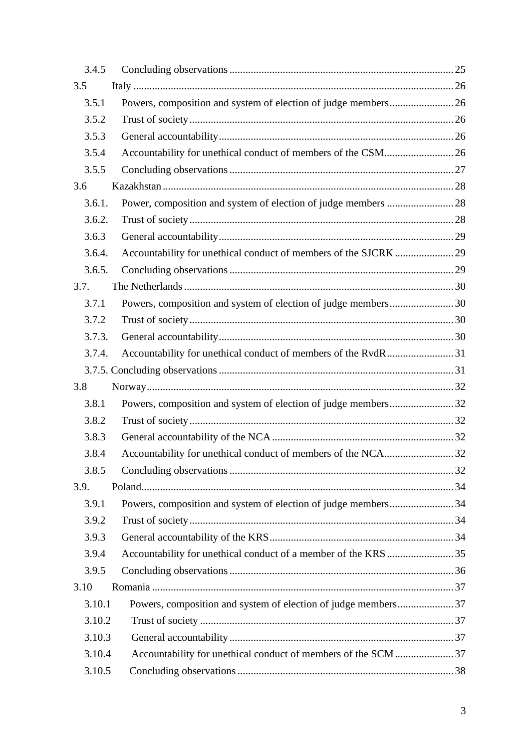3.4.5 Concluding observations ........ 25

3.5 Italy ........ 26

3.5.1 Powers, composition and system of election of judge members ........ 26

3.5.2 Trust of society ........ 26

3.5.3 General accountability ........ 26

3.5.4 Accountability for unethical conduct of members of the CSM ........ 26

3.5.5 Concluding observations ........ 27

3.6 Kazakhstan ........ 28

3.6.1. Power, composition and system of election of judge members ........ 28

3.6.2. Trust of society ........ 28

3.6.3 General accountability ........ 29

3.6.4. Accountability for unethical conduct of members of the SJCRK ........ 29

3.6.5. Concluding observations ........ 29

3.7. The Netherlands ........ 30

3.7.1 Powers, composition and system of election of judge members ........ 30

3.7.2 Trust of society ........ 30

3.7.3. General accountability ........ 30

3.7.4. Accountability for unethical conduct of members of the RvdR ........ 31

3.7.5. Concluding observations ........ 31

3.8 Norway ........ 32

3.8.1 Powers, composition and system of election of judge members ........ 32

3.8.2 Trust of society ........ 32

3.8.3 General accountability of the NCA ........ 32

3.8.4 Accountability for unethical conduct of members of the NCA ........ 32

3.8.5 Concluding observations ........ 32

3.9. Poland ........ 34

3.9.1 Powers, composition and system of election of judge members ........ 34

3.9.2 Trust of society ........ 34

3.9.3 General accountability of the KRS ........ 34

3.9.4 Accountability for unethical conduct of a member of the KRS ........ 35

3.9.5 Concluding observations ........ 36

3.10 Romania ........ 37

3.10.1 Powers, composition and system of election of judge members ........ 37

3.10.2 Trust of society ........ 37

3.10.3 General accountability ........ 37

3.10.4 Accountability for unethical conduct of members of the SCM ........ 37

3.10.5 Concluding observations ........ 38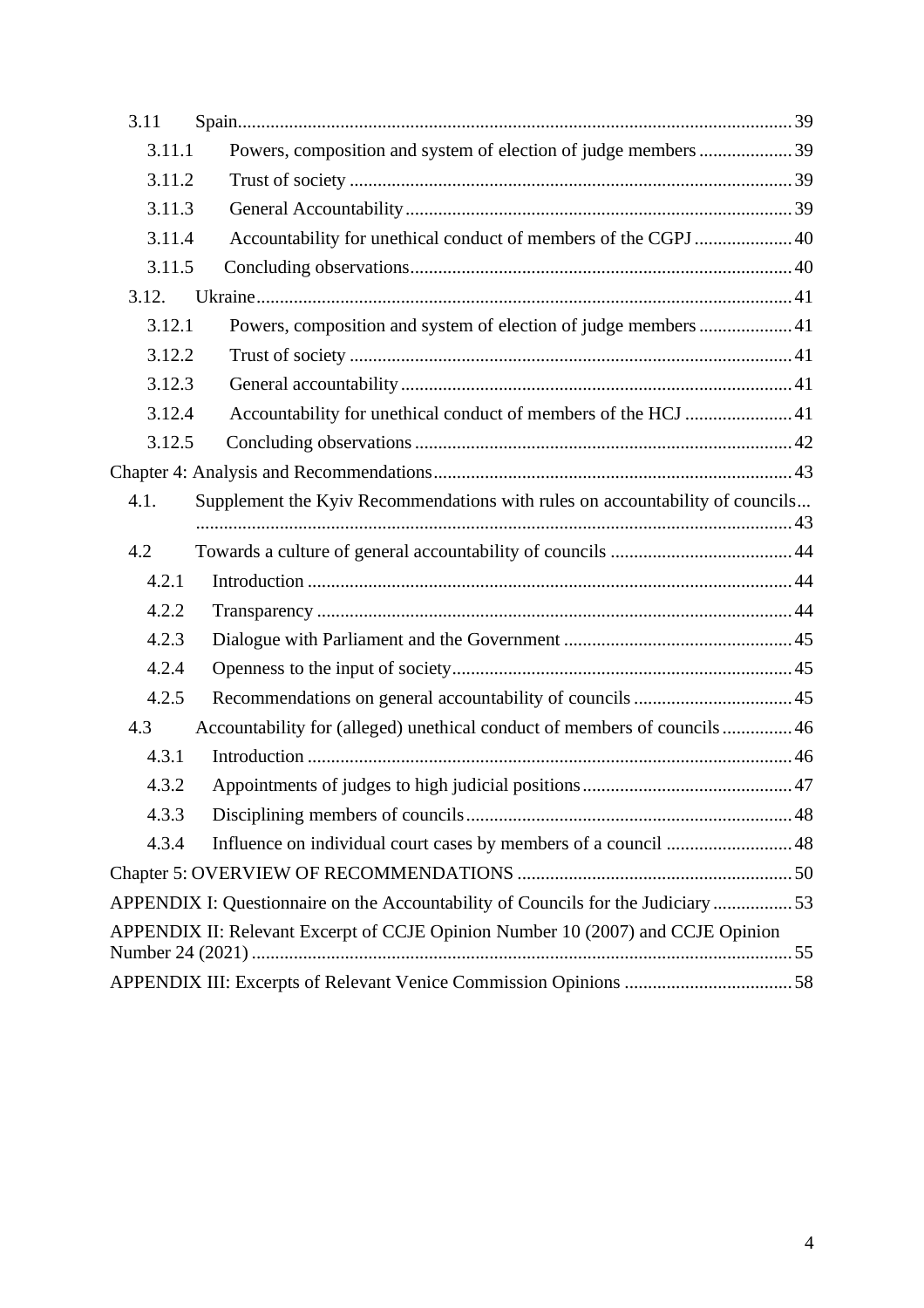- 3.11 Spain ... 39
  - 3.11.1 Powers, composition and system of election of judge members ... 39
  - 3.11.2 Trust of society ... 39
  - 3.11.3 General Accountability ... 39
  - 3.11.4 Accountability for unethical conduct of members of the CGPJ ... 40
  - 3.11.5 Concluding observations ... 40
- 3.12. Ukraine ... 41
  - 3.12.1 Powers, composition and system of election of judge members ... 41
  - 3.12.2 Trust of society ... 41
  - 3.12.3 General accountability ... 41
  - 3.12.4 Accountability for unethical conduct of members of the HCJ ... 41
  - 3.12.5 Concluding observations ... 42

Chapter 4: Analysis and Recommendations ... 43

- 4.1. Supplement the Kyiv Recommendations with rules on accountability of councils ... 43
- 4.2 Towards a culture of general accountability of councils ... 44
  - 4.2.1 Introduction ... 44
  - 4.2.2 Transparency ... 44
  - 4.2.3 Dialogue with Parliament and the Government ... 45
  - 4.2.4 Openness to the input of society ... 45
  - 4.2.5 Recommendations on general accountability of councils ... 45
- 4.3 Accountability for (alleged) unethical conduct of members of councils ... 46
  - 4.3.1 Introduction ... 46
  - 4.3.2 Appointments of judges to high judicial positions ... 47
  - 4.3.3 Disciplining members of councils ... 48
  - 4.3.4 Influence on individual court cases by members of a council ... 48

Chapter 5: OVERVIEW OF RECOMMENDATIONS ... 50

APPENDIX I: Questionnaire on the Accountability of Councils for the Judiciary ... 53

APPENDIX II: Relevant Excerpt of CCJE Opinion Number 10 (2007) and CCJE Opinion Number 24 (2021) ... 55

APPENDIX III: Excerpts of Relevant Venice Commission Opinions ... 58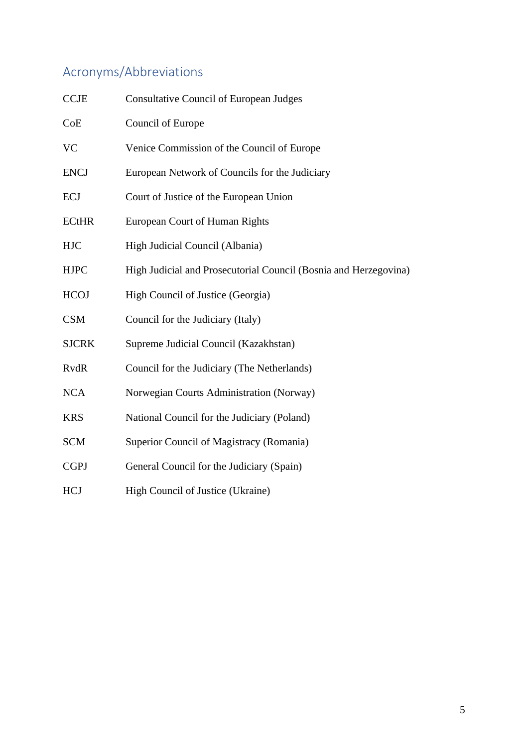## Acronyms/Abbreviations

| | |
|---|---|
| CCJE | Consultative Council of European Judges |
| CoE | Council of Europe |
| VC | Venice Commission of the Council of Europe |
| ENCJ | European Network of Councils for the Judiciary |
| ECJ | Court of Justice of the European Union |
| ECtHR | European Court of Human Rights |
| HJC | High Judicial Council (Albania) |
| HJPC | High Judicial and Prosecutorial Council (Bosnia and Herzegovina) |
| HCOJ | High Council of Justice (Georgia) |
| CSM | Council for the Judiciary (Italy) |
| SJCRK | Supreme Judicial Council (Kazakhstan) |
| RvdR | Council for the Judiciary (The Netherlands) |
| NCA | Norwegian Courts Administration (Norway) |
| KRS | National Council for the Judiciary (Poland) |
| SCM | Superior Council of Magistracy (Romania) |
| CGPJ | General Council for the Judiciary (Spain) |
| HCJ | High Council of Justice (Ukraine) |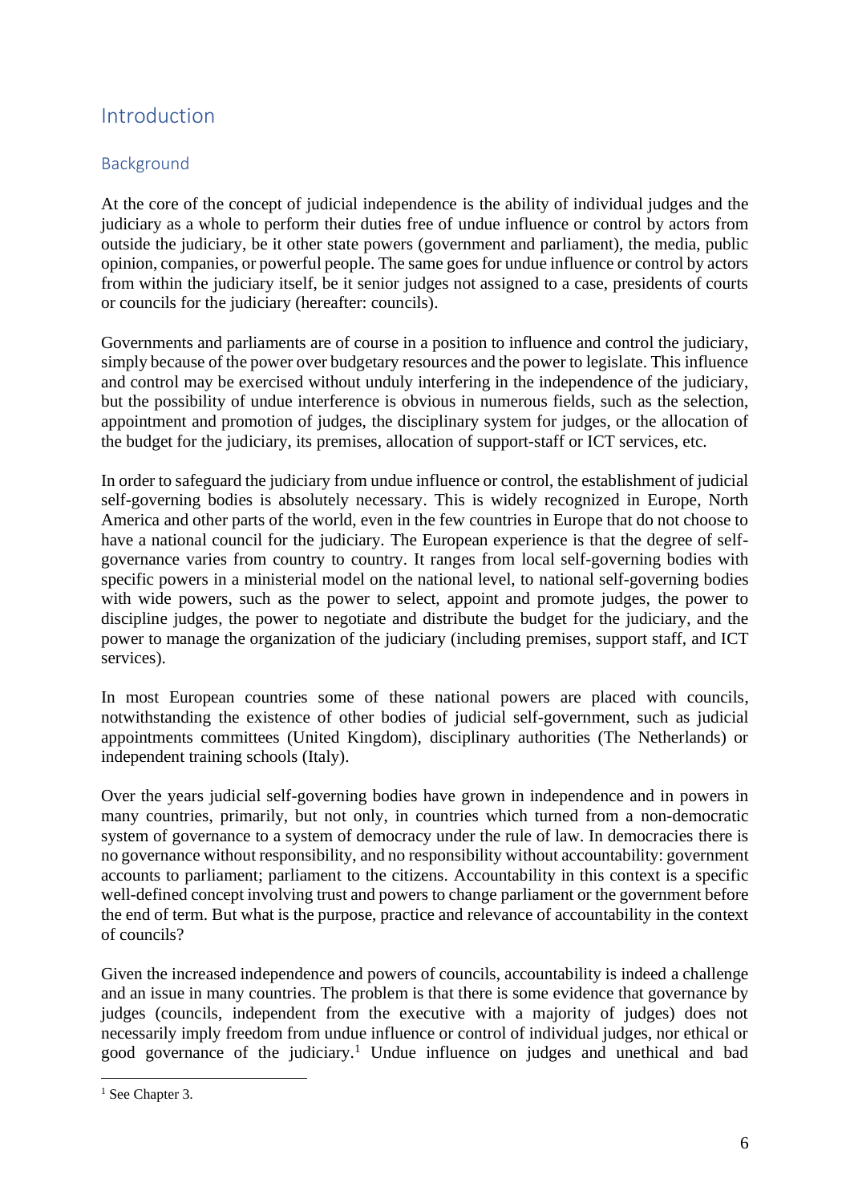## Introduction

### Background

At the core of the concept of judicial independence is the ability of individual judges and the judiciary as a whole to perform their duties free of undue influence or control by actors from outside the judiciary, be it other state powers (government and parliament), the media, public opinion, companies, or powerful people. The same goes for undue influence or control by actors from within the judiciary itself, be it senior judges not assigned to a case, presidents of courts or councils for the judiciary (hereafter: councils).

Governments and parliaments are of course in a position to influence and control the judiciary, simply because of the power over budgetary resources and the power to legislate. This influence and control may be exercised without unduly interfering in the independence of the judiciary, but the possibility of undue interference is obvious in numerous fields, such as the selection, appointment and promotion of judges, the disciplinary system for judges, or the allocation of the budget for the judiciary, its premises, allocation of support-staff or ICT services, etc.

In order to safeguard the judiciary from undue influence or control, the establishment of judicial self-governing bodies is absolutely necessary. This is widely recognized in Europe, North America and other parts of the world, even in the few countries in Europe that do not choose to have a national council for the judiciary. The European experience is that the degree of self-governance varies from country to country. It ranges from local self-governing bodies with specific powers in a ministerial model on the national level, to national self-governing bodies with wide powers, such as the power to select, appoint and promote judges, the power to discipline judges, the power to negotiate and distribute the budget for the judiciary, and the power to manage the organization of the judiciary (including premises, support staff, and ICT services).

In most European countries some of these national powers are placed with councils, notwithstanding the existence of other bodies of judicial self-government, such as judicial appointments committees (United Kingdom), disciplinary authorities (The Netherlands) or independent training schools (Italy).

Over the years judicial self-governing bodies have grown in independence and in powers in many countries, primarily, but not only, in countries which turned from a non-democratic system of governance to a system of democracy under the rule of law. In democracies there is no governance without responsibility, and no responsibility without accountability: government accounts to parliament; parliament to the citizens. Accountability in this context is a specific well-defined concept involving trust and powers to change parliament or the government before the end of term. But what is the purpose, practice and relevance of accountability in the context of councils?

Given the increased independence and powers of councils, accountability is indeed a challenge and an issue in many countries. The problem is that there is some evidence that governance by judges (councils, independent from the executive with a majority of judges) does not necessarily imply freedom from undue influence or control of individual judges, nor ethical or good governance of the judiciary.[1] Undue influence on judges and unethical and bad

[1] See Chapter 3.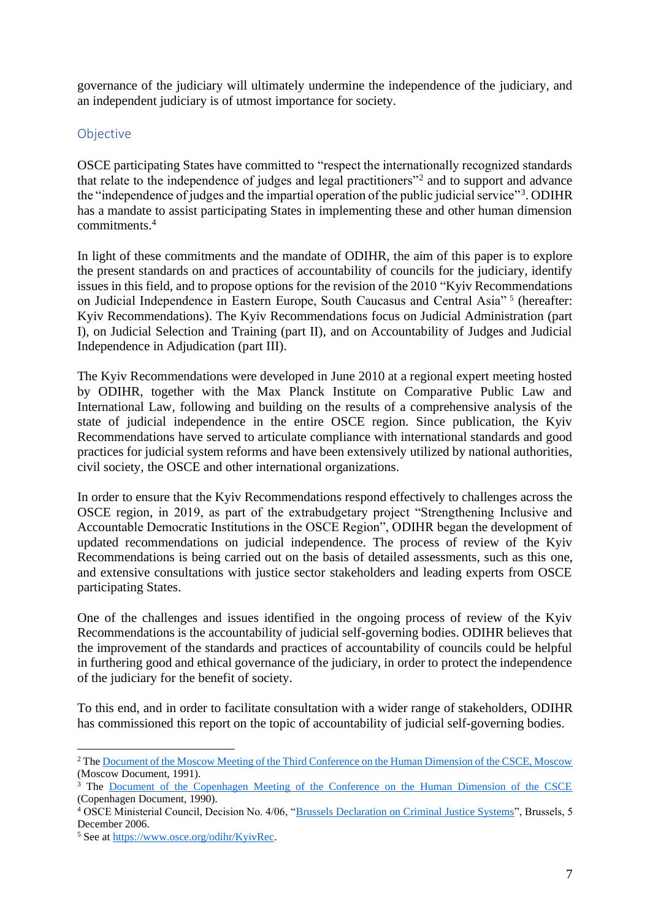governance of the judiciary will ultimately undermine the independence of the judiciary, and an independent judiciary is of utmost importance for society.

## Objective

OSCE participating States have committed to "respect the internationally recognized standards that relate to the independence of judges and legal practitioners"[2] and to support and advance the "independence of judges and the impartial operation of the public judicial service"[3]. ODIHR has a mandate to assist participating States in implementing these and other human dimension commitments.[4]

In light of these commitments and the mandate of ODIHR, the aim of this paper is to explore the present standards on and practices of accountability of councils for the judiciary, identify issues in this field, and to propose options for the revision of the 2010 "Kyiv Recommendations on Judicial Independence in Eastern Europe, South Caucasus and Central Asia" [5] (hereafter: Kyiv Recommendations). The Kyiv Recommendations focus on Judicial Administration (part I), on Judicial Selection and Training (part II), and on Accountability of Judges and Judicial Independence in Adjudication (part III).

The Kyiv Recommendations were developed in June 2010 at a regional expert meeting hosted by ODIHR, together with the Max Planck Institute on Comparative Public Law and International Law, following and building on the results of a comprehensive analysis of the state of judicial independence in the entire OSCE region. Since publication, the Kyiv Recommendations have served to articulate compliance with international standards and good practices for judicial system reforms and have been extensively utilized by national authorities, civil society, the OSCE and other international organizations.

In order to ensure that the Kyiv Recommendations respond effectively to challenges across the OSCE region, in 2019, as part of the extrabudgetary project "Strengthening Inclusive and Accountable Democratic Institutions in the OSCE Region", ODIHR began the development of updated recommendations on judicial independence. The process of review of the Kyiv Recommendations is being carried out on the basis of detailed assessments, such as this one, and extensive consultations with justice sector stakeholders and leading experts from OSCE participating States.

One of the challenges and issues identified in the ongoing process of review of the Kyiv Recommendations is the accountability of judicial self-governing bodies. ODIHR believes that the improvement of the standards and practices of accountability of councils could be helpful in furthering good and ethical governance of the judiciary, in order to protect the independence of the judiciary for the benefit of society.

To this end, and in order to facilitate consultation with a wider range of stakeholders, ODIHR has commissioned this report on the topic of accountability of judicial self-governing bodies.

---

[2] The Document of the Moscow Meeting of the Third Conference on the Human Dimension of the CSCE, Moscow (Moscow Document, 1991).

[3] The Document of the Copenhagen Meeting of the Conference on the Human Dimension of the CSCE (Copenhagen Document, 1990).

[4] OSCE Ministerial Council, Decision No. 4/06, "Brussels Declaration on Criminal Justice Systems", Brussels, 5 December 2006.

[5] See at https://www.osce.org/odihr/KyivRec.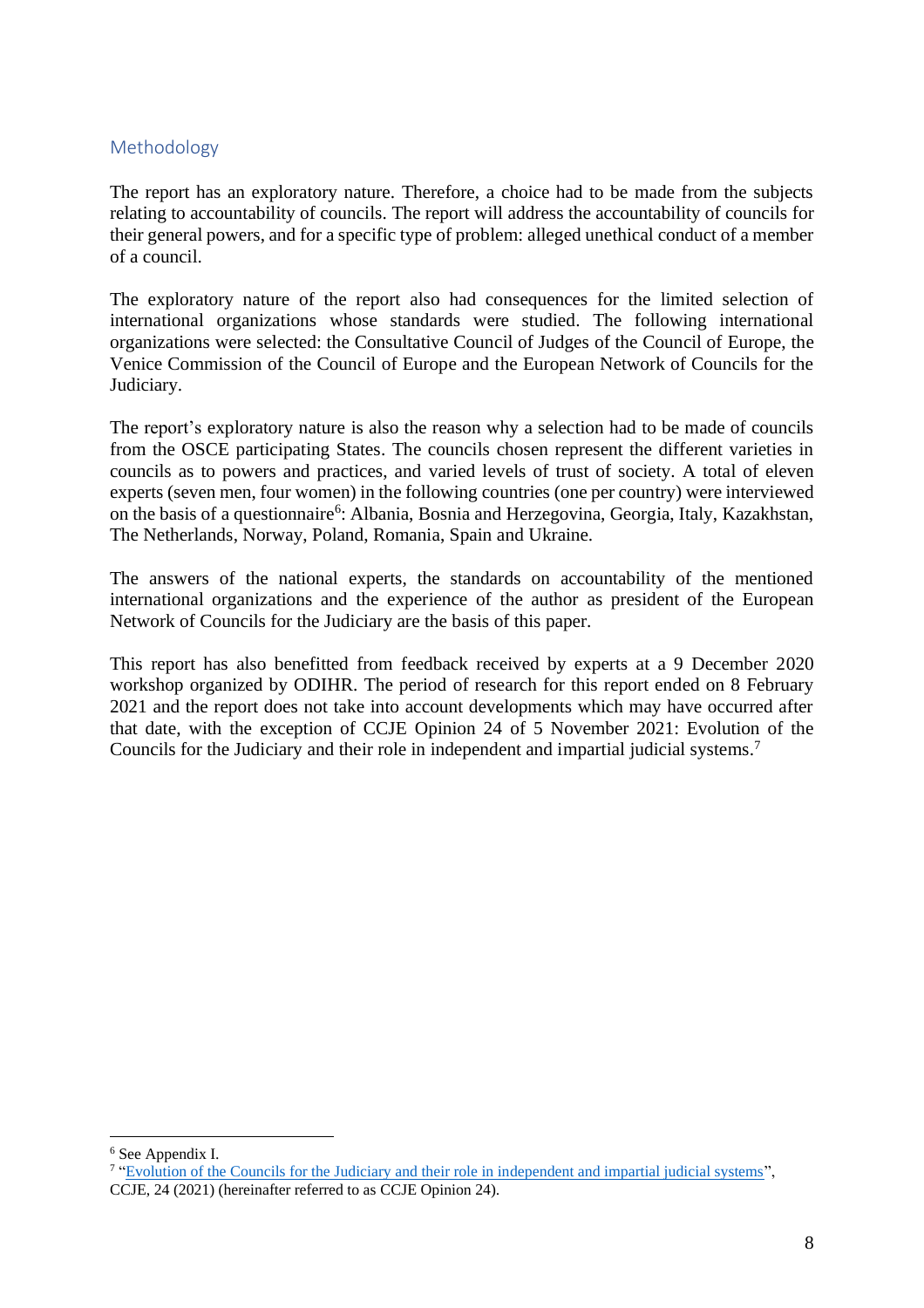## Methodology

The report has an exploratory nature. Therefore, a choice had to be made from the subjects relating to accountability of councils. The report will address the accountability of councils for their general powers, and for a specific type of problem: alleged unethical conduct of a member of a council.

The exploratory nature of the report also had consequences for the limited selection of international organizations whose standards were studied. The following international organizations were selected: the Consultative Council of Judges of the Council of Europe, the Venice Commission of the Council of Europe and the European Network of Councils for the Judiciary.

The report's exploratory nature is also the reason why a selection had to be made of councils from the OSCE participating States. The councils chosen represent the different varieties in councils as to powers and practices, and varied levels of trust of society. A total of eleven experts (seven men, four women) in the following countries (one per country) were interviewed on the basis of a questionnaire[6]: Albania, Bosnia and Herzegovina, Georgia, Italy, Kazakhstan, The Netherlands, Norway, Poland, Romania, Spain and Ukraine.

The answers of the national experts, the standards on accountability of the mentioned international organizations and the experience of the author as president of the European Network of Councils for the Judiciary are the basis of this paper.

This report has also benefitted from feedback received by experts at a 9 December 2020 workshop organized by ODIHR. The period of research for this report ended on 8 February 2021 and the report does not take into account developments which may have occurred after that date, with the exception of CCJE Opinion 24 of 5 November 2021: Evolution of the Councils for the Judiciary and their role in independent and impartial judicial systems.[7]

---

[6] See Appendix I.

[7] "Evolution of the Councils for the Judiciary and their role in independent and impartial judicial systems", CCJE, 24 (2021) (hereinafter referred to as CCJE Opinion 24).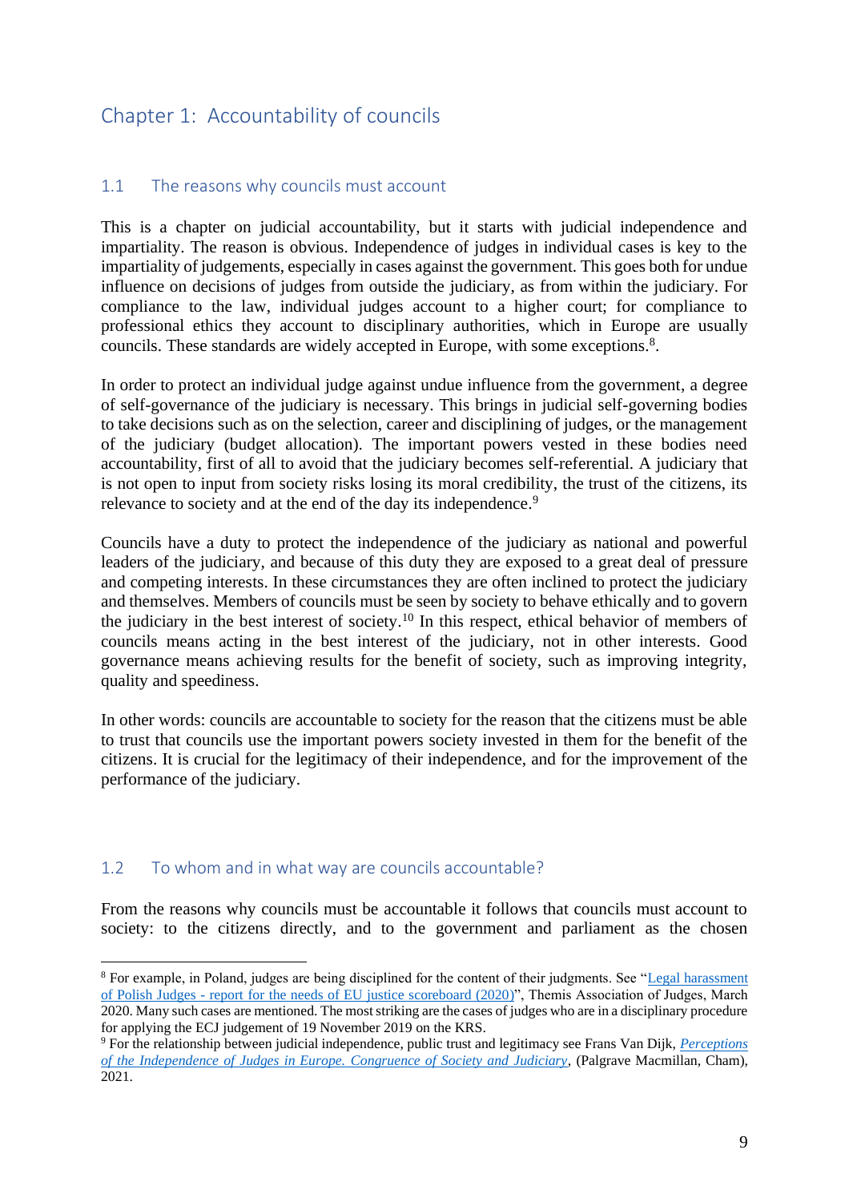# Chapter 1: Accountability of councils

## 1.1 The reasons why councils must account

This is a chapter on judicial accountability, but it starts with judicial independence and impartiality. The reason is obvious. Independence of judges in individual cases is key to the impartiality of judgements, especially in cases against the government. This goes both for undue influence on decisions of judges from outside the judiciary, as from within the judiciary. For compliance to the law, individual judges account to a higher court; for compliance to professional ethics they account to disciplinary authorities, which in Europe are usually councils. These standards are widely accepted in Europe, with some exceptions.[8].

In order to protect an individual judge against undue influence from the government, a degree of self-governance of the judiciary is necessary. This brings in judicial self-governing bodies to take decisions such as on the selection, career and disciplining of judges, or the management of the judiciary (budget allocation). The important powers vested in these bodies need accountability, first of all to avoid that the judiciary becomes self-referential. A judiciary that is not open to input from society risks losing its moral credibility, the trust of the citizens, its relevance to society and at the end of the day its independence.[9]

Councils have a duty to protect the independence of the judiciary as national and powerful leaders of the judiciary, and because of this duty they are exposed to a great deal of pressure and competing interests. In these circumstances they are often inclined to protect the judiciary and themselves. Members of councils must be seen by society to behave ethically and to govern the judiciary in the best interest of society.[10] In this respect, ethical behavior of members of councils means acting in the best interest of the judiciary, not in other interests. Good governance means achieving results for the benefit of society, such as improving integrity, quality and speediness.

In other words: councils are accountable to society for the reason that the citizens must be able to trust that councils use the important powers society invested in them for the benefit of the citizens. It is crucial for the legitimacy of their independence, and for the improvement of the performance of the judiciary.

## 1.2 To whom and in what way are councils accountable?

From the reasons why councils must be accountable it follows that councils must account to society: to the citizens directly, and to the government and parliament as the chosen

---

[8] For example, in Poland, judges are being disciplined for the content of their judgments. See "Legal harassment of Polish Judges - report for the needs of EU justice scoreboard (2020)", Themis Association of Judges, March 2020. Many such cases are mentioned. The most striking are the cases of judges who are in a disciplinary procedure for applying the ECJ judgement of 19 November 2019 on the KRS.

[9] For the relationship between judicial independence, public trust and legitimacy see Frans Van Dijk, *Perceptions of the Independence of Judges in Europe. Congruence of Society and Judiciary*, (Palgrave Macmillan, Cham), 2021.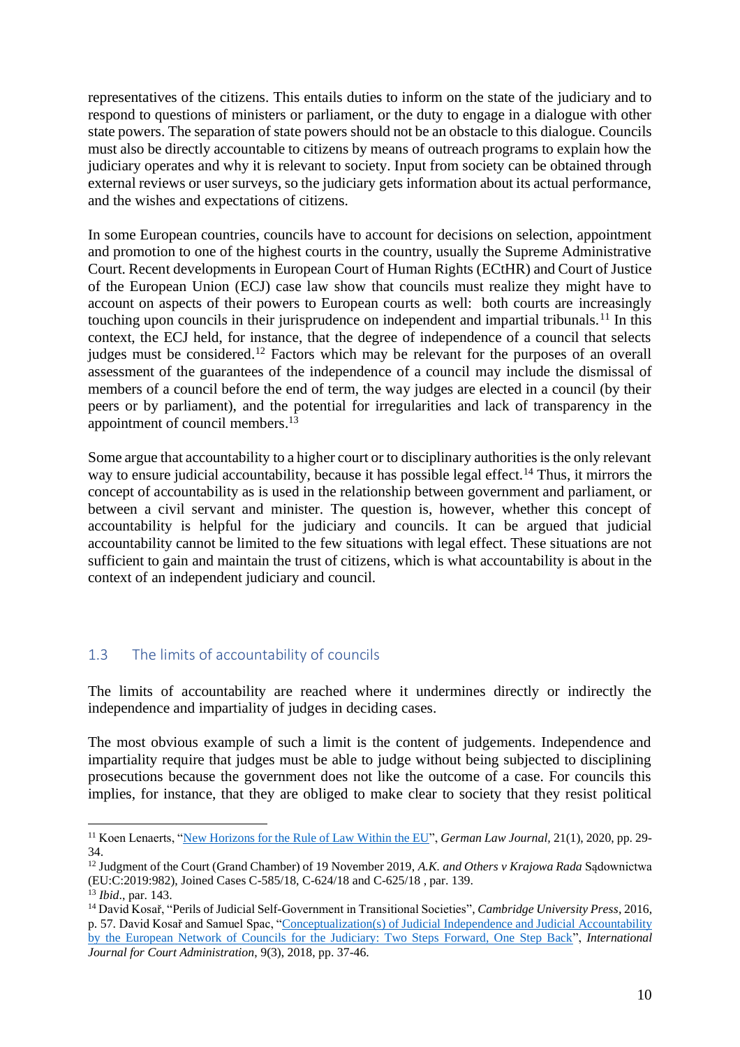representatives of the citizens. This entails duties to inform on the state of the judiciary and to respond to questions of ministers or parliament, or the duty to engage in a dialogue with other state powers. The separation of state powers should not be an obstacle to this dialogue. Councils must also be directly accountable to citizens by means of outreach programs to explain how the judiciary operates and why it is relevant to society. Input from society can be obtained through external reviews or user surveys, so the judiciary gets information about its actual performance, and the wishes and expectations of citizens.

In some European countries, councils have to account for decisions on selection, appointment and promotion to one of the highest courts in the country, usually the Supreme Administrative Court. Recent developments in European Court of Human Rights (ECtHR) and Court of Justice of the European Union (ECJ) case law show that councils must realize they might have to account on aspects of their powers to European courts as well: both courts are increasingly touching upon councils in their jurisprudence on independent and impartial tribunals.[11] In this context, the ECJ held, for instance, that the degree of independence of a council that selects judges must be considered.[12] Factors which may be relevant for the purposes of an overall assessment of the guarantees of the independence of a council may include the dismissal of members of a council before the end of term, the way judges are elected in a council (by their peers or by parliament), and the potential for irregularities and lack of transparency in the appointment of council members.[13]

Some argue that accountability to a higher court or to disciplinary authorities is the only relevant way to ensure judicial accountability, because it has possible legal effect.[14] Thus, it mirrors the concept of accountability as is used in the relationship between government and parliament, or between a civil servant and minister. The question is, however, whether this concept of accountability is helpful for the judiciary and councils. It can be argued that judicial accountability cannot be limited to the few situations with legal effect. These situations are not sufficient to gain and maintain the trust of citizens, which is what accountability is about in the context of an independent judiciary and council.

### 1.3 The limits of accountability of councils

The limits of accountability are reached where it undermines directly or indirectly the independence and impartiality of judges in deciding cases.

The most obvious example of such a limit is the content of judgements. Independence and impartiality require that judges must be able to judge without being subjected to disciplining prosecutions because the government does not like the outcome of a case. For councils this implies, for instance, that they are obliged to make clear to society that they resist political

---

[11] Koen Lenaerts, "New Horizons for the Rule of Law Within the EU", *German Law Journal*, 21(1), 2020, pp. 29-34.

[12] Judgment of the Court (Grand Chamber) of 19 November 2019, *A.K. and Others v Krajowa Rada* Sądownictwa (EU:C:2019:982), Joined Cases C-585/18, C-624/18 and C-625/18 , par. 139.

[13] *Ibid*., par. 143.

[14] David Kosař, "Perils of Judicial Self-Government in Transitional Societies", *Cambridge University Press*, 2016, p. 57. David Kosař and Samuel Spac, "Conceptualization(s) of Judicial Independence and Judicial Accountability by the European Network of Councils for the Judiciary: Two Steps Forward, One Step Back", *International Journal for Court Administration*, 9(3), 2018, pp. 37-46.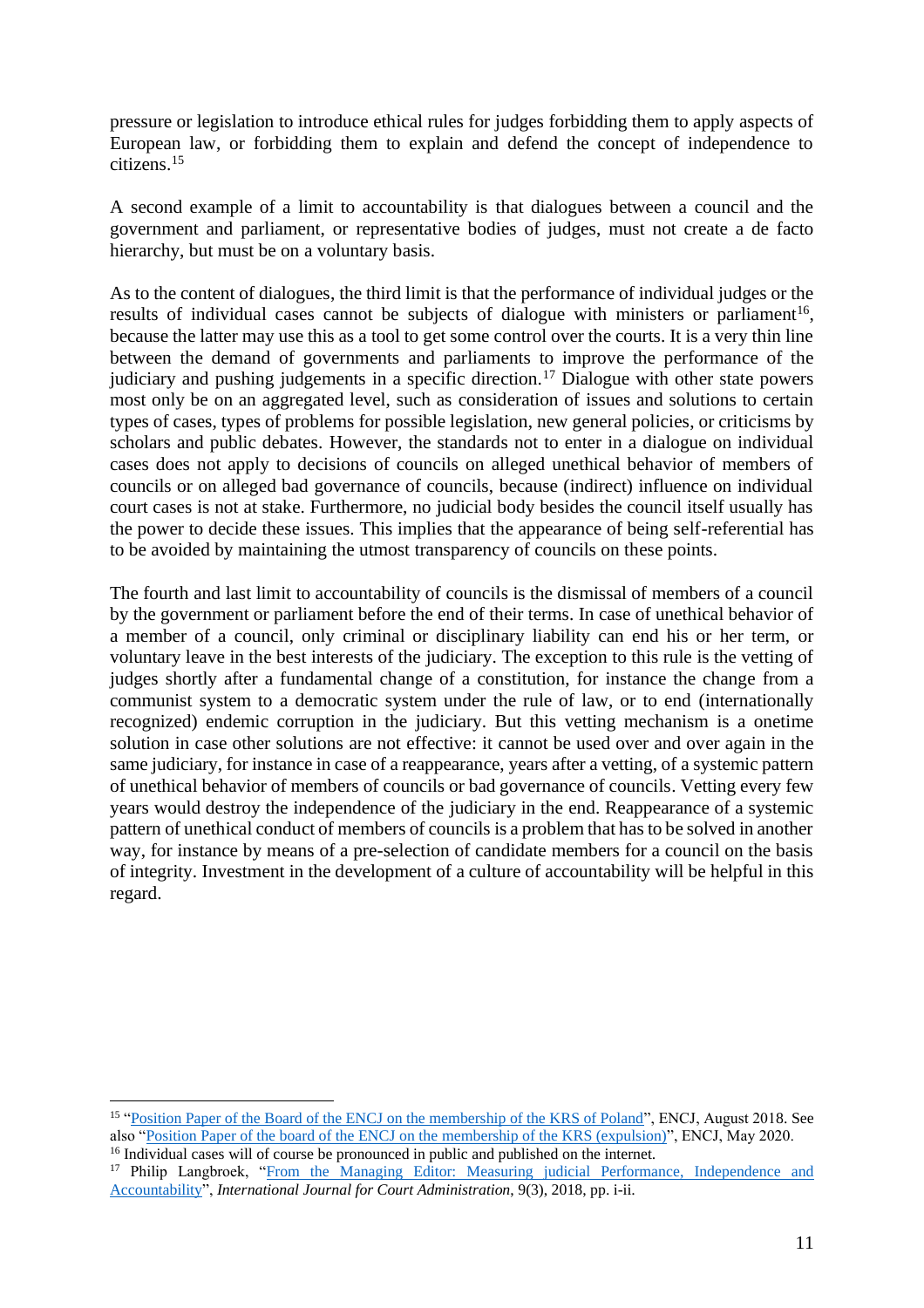pressure or legislation to introduce ethical rules for judges forbidding them to apply aspects of European law, or forbidding them to explain and defend the concept of independence to citizens.[15]

A second example of a limit to accountability is that dialogues between a council and the government and parliament, or representative bodies of judges, must not create a de facto hierarchy, but must be on a voluntary basis.

As to the content of dialogues, the third limit is that the performance of individual judges or the results of individual cases cannot be subjects of dialogue with ministers or parliament[16], because the latter may use this as a tool to get some control over the courts. It is a very thin line between the demand of governments and parliaments to improve the performance of the judiciary and pushing judgements in a specific direction.[17] Dialogue with other state powers most only be on an aggregated level, such as consideration of issues and solutions to certain types of cases, types of problems for possible legislation, new general policies, or criticisms by scholars and public debates. However, the standards not to enter in a dialogue on individual cases does not apply to decisions of councils on alleged unethical behavior of members of councils or on alleged bad governance of councils, because (indirect) influence on individual court cases is not at stake. Furthermore, no judicial body besides the council itself usually has the power to decide these issues. This implies that the appearance of being self-referential has to be avoided by maintaining the utmost transparency of councils on these points.

The fourth and last limit to accountability of councils is the dismissal of members of a council by the government or parliament before the end of their terms. In case of unethical behavior of a member of a council, only criminal or disciplinary liability can end his or her term, or voluntary leave in the best interests of the judiciary. The exception to this rule is the vetting of judges shortly after a fundamental change of a constitution, for instance the change from a communist system to a democratic system under the rule of law, or to end (internationally recognized) endemic corruption in the judiciary. But this vetting mechanism is a onetime solution in case other solutions are not effective: it cannot be used over and over again in the same judiciary, for instance in case of a reappearance, years after a vetting, of a systemic pattern of unethical behavior of members of councils or bad governance of councils. Vetting every few years would destroy the independence of the judiciary in the end. Reappearance of a systemic pattern of unethical conduct of members of councils is a problem that has to be solved in another way, for instance by means of a pre-selection of candidate members for a council on the basis of integrity. Investment in the development of a culture of accountability will be helpful in this regard.

---

[15] "Position Paper of the Board of the ENCJ on the membership of the KRS of Poland", ENCJ, August 2018. See also "Position Paper of the board of the ENCJ on the membership of the KRS (expulsion)", ENCJ, May 2020.

[16] Individual cases will of course be pronounced in public and published on the internet.

[17] Philip Langbroek, "From the Managing Editor: Measuring judicial Performance, Independence and Accountability", *International Journal for Court Administration*, 9(3), 2018, pp. i-ii.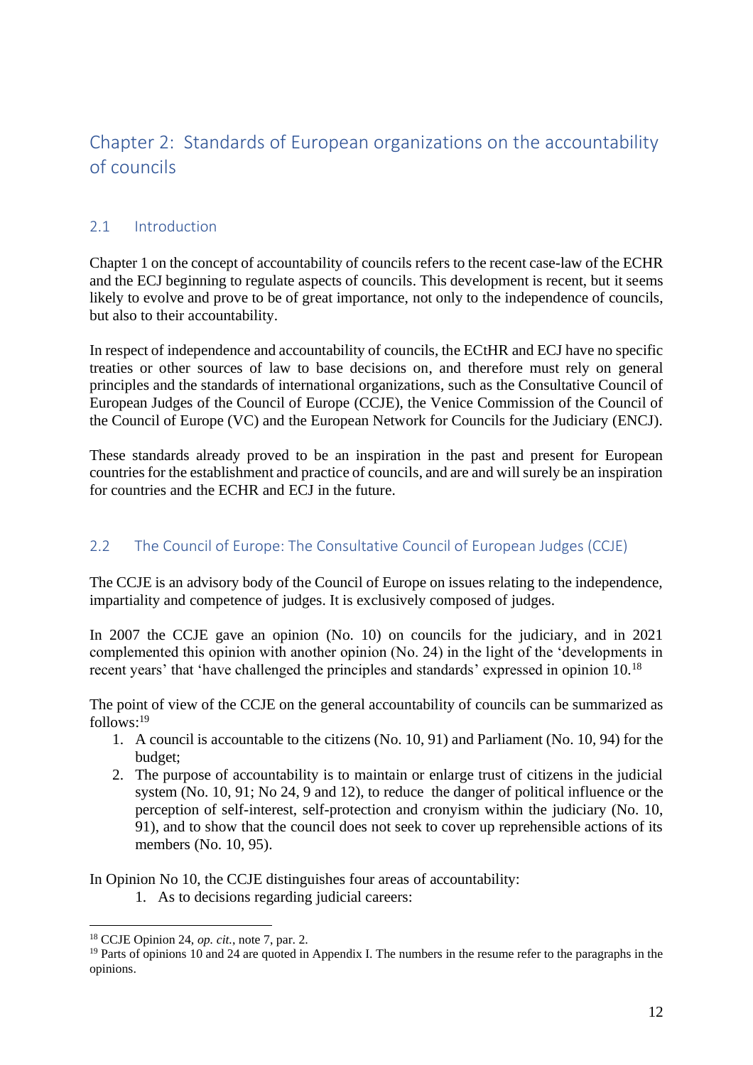# Chapter 2: Standards of European organizations on the accountability of councils

## 2.1 Introduction

Chapter 1 on the concept of accountability of councils refers to the recent case-law of the ECHR and the ECJ beginning to regulate aspects of councils. This development is recent, but it seems likely to evolve and prove to be of great importance, not only to the independence of councils, but also to their accountability.

In respect of independence and accountability of councils, the ECtHR and ECJ have no specific treaties or other sources of law to base decisions on, and therefore must rely on general principles and the standards of international organizations, such as the Consultative Council of European Judges of the Council of Europe (CCJE), the Venice Commission of the Council of the Council of Europe (VC) and the European Network for Councils for the Judiciary (ENCJ).

These standards already proved to be an inspiration in the past and present for European countries for the establishment and practice of councils, and are and will surely be an inspiration for countries and the ECHR and ECJ in the future.

## 2.2 The Council of Europe: The Consultative Council of European Judges (CCJE)

The CCJE is an advisory body of the Council of Europe on issues relating to the independence, impartiality and competence of judges. It is exclusively composed of judges.

In 2007 the CCJE gave an opinion (No. 10) on councils for the judiciary, and in 2021 complemented this opinion with another opinion (No. 24) in the light of the 'developments in recent years' that 'have challenged the principles and standards' expressed in opinion 10.[18]

The point of view of the CCJE on the general accountability of councils can be summarized as follows:[19]

1. A council is accountable to the citizens (No. 10, 91) and Parliament (No. 10, 94) for the budget;
2. The purpose of accountability is to maintain or enlarge trust of citizens in the judicial system (No. 10, 91; No 24, 9 and 12), to reduce the danger of political influence or the perception of self-interest, self-protection and cronyism within the judiciary (No. 10, 91), and to show that the council does not seek to cover up reprehensible actions of its members (No. 10, 95).

In Opinion No 10, the CCJE distinguishes four areas of accountability:

1. As to decisions regarding judicial careers:

[18] CCJE Opinion 24, *op. cit.*, note 7, par. 2.

[19] Parts of opinions 10 and 24 are quoted in Appendix I. The numbers in the resume refer to the paragraphs in the opinions.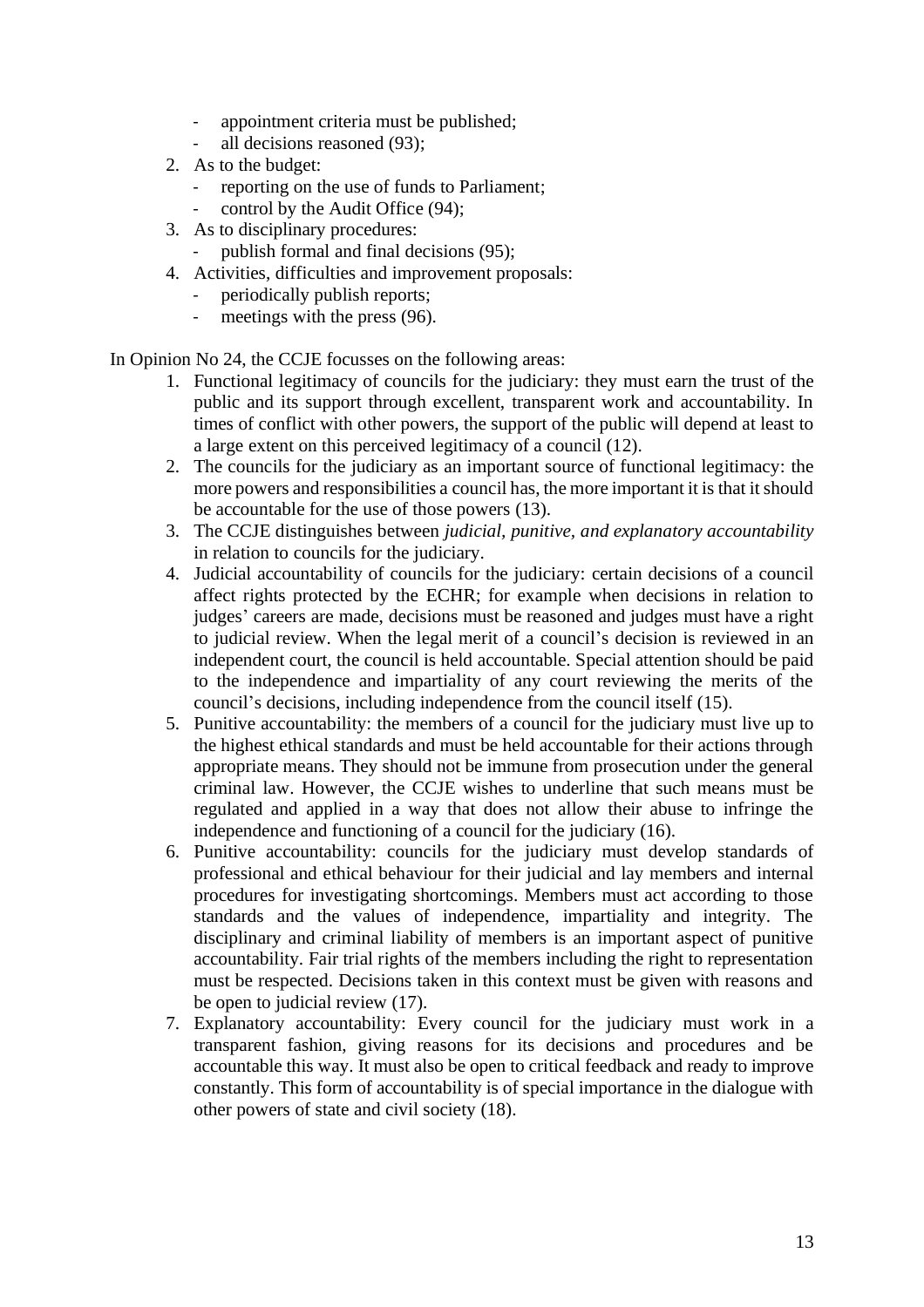- appointment criteria must be published;
   - all decisions reasoned (93);
2. As to the budget:
   - reporting on the use of funds to Parliament;
   - control by the Audit Office (94);
3. As to disciplinary procedures:
   - publish formal and final decisions (95);
4. Activities, difficulties and improvement proposals:
   - periodically publish reports;
   - meetings with the press (96).

In Opinion No 24, the CCJE focusses on the following areas:

1. Functional legitimacy of councils for the judiciary: they must earn the trust of the public and its support through excellent, transparent work and accountability. In times of conflict with other powers, the support of the public will depend at least to a large extent on this perceived legitimacy of a council (12).
2. The councils for the judiciary as an important source of functional legitimacy: the more powers and responsibilities a council has, the more important it is that it should be accountable for the use of those powers (13).
3. The CCJE distinguishes between *judicial, punitive, and explanatory accountability* in relation to councils for the judiciary.
4. Judicial accountability of councils for the judiciary: certain decisions of a council affect rights protected by the ECHR; for example when decisions in relation to judges' careers are made, decisions must be reasoned and judges must have a right to judicial review. When the legal merit of a council's decision is reviewed in an independent court, the council is held accountable. Special attention should be paid to the independence and impartiality of any court reviewing the merits of the council's decisions, including independence from the council itself (15).
5. Punitive accountability: the members of a council for the judiciary must live up to the highest ethical standards and must be held accountable for their actions through appropriate means. They should not be immune from prosecution under the general criminal law. However, the CCJE wishes to underline that such means must be regulated and applied in a way that does not allow their abuse to infringe the independence and functioning of a council for the judiciary (16).
6. Punitive accountability: councils for the judiciary must develop standards of professional and ethical behaviour for their judicial and lay members and internal procedures for investigating shortcomings. Members must act according to those standards and the values of independence, impartiality and integrity. The disciplinary and criminal liability of members is an important aspect of punitive accountability. Fair trial rights of the members including the right to representation must be respected. Decisions taken in this context must be given with reasons and be open to judicial review (17).
7. Explanatory accountability: Every council for the judiciary must work in a transparent fashion, giving reasons for its decisions and procedures and be accountable this way. It must also be open to critical feedback and ready to improve constantly. This form of accountability is of special importance in the dialogue with other powers of state and civil society (18).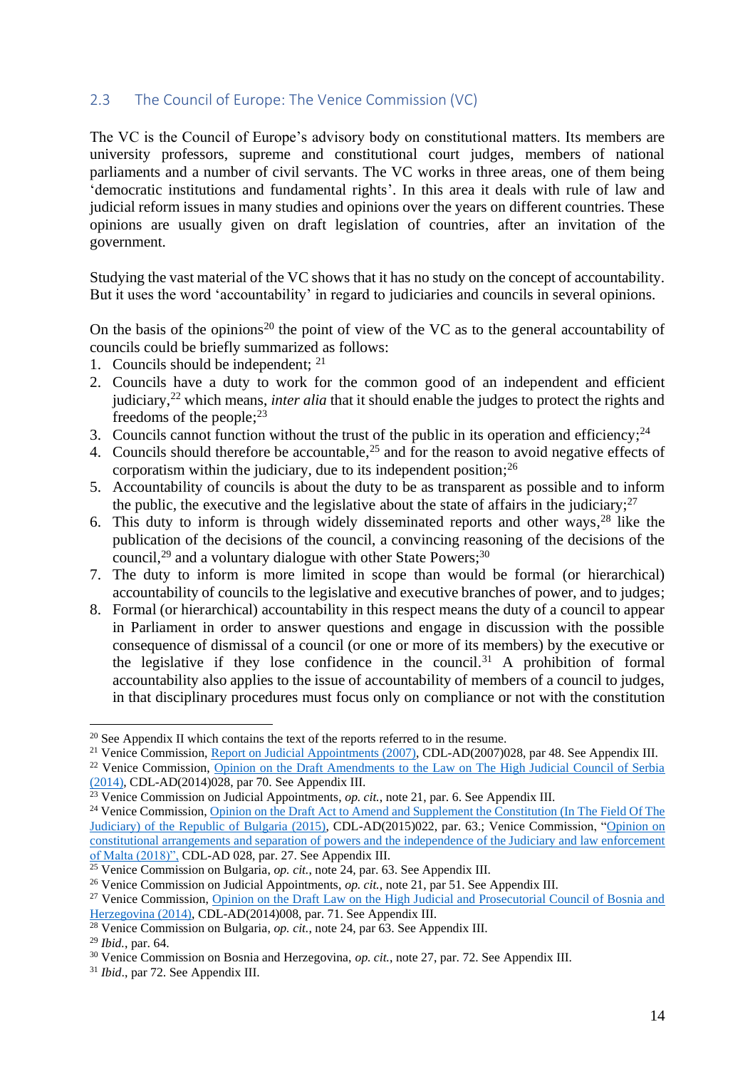### 2.3 The Council of Europe: The Venice Commission (VC)

The VC is the Council of Europe's advisory body on constitutional matters. Its members are university professors, supreme and constitutional court judges, members of national parliaments and a number of civil servants. The VC works in three areas, one of them being 'democratic institutions and fundamental rights'. In this area it deals with rule of law and judicial reform issues in many studies and opinions over the years on different countries. These opinions are usually given on draft legislation of countries, after an invitation of the government.

Studying the vast material of the VC shows that it has no study on the concept of accountability. But it uses the word 'accountability' in regard to judiciaries and councils in several opinions.

On the basis of the opinions[20] the point of view of the VC as to the general accountability of councils could be briefly summarized as follows:

1. Councils should be independent; [21]
2. Councils have a duty to work for the common good of an independent and efficient judiciary,[22] which means, *inter alia* that it should enable the judges to protect the rights and freedoms of the people;[23]
3. Councils cannot function without the trust of the public in its operation and efficiency;[24]
4. Councils should therefore be accountable,[25] and for the reason to avoid negative effects of corporatism within the judiciary, due to its independent position;[26]
5. Accountability of councils is about the duty to be as transparent as possible and to inform the public, the executive and the legislative about the state of affairs in the judiciary;[27]
6. This duty to inform is through widely disseminated reports and other ways,[28] like the publication of the decisions of the council, a convincing reasoning of the decisions of the council,[29] and a voluntary dialogue with other State Powers;[30]
7. The duty to inform is more limited in scope than would be formal (or hierarchical) accountability of councils to the legislative and executive branches of power, and to judges;
8. Formal (or hierarchical) accountability in this respect means the duty of a council to appear in Parliament in order to answer questions and engage in discussion with the possible consequence of dismissal of a council (or one or more of its members) by the executive or the legislative if they lose confidence in the council.[31] A prohibition of formal accountability also applies to the issue of accountability of members of a council to judges, in that disciplinary procedures must focus only on compliance or not with the constitution

---

[20] See Appendix II which contains the text of the reports referred to in the resume.

[21] Venice Commission, Report on Judicial Appointments (2007), CDL-AD(2007)028, par 48. See Appendix III.

[22] Venice Commission, Opinion on the Draft Amendments to the Law on The High Judicial Council of Serbia (2014), CDL-AD(2014)028, par 70. See Appendix III.

[23] Venice Commission on Judicial Appointments, *op. cit.*, note 21, par. 6. See Appendix III.

[24] Venice Commission, Opinion on the Draft Act to Amend and Supplement the Constitution (In The Field Of The Judiciary) of the Republic of Bulgaria (2015), CDL-AD(2015)022, par. 63.; Venice Commission, "Opinion on constitutional arrangements and separation of powers and the independence of the Judiciary and law enforcement of Malta (2018)", CDL-AD 028, par. 27. See Appendix III.

[25] Venice Commission on Bulgaria, *op. cit.*, note 24, par. 63. See Appendix III.

[26] Venice Commission on Judicial Appointments, *op. cit.*, note 21, par 51. See Appendix III.

[27] Venice Commission, Opinion on the Draft Law on the High Judicial and Prosecutorial Council of Bosnia and Herzegovina (2014), CDL-AD(2014)008, par. 71. See Appendix III.

[28] Venice Commission on Bulgaria, *op. cit.*, note 24, par 63. See Appendix III.

[29] *Ibid.*, par. 64.

[30] Venice Commission on Bosnia and Herzegovina, *op. cit.*, note 27, par. 72. See Appendix III.

[31] *Ibid*., par 72. See Appendix III.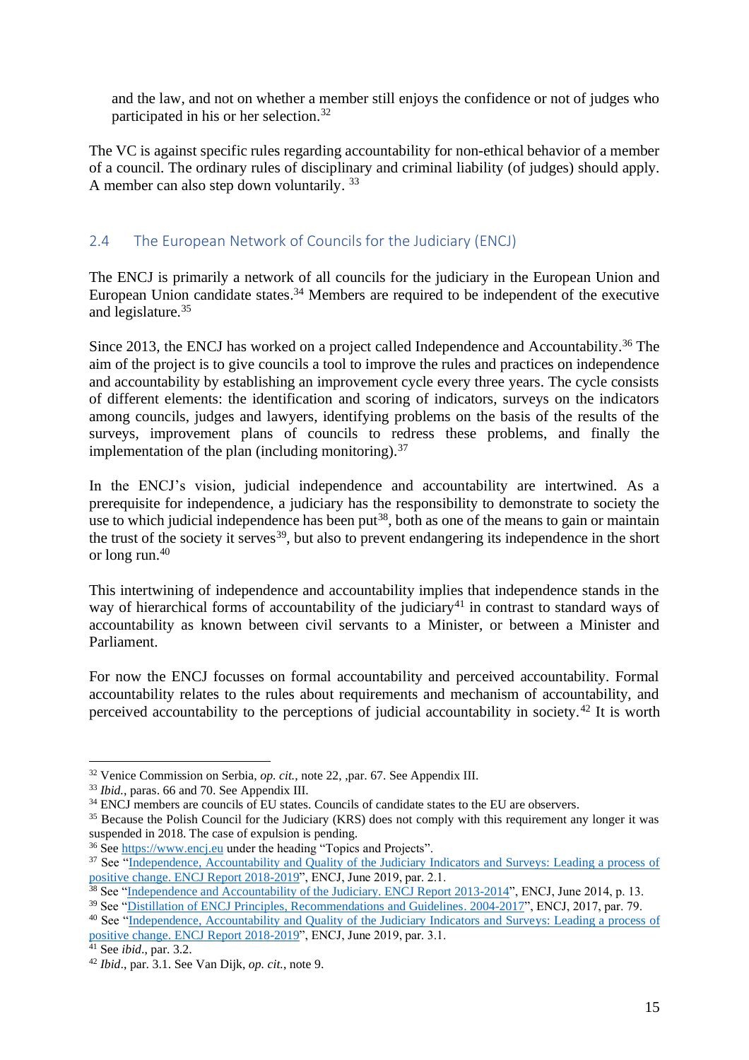and the law, and not on whether a member still enjoys the confidence or not of judges who participated in his or her selection.[32]

The VC is against specific rules regarding accountability for non-ethical behavior of a member of a council. The ordinary rules of disciplinary and criminal liability (of judges) should apply. A member can also step down voluntarily. [33]

## 2.4 The European Network of Councils for the Judiciary (ENCJ)

The ENCJ is primarily a network of all councils for the judiciary in the European Union and European Union candidate states.[34] Members are required to be independent of the executive and legislature.[35]

Since 2013, the ENCJ has worked on a project called Independence and Accountability.[36] The aim of the project is to give councils a tool to improve the rules and practices on independence and accountability by establishing an improvement cycle every three years. The cycle consists of different elements: the identification and scoring of indicators, surveys on the indicators among councils, judges and lawyers, identifying problems on the basis of the results of the surveys, improvement plans of councils to redress these problems, and finally the implementation of the plan (including monitoring).[37]

In the ENCJ's vision, judicial independence and accountability are intertwined. As a prerequisite for independence, a judiciary has the responsibility to demonstrate to society the use to which judicial independence has been put[38], both as one of the means to gain or maintain the trust of the society it serves[39], but also to prevent endangering its independence in the short or long run.[40]

This intertwining of independence and accountability implies that independence stands in the way of hierarchical forms of accountability of the judiciary[41] in contrast to standard ways of accountability as known between civil servants to a Minister, or between a Minister and Parliament.

For now the ENCJ focusses on formal accountability and perceived accountability. Formal accountability relates to the rules about requirements and mechanism of accountability, and perceived accountability to the perceptions of judicial accountability in society.[42] It is worth

---

[32] Venice Commission on Serbia, *op. cit.*, note 22, ,par. 67. See Appendix III.

[33] *Ibid.*, paras. 66 and 70. See Appendix III.

[34] ENCJ members are councils of EU states. Councils of candidate states to the EU are observers.

[35] Because the Polish Council for the Judiciary (KRS) does not comply with this requirement any longer it was suspended in 2018. The case of expulsion is pending.

[36] See https://www.encj.eu under the heading "Topics and Projects".

[37] See "Independence, Accountability and Quality of the Judiciary Indicators and Surveys: Leading a process of positive change. ENCJ Report 2018-2019", ENCJ, June 2019, par. 2.1.

[38] See "Independence and Accountability of the Judiciary. ENCJ Report 2013-2014", ENCJ, June 2014, p. 13.

[39] See "Distillation of ENCJ Principles, Recommendations and Guidelines. 2004-2017", ENCJ, 2017, par. 79.

[40] See "Independence, Accountability and Quality of the Judiciary Indicators and Surveys: Leading a process of positive change. ENCJ Report 2018-2019", ENCJ, June 2019, par. 3.1.

[41] See *ibid.*, par. 3.2.

[42] *Ibid.*, par. 3.1. See Van Dijk, *op. cit.*, note 9.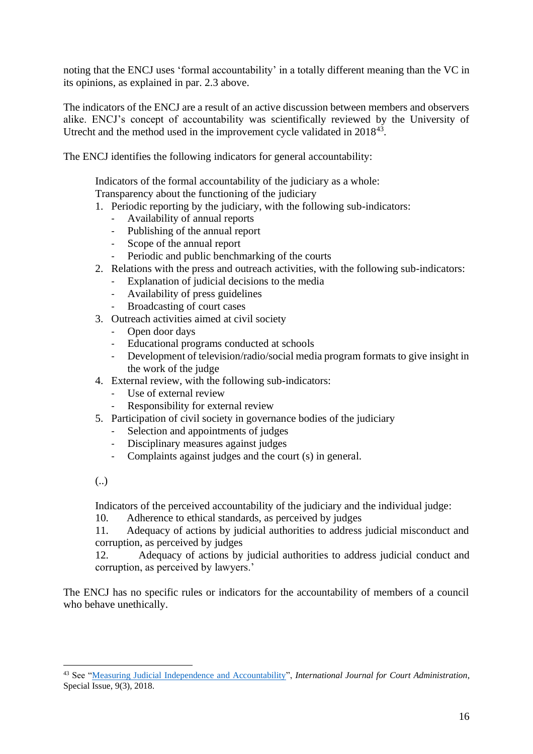noting that the ENCJ uses 'formal accountability' in a totally different meaning than the VC in its opinions, as explained in par. 2.3 above.

The indicators of the ENCJ are a result of an active discussion between members and observers alike. ENCJ's concept of accountability was scientifically reviewed by the University of Utrecht and the method used in the improvement cycle validated in 2018[43].

The ENCJ identifies the following indicators for general accountability:

> Indicators of the formal accountability of the judiciary as a whole:
> Transparency about the functioning of the judiciary
>
> 1. Periodic reporting by the judiciary, with the following sub-indicators:
>     - Availability of annual reports
>     - Publishing of the annual report
>     - Scope of the annual report
>     - Periodic and public benchmarking of the courts
> 2. Relations with the press and outreach activities, with the following sub-indicators:
>     - Explanation of judicial decisions to the media
>     - Availability of press guidelines
>     - Broadcasting of court cases
> 3. Outreach activities aimed at civil society
>     - Open door days
>     - Educational programs conducted at schools
>     - Development of television/radio/social media program formats to give insight in the work of the judge
> 4. External review, with the following sub-indicators:
>     - Use of external review
>     - Responsibility for external review
> 5. Participation of civil society in governance bodies of the judiciary
>     - Selection and appointments of judges
>     - Disciplinary measures against judges
>     - Complaints against judges and the court (s) in general.
>
> (..)
>
> Indicators of the perceived accountability of the judiciary and the individual judge:
>
> 10. Adherence to ethical standards, as perceived by judges
> 11. Adequacy of actions by judicial authorities to address judicial misconduct and corruption, as perceived by judges
> 12. Adequacy of actions by judicial authorities to address judicial conduct and corruption, as perceived by lawyers.'

The ENCJ has no specific rules or indicators for the accountability of members of a council who behave unethically.

---

[43] See "Measuring Judicial Independence and Accountability", *International Journal for Court Administration*, Special Issue, 9(3), 2018.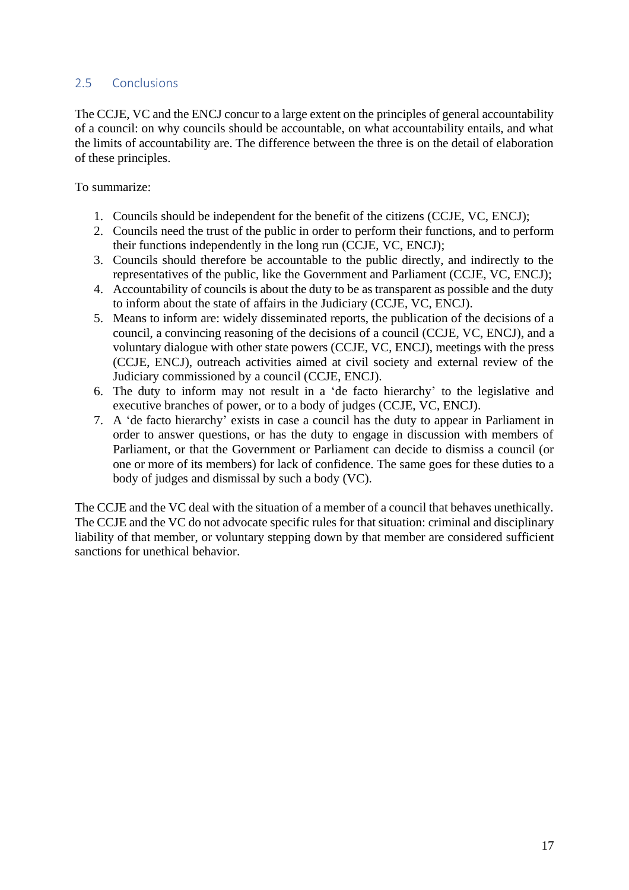## 2.5 Conclusions

The CCJE, VC and the ENCJ concur to a large extent on the principles of general accountability of a council: on why councils should be accountable, on what accountability entails, and what the limits of accountability are. The difference between the three is on the detail of elaboration of these principles.

To summarize:

1. Councils should be independent for the benefit of the citizens (CCJE, VC, ENCJ);
2. Councils need the trust of the public in order to perform their functions, and to perform their functions independently in the long run (CCJE, VC, ENCJ);
3. Councils should therefore be accountable to the public directly, and indirectly to the representatives of the public, like the Government and Parliament (CCJE, VC, ENCJ);
4. Accountability of councils is about the duty to be as transparent as possible and the duty to inform about the state of affairs in the Judiciary (CCJE, VC, ENCJ).
5. Means to inform are: widely disseminated reports, the publication of the decisions of a council, a convincing reasoning of the decisions of a council (CCJE, VC, ENCJ), and a voluntary dialogue with other state powers (CCJE, VC, ENCJ), meetings with the press (CCJE, ENCJ), outreach activities aimed at civil society and external review of the Judiciary commissioned by a council (CCJE, ENCJ).
6. The duty to inform may not result in a 'de facto hierarchy' to the legislative and executive branches of power, or to a body of judges (CCJE, VC, ENCJ).
7. A 'de facto hierarchy' exists in case a council has the duty to appear in Parliament in order to answer questions, or has the duty to engage in discussion with members of Parliament, or that the Government or Parliament can decide to dismiss a council (or one or more of its members) for lack of confidence. The same goes for these duties to a body of judges and dismissal by such a body (VC).

The CCJE and the VC deal with the situation of a member of a council that behaves unethically. The CCJE and the VC do not advocate specific rules for that situation: criminal and disciplinary liability of that member, or voluntary stepping down by that member are considered sufficient sanctions for unethical behavior.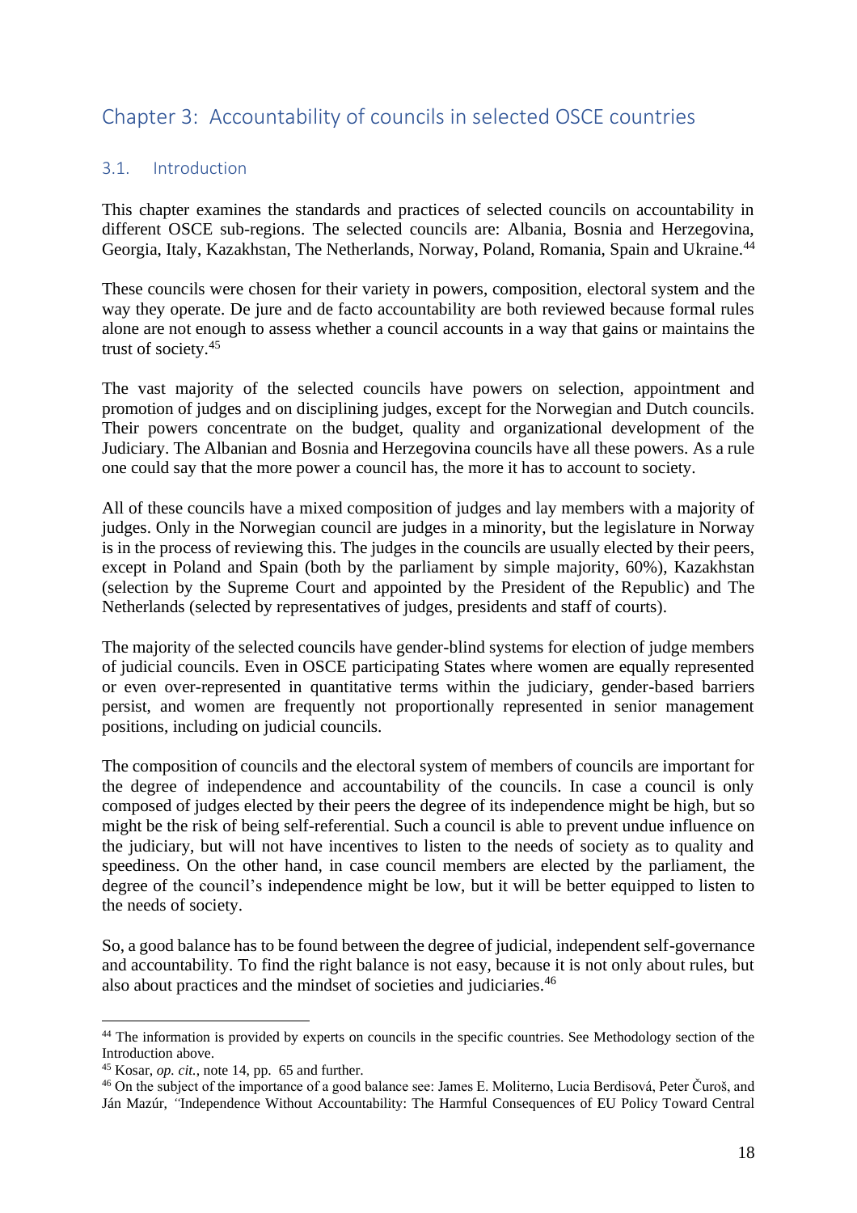## Chapter 3: Accountability of councils in selected OSCE countries

### 3.1. Introduction

This chapter examines the standards and practices of selected councils on accountability in different OSCE sub-regions. The selected councils are: Albania, Bosnia and Herzegovina, Georgia, Italy, Kazakhstan, The Netherlands, Norway, Poland, Romania, Spain and Ukraine.[44]

These councils were chosen for their variety in powers, composition, electoral system and the way they operate. De jure and de facto accountability are both reviewed because formal rules alone are not enough to assess whether a council accounts in a way that gains or maintains the trust of society.[45]

The vast majority of the selected councils have powers on selection, appointment and promotion of judges and on disciplining judges, except for the Norwegian and Dutch councils. Their powers concentrate on the budget, quality and organizational development of the Judiciary. The Albanian and Bosnia and Herzegovina councils have all these powers. As a rule one could say that the more power a council has, the more it has to account to society.

All of these councils have a mixed composition of judges and lay members with a majority of judges. Only in the Norwegian council are judges in a minority, but the legislature in Norway is in the process of reviewing this. The judges in the councils are usually elected by their peers, except in Poland and Spain (both by the parliament by simple majority, 60%), Kazakhstan (selection by the Supreme Court and appointed by the President of the Republic) and The Netherlands (selected by representatives of judges, presidents and staff of courts).

The majority of the selected councils have gender-blind systems for election of judge members of judicial councils. Even in OSCE participating States where women are equally represented or even over-represented in quantitative terms within the judiciary, gender-based barriers persist, and women are frequently not proportionally represented in senior management positions, including on judicial councils.

The composition of councils and the electoral system of members of councils are important for the degree of independence and accountability of the councils. In case a council is only composed of judges elected by their peers the degree of its independence might be high, but so might be the risk of being self-referential. Such a council is able to prevent undue influence on the judiciary, but will not have incentives to listen to the needs of society as to quality and speediness. On the other hand, in case council members are elected by the parliament, the degree of the council's independence might be low, but it will be better equipped to listen to the needs of society.

So, a good balance has to be found between the degree of judicial, independent self-governance and accountability. To find the right balance is not easy, because it is not only about rules, but also about practices and the mindset of societies and judiciaries.[46]

---

[44] The information is provided by experts on councils in the specific countries. See Methodology section of the Introduction above.

[45] Kosar, *op. cit.*, note 14, pp. 65 and further.

[46] On the subject of the importance of a good balance see: James E. Moliterno, Lucia Berdisová, Peter Čuroš, and Ján Mazúr, "Independence Without Accountability: The Harmful Consequences of EU Policy Toward Central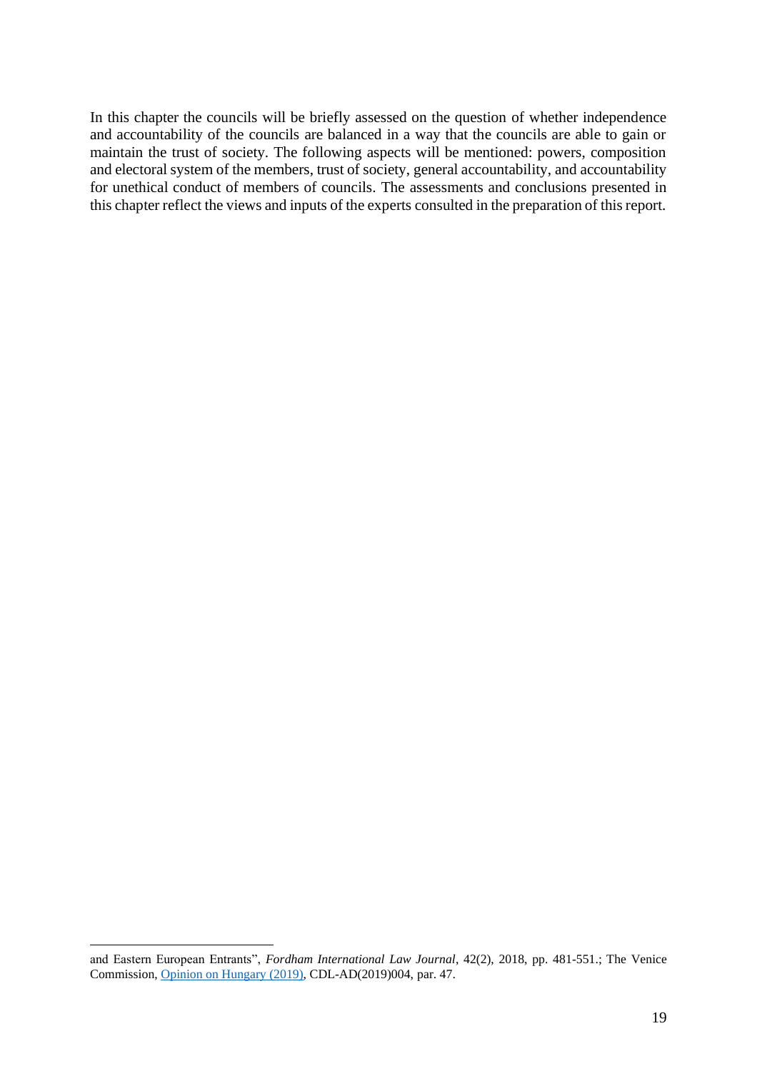In this chapter the councils will be briefly assessed on the question of whether independence and accountability of the councils are balanced in a way that the councils are able to gain or maintain the trust of society. The following aspects will be mentioned: powers, composition and electoral system of the members, trust of society, general accountability, and accountability for unethical conduct of members of councils. The assessments and conclusions presented in this chapter reflect the views and inputs of the experts consulted in the preparation of this report.

---

and Eastern European Entrants", *Fordham International Law Journal*, 42(2), 2018, pp. 481-551.; The Venice Commission, Opinion on Hungary (2019), CDL-AD(2019)004, par. 47.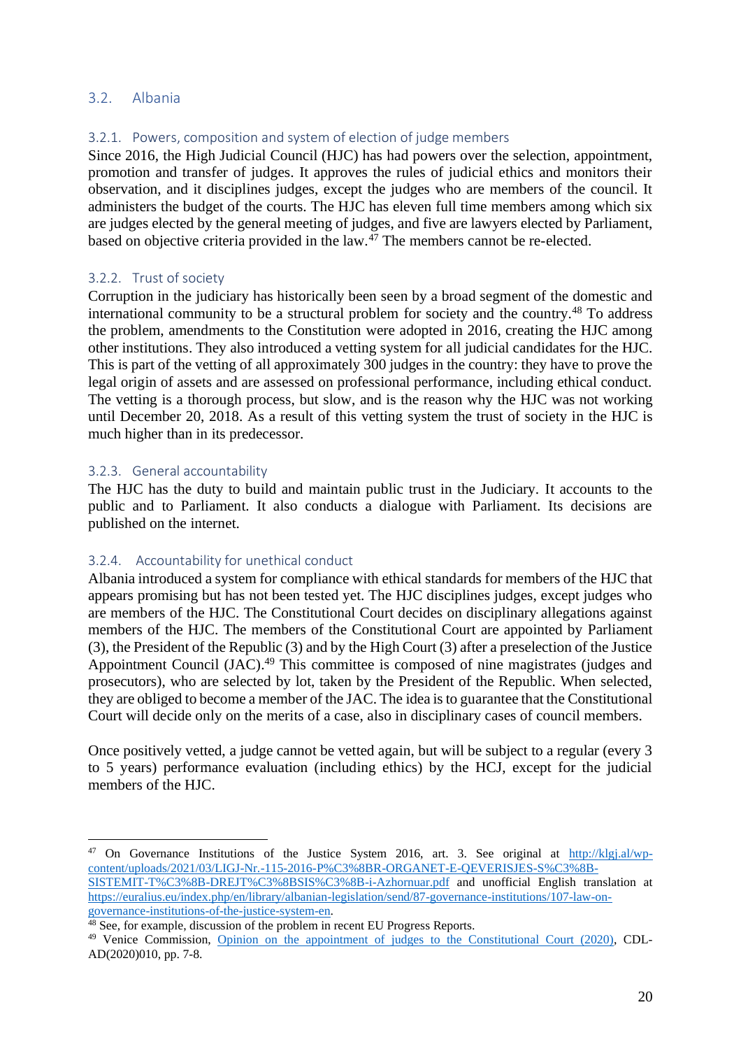## 3.2. Albania

### 3.2.1. Powers, composition and system of election of judge members

Since 2016, the High Judicial Council (HJC) has had powers over the selection, appointment, promotion and transfer of judges. It approves the rules of judicial ethics and monitors their observation, and it disciplines judges, except the judges who are members of the council. It administers the budget of the courts. The HJC has eleven full time members among which six are judges elected by the general meeting of judges, and five are lawyers elected by Parliament, based on objective criteria provided in the law.[47] The members cannot be re-elected.

### 3.2.2. Trust of society

Corruption in the judiciary has historically been seen by a broad segment of the domestic and international community to be a structural problem for society and the country.[48] To address the problem, amendments to the Constitution were adopted in 2016, creating the HJC among other institutions. They also introduced a vetting system for all judicial candidates for the HJC. This is part of the vetting of all approximately 300 judges in the country: they have to prove the legal origin of assets and are assessed on professional performance, including ethical conduct. The vetting is a thorough process, but slow, and is the reason why the HJC was not working until December 20, 2018. As a result of this vetting system the trust of society in the HJC is much higher than in its predecessor.

### 3.2.3. General accountability

The HJC has the duty to build and maintain public trust in the Judiciary. It accounts to the public and to Parliament. It also conducts a dialogue with Parliament. Its decisions are published on the internet.

### 3.2.4. Accountability for unethical conduct

Albania introduced a system for compliance with ethical standards for members of the HJC that appears promising but has not been tested yet. The HJC disciplines judges, except judges who are members of the HJC. The Constitutional Court decides on disciplinary allegations against members of the HJC. The members of the Constitutional Court are appointed by Parliament (3), the President of the Republic (3) and by the High Court (3) after a preselection of the Justice Appointment Council (JAC).[49] This committee is composed of nine magistrates (judges and prosecutors), who are selected by lot, taken by the President of the Republic. When selected, they are obliged to become a member of the JAC. The idea is to guarantee that the Constitutional Court will decide only on the merits of a case, also in disciplinary cases of council members.

Once positively vetted, a judge cannot be vetted again, but will be subject to a regular (every 3 to 5 years) performance evaluation (including ethics) by the HCJ, except for the judicial members of the HJC.

---

[47] On Governance Institutions of the Justice System 2016, art. 3. See original at http://klgj.al/wp-content/uploads/2021/03/LIGJ-Nr.-115-2016-P%C3%8BR-ORGANET-E-QEVERISJES-S%C3%8B-SISTEMIT-T%C3%8B-DREJT%C3%8BSIS%C3%8B-i-Azhornuar.pdf and unofficial English translation at https://euralius.eu/index.php/en/library/albanian-legislation/send/87-governance-institutions/107-law-on-governance-institutions-of-the-justice-system-en.

[48] See, for example, discussion of the problem in recent EU Progress Reports.

[49] Venice Commission, Opinion on the appointment of judges to the Constitutional Court (2020), CDL-AD(2020)010, pp. 7-8.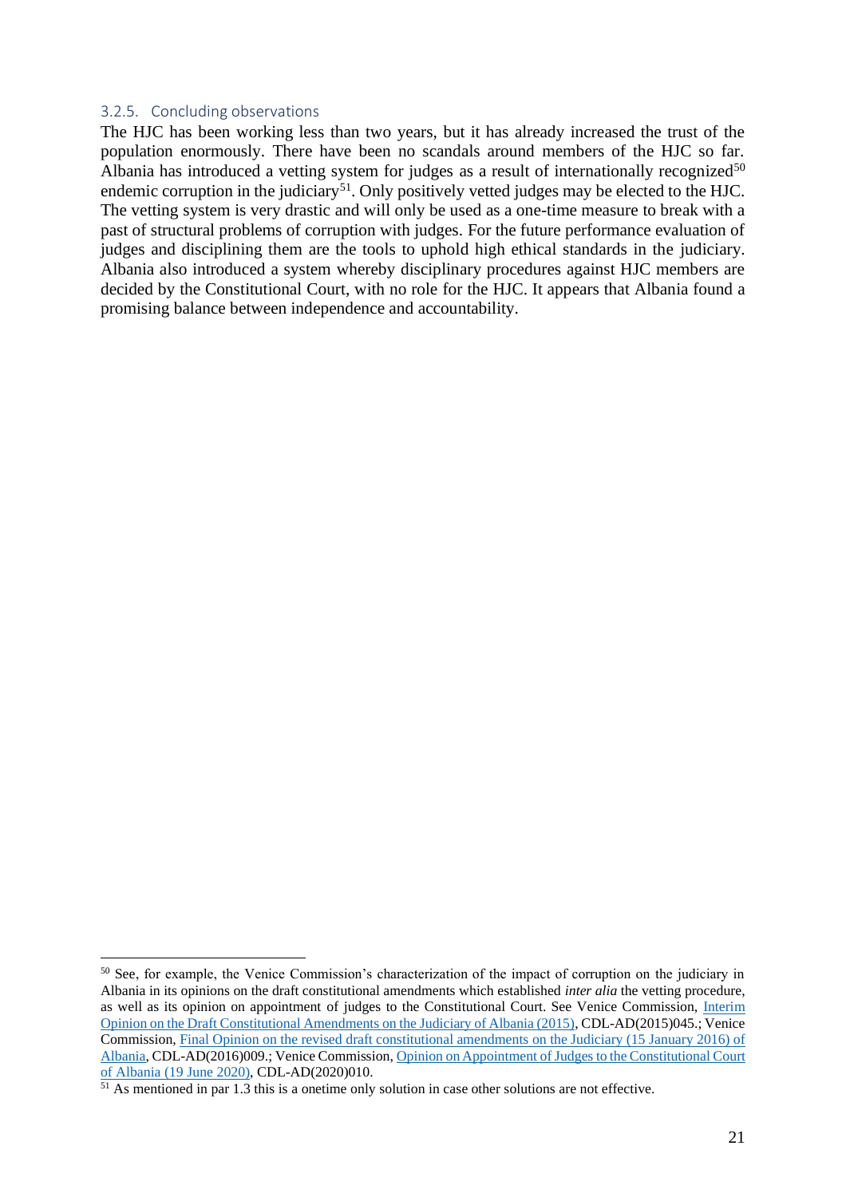### 3.2.5. Concluding observations

The HJC has been working less than two years, but it has already increased the trust of the population enormously. There have been no scandals around members of the HJC so far. Albania has introduced a vetting system for judges as a result of internationally recognized[50] endemic corruption in the judiciary[51]. Only positively vetted judges may be elected to the HJC. The vetting system is very drastic and will only be used as a one-time measure to break with a past of structural problems of corruption with judges. For the future performance evaluation of judges and disciplining them are the tools to uphold high ethical standards in the judiciary. Albania also introduced a system whereby disciplinary procedures against HJC members are decided by the Constitutional Court, with no role for the HJC. It appears that Albania found a promising balance between independence and accountability.

---

[50] See, for example, the Venice Commission's characterization of the impact of corruption on the judiciary in Albania in its opinions on the draft constitutional amendments which established *inter alia* the vetting procedure, as well as its opinion on appointment of judges to the Constitutional Court. See Venice Commission, Interim Opinion on the Draft Constitutional Amendments on the Judiciary of Albania (2015), CDL-AD(2015)045.; Venice Commission, Final Opinion on the revised draft constitutional amendments on the Judiciary (15 January 2016) of Albania, CDL-AD(2016)009.; Venice Commission, Opinion on Appointment of Judges to the Constitutional Court of Albania (19 June 2020), CDL-AD(2020)010.

[51] As mentioned in par 1.3 this is a onetime only solution in case other solutions are not effective.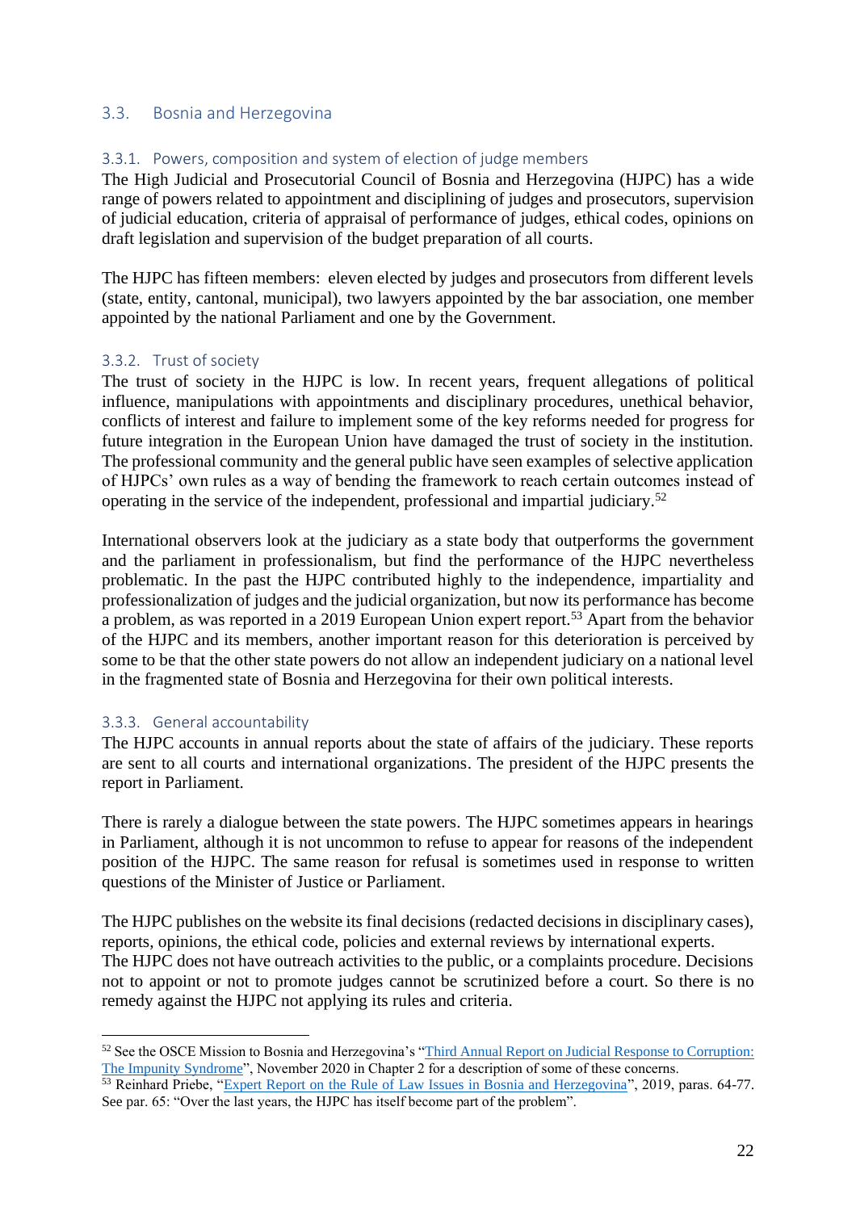## 3.3. Bosnia and Herzegovina

### 3.3.1. Powers, composition and system of election of judge members

The High Judicial and Prosecutorial Council of Bosnia and Herzegovina (HJPC) has a wide range of powers related to appointment and disciplining of judges and prosecutors, supervision of judicial education, criteria of appraisal of performance of judges, ethical codes, opinions on draft legislation and supervision of the budget preparation of all courts.

The HJPC has fifteen members: eleven elected by judges and prosecutors from different levels (state, entity, cantonal, municipal), two lawyers appointed by the bar association, one member appointed by the national Parliament and one by the Government.

### 3.3.2. Trust of society

The trust of society in the HJPC is low. In recent years, frequent allegations of political influence, manipulations with appointments and disciplinary procedures, unethical behavior, conflicts of interest and failure to implement some of the key reforms needed for progress for future integration in the European Union have damaged the trust of society in the institution. The professional community and the general public have seen examples of selective application of HJPCs' own rules as a way of bending the framework to reach certain outcomes instead of operating in the service of the independent, professional and impartial judiciary.[52]

International observers look at the judiciary as a state body that outperforms the government and the parliament in professionalism, but find the performance of the HJPC nevertheless problematic. In the past the HJPC contributed highly to the independence, impartiality and professionalization of judges and the judicial organization, but now its performance has become a problem, as was reported in a 2019 European Union expert report.[53] Apart from the behavior of the HJPC and its members, another important reason for this deterioration is perceived by some to be that the other state powers do not allow an independent judiciary on a national level in the fragmented state of Bosnia and Herzegovina for their own political interests.

### 3.3.3. General accountability

The HJPC accounts in annual reports about the state of affairs of the judiciary. These reports are sent to all courts and international organizations. The president of the HJPC presents the report in Parliament.

There is rarely a dialogue between the state powers. The HJPC sometimes appears in hearings in Parliament, although it is not uncommon to refuse to appear for reasons of the independent position of the HJPC. The same reason for refusal is sometimes used in response to written questions of the Minister of Justice or Parliament.

The HJPC publishes on the website its final decisions (redacted decisions in disciplinary cases), reports, opinions, the ethical code, policies and external reviews by international experts.
The HJPC does not have outreach activities to the public, or a complaints procedure. Decisions not to appoint or not to promote judges cannot be scrutinized before a court. So there is no remedy against the HJPC not applying its rules and criteria.

---

[52] See the OSCE Mission to Bosnia and Herzegovina's "Third Annual Report on Judicial Response to Corruption: The Impunity Syndrome", November 2020 in Chapter 2 for a description of some of these concerns.

[53] Reinhard Priebe, "Expert Report on the Rule of Law Issues in Bosnia and Herzegovina", 2019, paras. 64-77. See par. 65: "Over the last years, the HJPC has itself become part of the problem".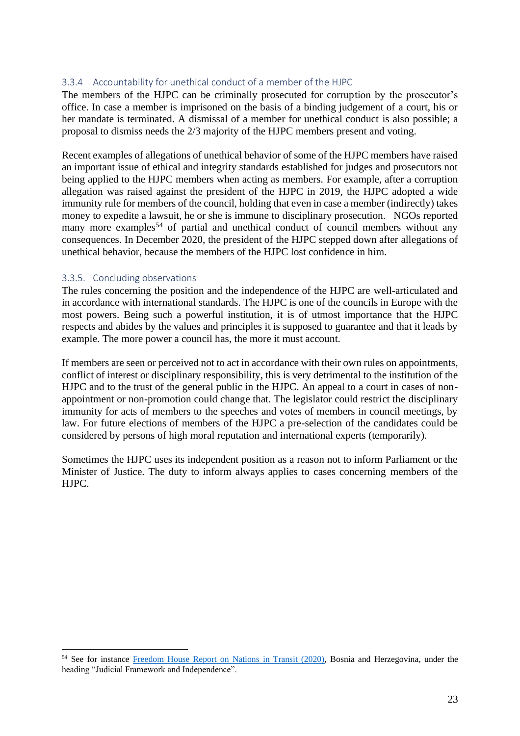### 3.3.4 Accountability for unethical conduct of a member of the HJPC

The members of the HJPC can be criminally prosecuted for corruption by the prosecutor's office. In case a member is imprisoned on the basis of a binding judgement of a court, his or her mandate is terminated. A dismissal of a member for unethical conduct is also possible; a proposal to dismiss needs the 2/3 majority of the HJPC members present and voting.

Recent examples of allegations of unethical behavior of some of the HJPC members have raised an important issue of ethical and integrity standards established for judges and prosecutors not being applied to the HJPC members when acting as members. For example, after a corruption allegation was raised against the president of the HJPC in 2019, the HJPC adopted a wide immunity rule for members of the council, holding that even in case a member (indirectly) takes money to expedite a lawsuit, he or she is immune to disciplinary prosecution. NGOs reported many more examples[54] of partial and unethical conduct of council members without any consequences. In December 2020, the president of the HJPC stepped down after allegations of unethical behavior, because the members of the HJPC lost confidence in him.

### 3.3.5. Concluding observations

The rules concerning the position and the independence of the HJPC are well-articulated and in accordance with international standards. The HJPC is one of the councils in Europe with the most powers. Being such a powerful institution, it is of utmost importance that the HJPC respects and abides by the values and principles it is supposed to guarantee and that it leads by example. The more power a council has, the more it must account.

If members are seen or perceived not to act in accordance with their own rules on appointments, conflict of interest or disciplinary responsibility, this is very detrimental to the institution of the HJPC and to the trust of the general public in the HJPC. An appeal to a court in cases of non-appointment or non-promotion could change that. The legislator could restrict the disciplinary immunity for acts of members to the speeches and votes of members in council meetings, by law. For future elections of members of the HJPC a pre-selection of the candidates could be considered by persons of high moral reputation and international experts (temporarily).

Sometimes the HJPC uses its independent position as a reason not to inform Parliament or the Minister of Justice. The duty to inform always applies to cases concerning members of the HJPC.

---

[54] See for instance Freedom House Report on Nations in Transit (2020), Bosnia and Herzegovina, under the heading "Judicial Framework and Independence".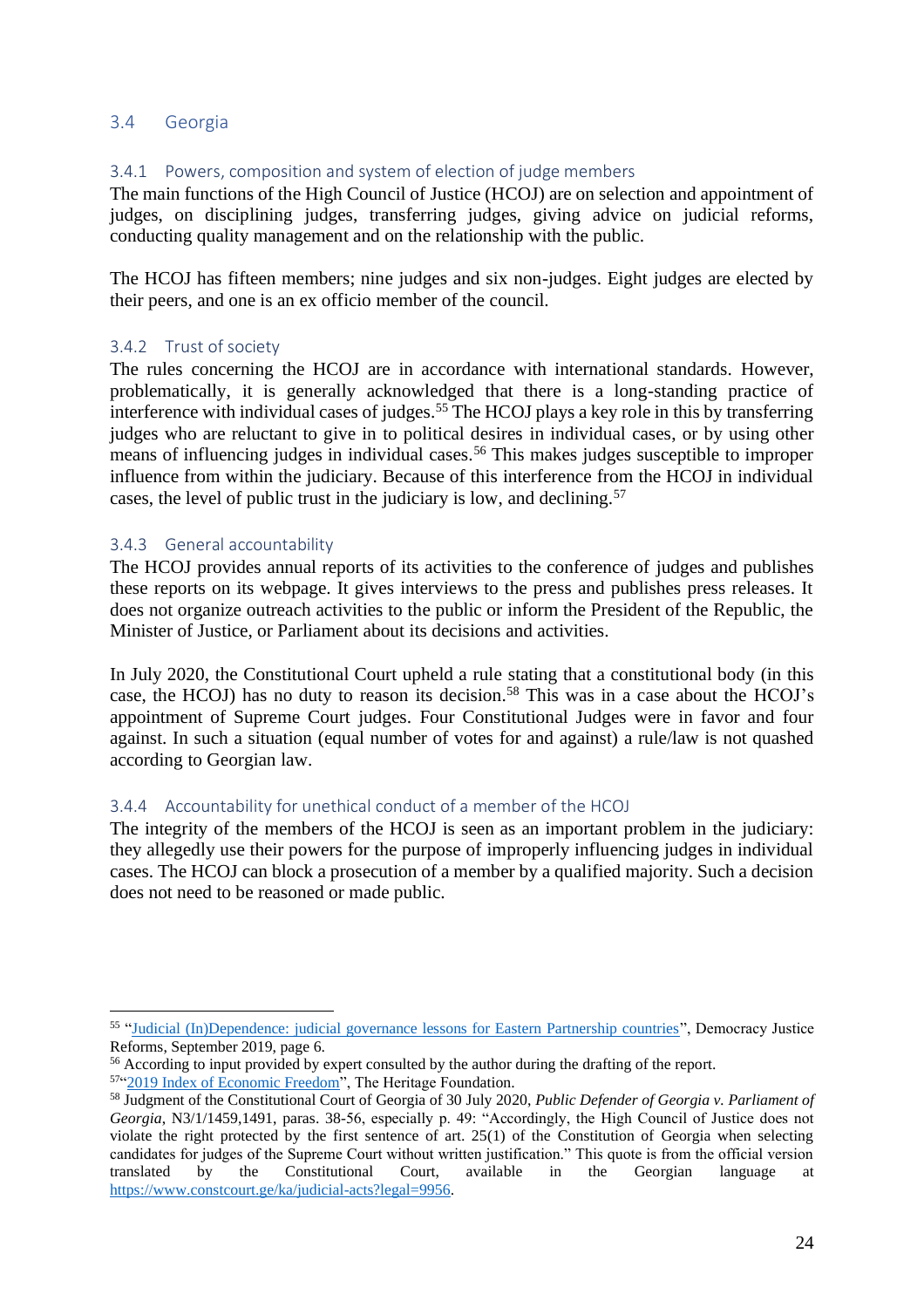## 3.4 Georgia

### 3.4.1 Powers, composition and system of election of judge members

The main functions of the High Council of Justice (HCOJ) are on selection and appointment of judges, on disciplining judges, transferring judges, giving advice on judicial reforms, conducting quality management and on the relationship with the public.

The HCOJ has fifteen members; nine judges and six non-judges. Eight judges are elected by their peers, and one is an ex officio member of the council.

### 3.4.2 Trust of society

The rules concerning the HCOJ are in accordance with international standards. However, problematically, it is generally acknowledged that there is a long-standing practice of interference with individual cases of judges.[55] The HCOJ plays a key role in this by transferring judges who are reluctant to give in to political desires in individual cases, or by using other means of influencing judges in individual cases.[56] This makes judges susceptible to improper influence from within the judiciary. Because of this interference from the HCOJ in individual cases, the level of public trust in the judiciary is low, and declining.[57]

### 3.4.3 General accountability

The HCOJ provides annual reports of its activities to the conference of judges and publishes these reports on its webpage. It gives interviews to the press and publishes press releases. It does not organize outreach activities to the public or inform the President of the Republic, the Minister of Justice, or Parliament about its decisions and activities.

In July 2020, the Constitutional Court upheld a rule stating that a constitutional body (in this case, the HCOJ) has no duty to reason its decision.[58] This was in a case about the HCOJ's appointment of Supreme Court judges. Four Constitutional Judges were in favor and four against. In such a situation (equal number of votes for and against) a rule/law is not quashed according to Georgian law.

### 3.4.4 Accountability for unethical conduct of a member of the HCOJ

The integrity of the members of the HCOJ is seen as an important problem in the judiciary: they allegedly use their powers for the purpose of improperly influencing judges in individual cases. The HCOJ can block a prosecution of a member by a qualified majority. Such a decision does not need to be reasoned or made public.

---

[55] "Judicial (In)Dependence: judicial governance lessons for Eastern Partnership countries", Democracy Justice Reforms, September 2019, page 6.

[56] According to input provided by expert consulted by the author during the drafting of the report.

[57] "2019 Index of Economic Freedom", The Heritage Foundation.

[58] Judgment of the Constitutional Court of Georgia of 30 July 2020, *Public Defender of Georgia v. Parliament of Georgia*, N3/1/1459,1491, paras. 38-56, especially p. 49: "Accordingly, the High Council of Justice does not violate the right protected by the first sentence of art. 25(1) of the Constitution of Georgia when selecting candidates for judges of the Supreme Court without written justification." This quote is from the official version translated by the Constitutional Court, available in the Georgian language at https://www.constcourt.ge/ka/judicial-acts?legal=9956.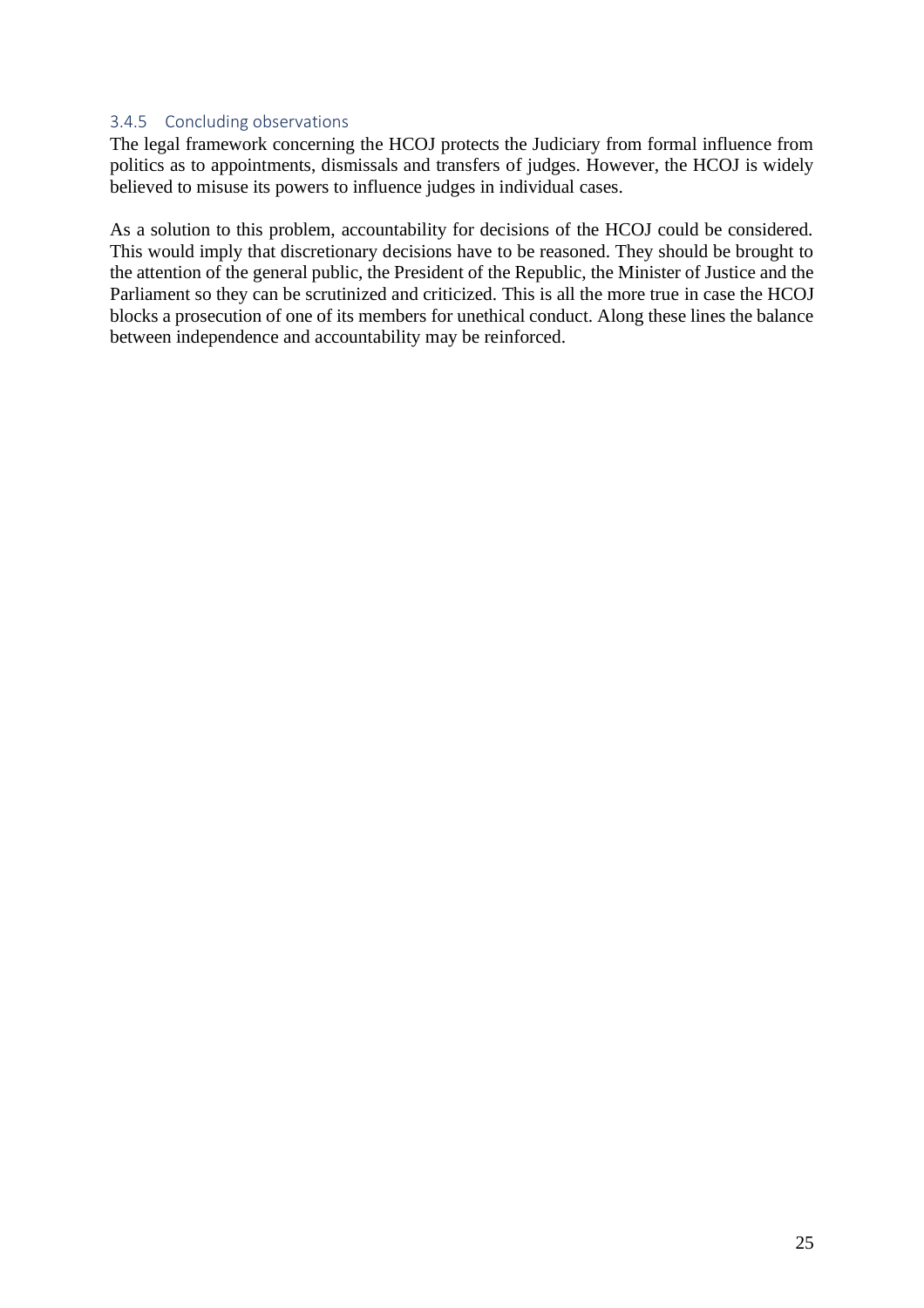### 3.4.5 Concluding observations

The legal framework concerning the HCOJ protects the Judiciary from formal influence from politics as to appointments, dismissals and transfers of judges. However, the HCOJ is widely believed to misuse its powers to influence judges in individual cases.

As a solution to this problem, accountability for decisions of the HCOJ could be considered. This would imply that discretionary decisions have to be reasoned. They should be brought to the attention of the general public, the President of the Republic, the Minister of Justice and the Parliament so they can be scrutinized and criticized. This is all the more true in case the HCOJ blocks a prosecution of one of its members for unethical conduct. Along these lines the balance between independence and accountability may be reinforced.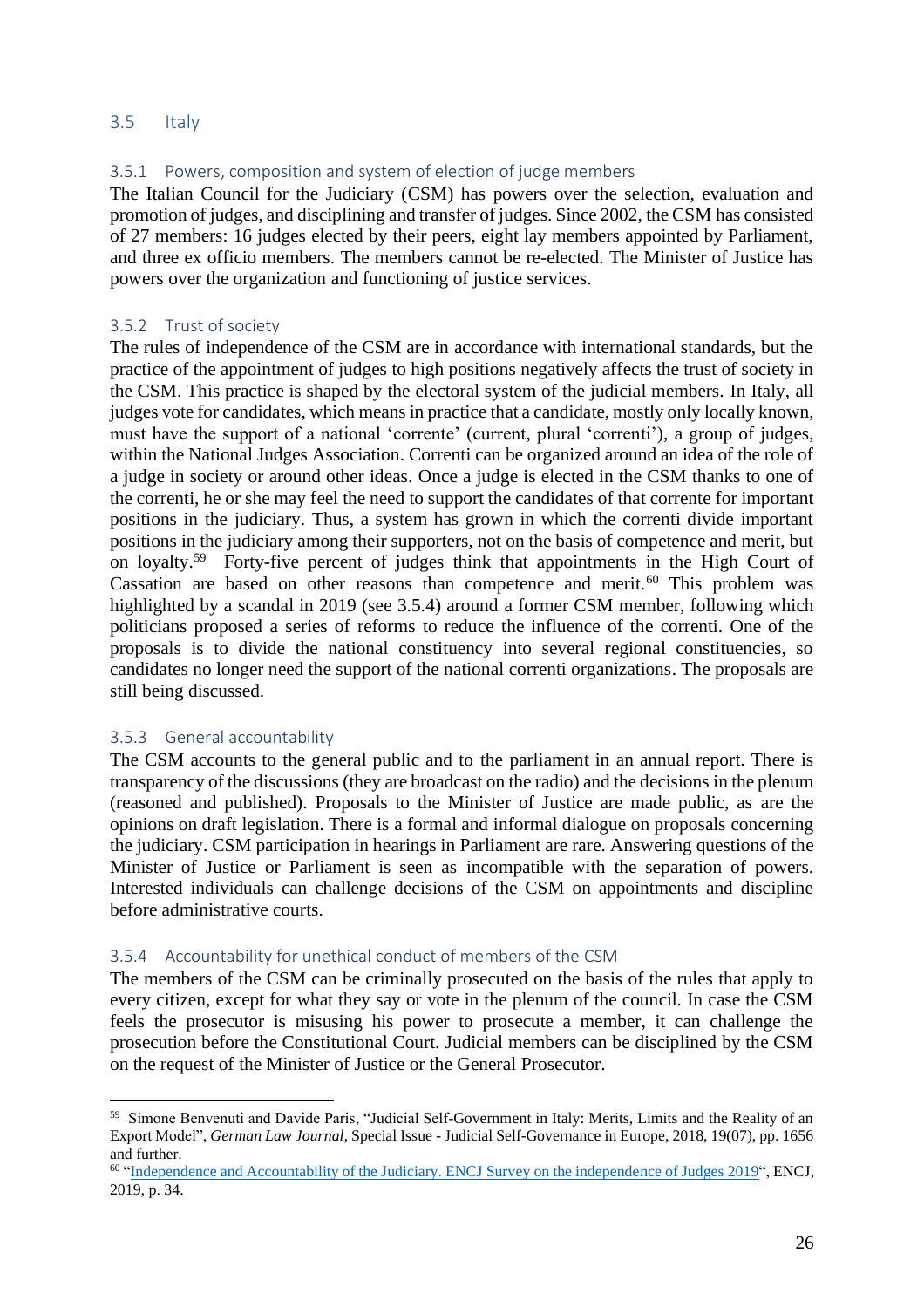## 3.5 Italy

### 3.5.1 Powers, composition and system of election of judge members

The Italian Council for the Judiciary (CSM) has powers over the selection, evaluation and promotion of judges, and disciplining and transfer of judges. Since 2002, the CSM has consisted of 27 members: 16 judges elected by their peers, eight lay members appointed by Parliament, and three ex officio members. The members cannot be re-elected. The Minister of Justice has powers over the organization and functioning of justice services.

### 3.5.2 Trust of society

The rules of independence of the CSM are in accordance with international standards, but the practice of the appointment of judges to high positions negatively affects the trust of society in the CSM. This practice is shaped by the electoral system of the judicial members. In Italy, all judges vote for candidates, which means in practice that a candidate, mostly only locally known, must have the support of a national 'corrente' (current, plural 'correnti'), a group of judges, within the National Judges Association. Correnti can be organized around an idea of the role of a judge in society or around other ideas. Once a judge is elected in the CSM thanks to one of the correnti, he or she may feel the need to support the candidates of that corrente for important positions in the judiciary. Thus, a system has grown in which the correnti divide important positions in the judiciary among their supporters, not on the basis of competence and merit, but on loyalty.[59] Forty-five percent of judges think that appointments in the High Court of Cassation are based on other reasons than competence and merit.[60] This problem was highlighted by a scandal in 2019 (see 3.5.4) around a former CSM member, following which politicians proposed a series of reforms to reduce the influence of the correnti. One of the proposals is to divide the national constituency into several regional constituencies, so candidates no longer need the support of the national correnti organizations. The proposals are still being discussed.

### 3.5.3 General accountability

The CSM accounts to the general public and to the parliament in an annual report. There is transparency of the discussions (they are broadcast on the radio) and the decisions in the plenum (reasoned and published). Proposals to the Minister of Justice are made public, as are the opinions on draft legislation. There is a formal and informal dialogue on proposals concerning the judiciary. CSM participation in hearings in Parliament are rare. Answering questions of the Minister of Justice or Parliament is seen as incompatible with the separation of powers. Interested individuals can challenge decisions of the CSM on appointments and discipline before administrative courts.

### 3.5.4 Accountability for unethical conduct of members of the CSM

The members of the CSM can be criminally prosecuted on the basis of the rules that apply to every citizen, except for what they say or vote in the plenum of the council. In case the CSM feels the prosecutor is misusing his power to prosecute a member, it can challenge the prosecution before the Constitutional Court. Judicial members can be disciplined by the CSM on the request of the Minister of Justice or the General Prosecutor.

---

[59] Simone Benvenuti and Davide Paris, "Judicial Self-Government in Italy: Merits, Limits and the Reality of an Export Model", *German Law Journal*, Special Issue - Judicial Self-Governance in Europe, 2018, 19(07), pp. 1656 and further.

[60] "Independence and Accountability of the Judiciary. ENCJ Survey on the independence of Judges 2019", ENCJ, 2019, p. 34.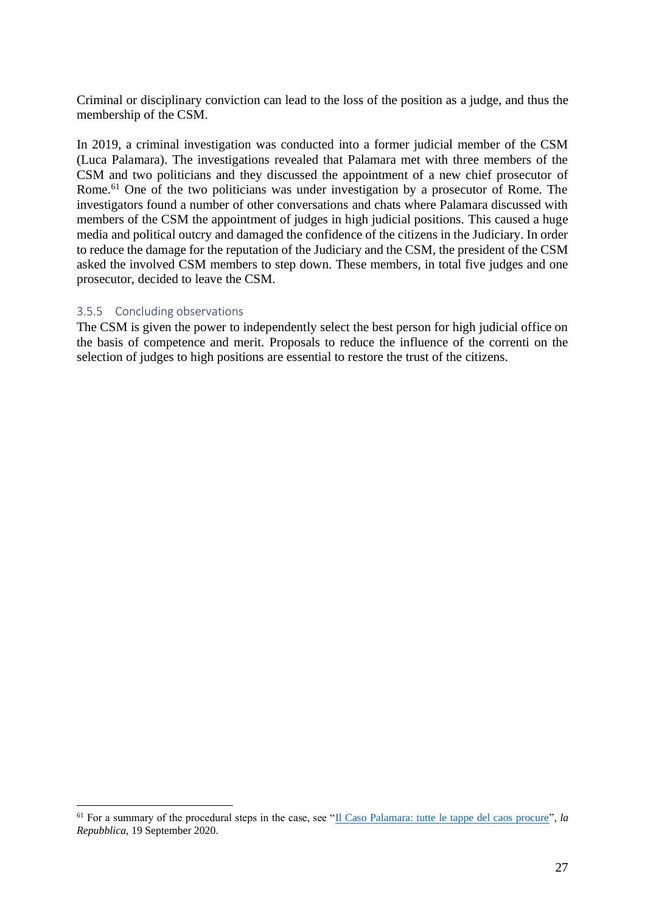Criminal or disciplinary conviction can lead to the loss of the position as a judge, and thus the membership of the CSM.

In 2019, a criminal investigation was conducted into a former judicial member of the CSM (Luca Palamara). The investigations revealed that Palamara met with three members of the CSM and two politicians and they discussed the appointment of a new chief prosecutor of Rome.[61] One of the two politicians was under investigation by a prosecutor of Rome. The investigators found a number of other conversations and chats where Palamara discussed with members of the CSM the appointment of judges in high judicial positions. This caused a huge media and political outcry and damaged the confidence of the citizens in the Judiciary. In order to reduce the damage for the reputation of the Judiciary and the CSM, the president of the CSM asked the involved CSM members to step down. These members, in total five judges and one prosecutor, decided to leave the CSM.

### 3.5.5 Concluding observations

The CSM is given the power to independently select the best person for high judicial office on the basis of competence and merit. Proposals to reduce the influence of the correnti on the selection of judges to high positions are essential to restore the trust of the citizens.

---

[61] For a summary of the procedural steps in the case, see "Il Caso Palamara: tutte le tappe del caos procure", *la Repubblica*, 19 September 2020.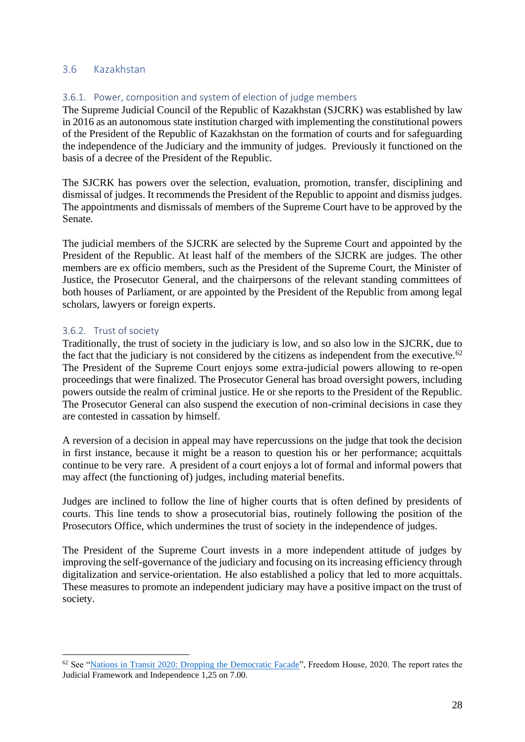## 3.6 Kazakhstan

### 3.6.1. Power, composition and system of election of judge members

The Supreme Judicial Council of the Republic of Kazakhstan (SJCRK) was established by law in 2016 as an autonomous state institution charged with implementing the constitutional powers of the President of the Republic of Kazakhstan on the formation of courts and for safeguarding the independence of the Judiciary and the immunity of judges. Previously it functioned on the basis of a decree of the President of the Republic.

The SJCRK has powers over the selection, evaluation, promotion, transfer, disciplining and dismissal of judges. It recommends the President of the Republic to appoint and dismiss judges. The appointments and dismissals of members of the Supreme Court have to be approved by the Senate.

The judicial members of the SJCRK are selected by the Supreme Court and appointed by the President of the Republic. At least half of the members of the SJCRK are judges. The other members are ex officio members, such as the President of the Supreme Court, the Minister of Justice, the Prosecutor General, and the chairpersons of the relevant standing committees of both houses of Parliament, or are appointed by the President of the Republic from among legal scholars, lawyers or foreign experts.

### 3.6.2. Trust of society

Traditionally, the trust of society in the judiciary is low, and so also low in the SJCRK, due to the fact that the judiciary is not considered by the citizens as independent from the executive.[62] The President of the Supreme Court enjoys some extra-judicial powers allowing to re-open proceedings that were finalized. The Prosecutor General has broad oversight powers, including powers outside the realm of criminal justice. He or she reports to the President of the Republic. The Prosecutor General can also suspend the execution of non-criminal decisions in case they are contested in cassation by himself.

A reversion of a decision in appeal may have repercussions on the judge that took the decision in first instance, because it might be a reason to question his or her performance; acquittals continue to be very rare. A president of a court enjoys a lot of formal and informal powers that may affect (the functioning of) judges, including material benefits.

Judges are inclined to follow the line of higher courts that is often defined by presidents of courts. This line tends to show a prosecutorial bias, routinely following the position of the Prosecutors Office, which undermines the trust of society in the independence of judges.

The President of the Supreme Court invests in a more independent attitude of judges by improving the self-governance of the judiciary and focusing on its increasing efficiency through digitalization and service-orientation. He also established a policy that led to more acquittals. These measures to promote an independent judiciary may have a positive impact on the trust of society.

---

[62] See "Nations in Transit 2020: Dropping the Democratic Facade", Freedom House, 2020. The report rates the Judicial Framework and Independence 1,25 on 7.00.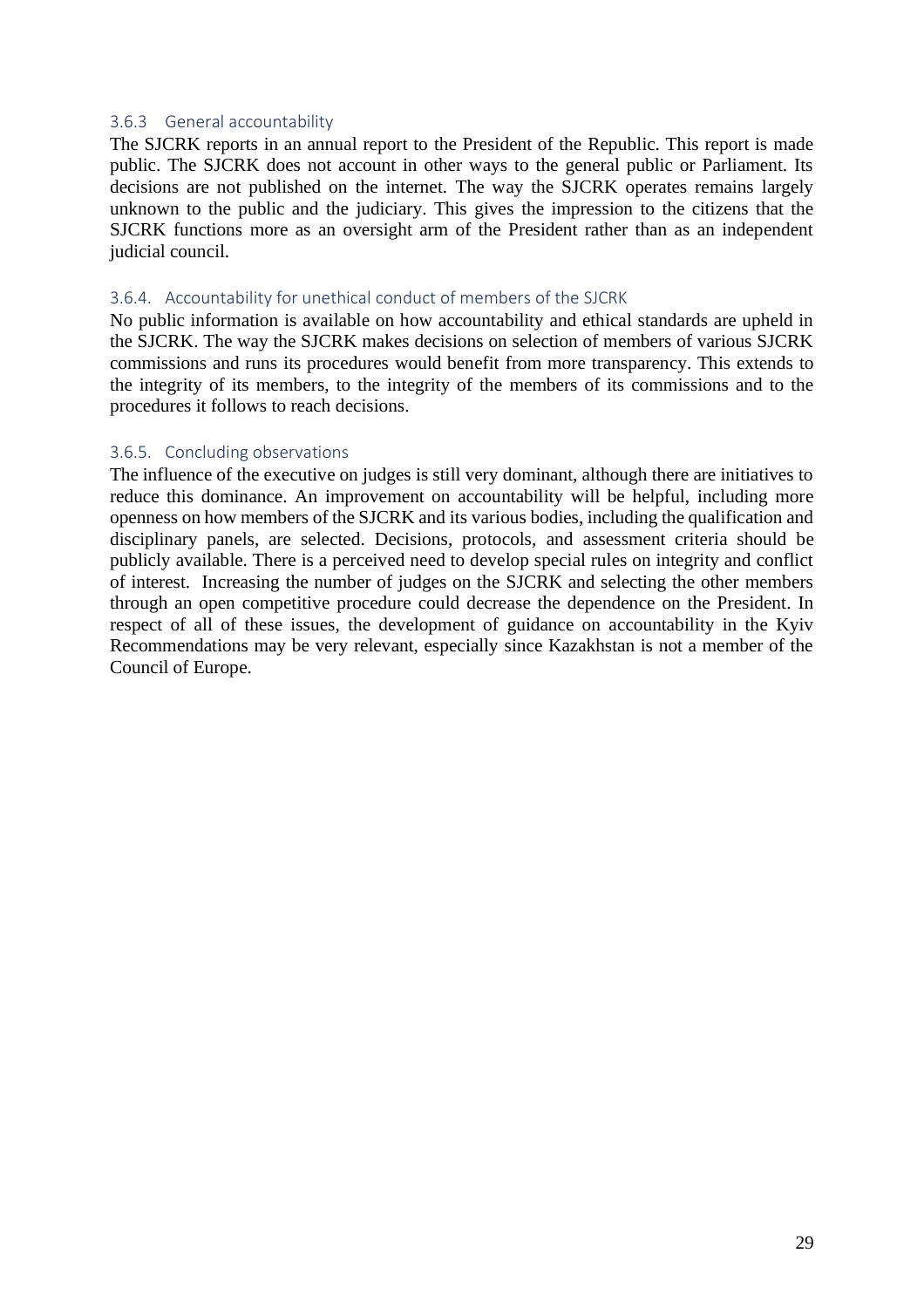### 3.6.3 General accountability

The SJCRK reports in an annual report to the President of the Republic. This report is made public. The SJCRK does not account in other ways to the general public or Parliament. Its decisions are not published on the internet. The way the SJCRK operates remains largely unknown to the public and the judiciary. This gives the impression to the citizens that the SJCRK functions more as an oversight arm of the President rather than as an independent judicial council.

### 3.6.4. Accountability for unethical conduct of members of the SJCRK

No public information is available on how accountability and ethical standards are upheld in the SJCRK. The way the SJCRK makes decisions on selection of members of various SJCRK commissions and runs its procedures would benefit from more transparency. This extends to the integrity of its members, to the integrity of the members of its commissions and to the procedures it follows to reach decisions.

### 3.6.5. Concluding observations

The influence of the executive on judges is still very dominant, although there are initiatives to reduce this dominance. An improvement on accountability will be helpful, including more openness on how members of the SJCRK and its various bodies, including the qualification and disciplinary panels, are selected. Decisions, protocols, and assessment criteria should be publicly available. There is a perceived need to develop special rules on integrity and conflict of interest. Increasing the number of judges on the SJCRK and selecting the other members through an open competitive procedure could decrease the dependence on the President. In respect of all of these issues, the development of guidance on accountability in the Kyiv Recommendations may be very relevant, especially since Kazakhstan is not a member of the Council of Europe.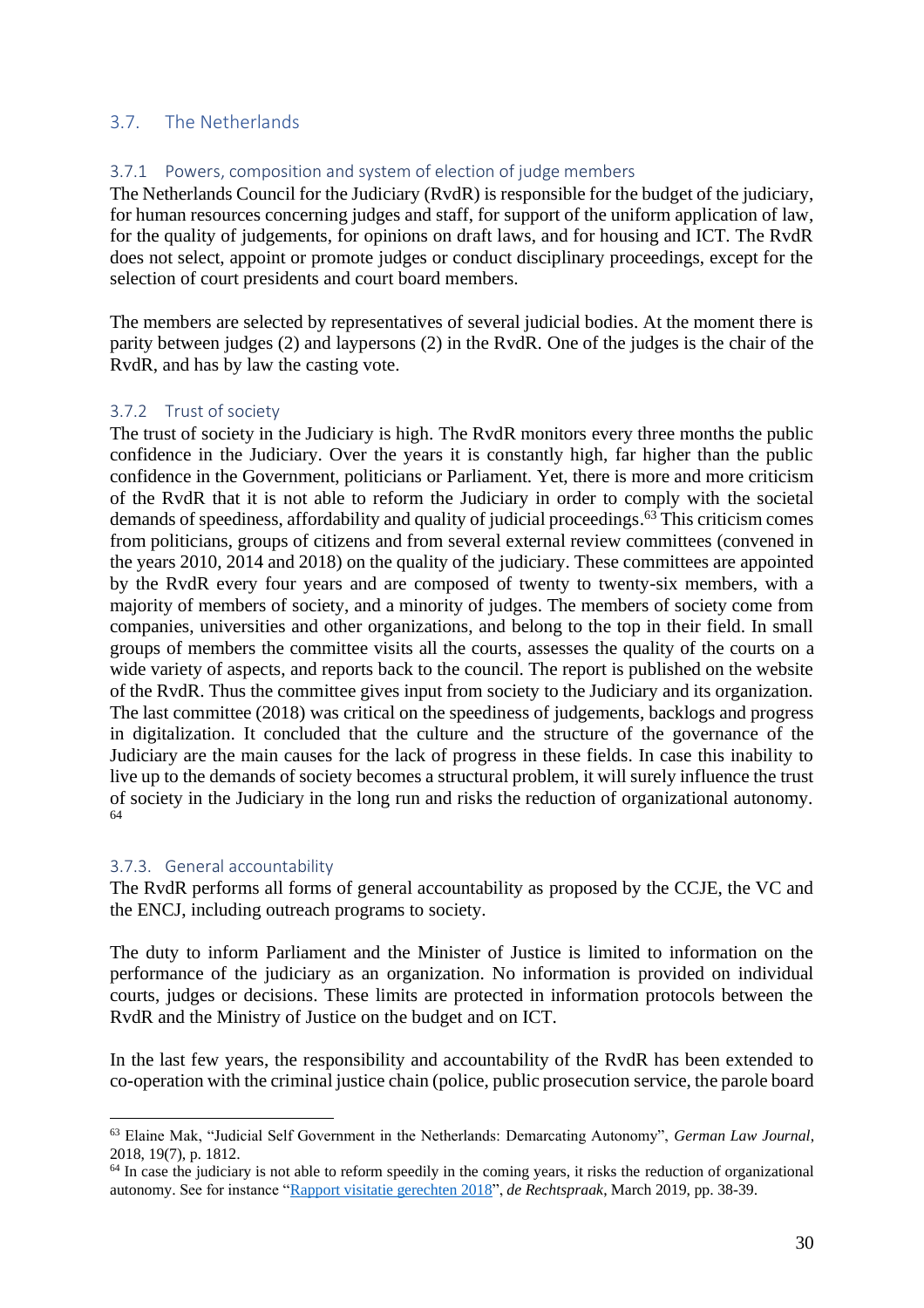## 3.7. The Netherlands

### 3.7.1 Powers, composition and system of election of judge members

The Netherlands Council for the Judiciary (RvdR) is responsible for the budget of the judiciary, for human resources concerning judges and staff, for support of the uniform application of law, for the quality of judgements, for opinions on draft laws, and for housing and ICT. The RvdR does not select, appoint or promote judges or conduct disciplinary proceedings, except for the selection of court presidents and court board members.

The members are selected by representatives of several judicial bodies. At the moment there is parity between judges (2) and laypersons (2) in the RvdR. One of the judges is the chair of the RvdR, and has by law the casting vote.

### 3.7.2 Trust of society

The trust of society in the Judiciary is high. The RvdR monitors every three months the public confidence in the Judiciary. Over the years it is constantly high, far higher than the public confidence in the Government, politicians or Parliament. Yet, there is more and more criticism of the RvdR that it is not able to reform the Judiciary in order to comply with the societal demands of speediness, affordability and quality of judicial proceedings.[63] This criticism comes from politicians, groups of citizens and from several external review committees (convened in the years 2010, 2014 and 2018) on the quality of the judiciary. These committees are appointed by the RvdR every four years and are composed of twenty to twenty-six members, with a majority of members of society, and a minority of judges. The members of society come from companies, universities and other organizations, and belong to the top in their field. In small groups of members the committee visits all the courts, assesses the quality of the courts on a wide variety of aspects, and reports back to the council. The report is published on the website of the RvdR. Thus the committee gives input from society to the Judiciary and its organization. The last committee (2018) was critical on the speediness of judgements, backlogs and progress in digitalization. It concluded that the culture and the structure of the governance of the Judiciary are the main causes for the lack of progress in these fields. In case this inability to live up to the demands of society becomes a structural problem, it will surely influence the trust of society in the Judiciary in the long run and risks the reduction of organizational autonomy.[64]

### 3.7.3. General accountability

The RvdR performs all forms of general accountability as proposed by the CCJE, the VC and the ENCJ, including outreach programs to society.

The duty to inform Parliament and the Minister of Justice is limited to information on the performance of the judiciary as an organization. No information is provided on individual courts, judges or decisions. These limits are protected in information protocols between the RvdR and the Ministry of Justice on the budget and on ICT.

In the last few years, the responsibility and accountability of the RvdR has been extended to co-operation with the criminal justice chain (police, public prosecution service, the parole board

---

[63] Elaine Mak, "Judicial Self Government in the Netherlands: Demarcating Autonomy", *German Law Journal*, 2018, 19(7), p. 1812.

[64] In case the judiciary is not able to reform speedily in the coming years, it risks the reduction of organizational autonomy. See for instance "Rapport visitatie gerechten 2018", *de Rechtspraak*, March 2019, pp. 38-39.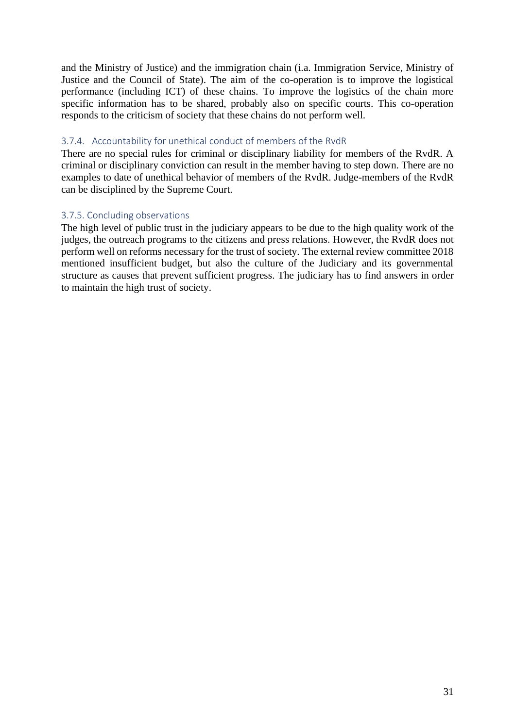and the Ministry of Justice) and the immigration chain (i.a. Immigration Service, Ministry of Justice and the Council of State). The aim of the co-operation is to improve the logistical performance (including ICT) of these chains. To improve the logistics of the chain more specific information has to be shared, probably also on specific courts. This co-operation responds to the criticism of society that these chains do not perform well.

### 3.7.4. Accountability for unethical conduct of members of the RvdR

There are no special rules for criminal or disciplinary liability for members of the RvdR. A criminal or disciplinary conviction can result in the member having to step down. There are no examples to date of unethical behavior of members of the RvdR. Judge-members of the RvdR can be disciplined by the Supreme Court.

### 3.7.5. Concluding observations

The high level of public trust in the judiciary appears to be due to the high quality work of the judges, the outreach programs to the citizens and press relations. However, the RvdR does not perform well on reforms necessary for the trust of society. The external review committee 2018 mentioned insufficient budget, but also the culture of the Judiciary and its governmental structure as causes that prevent sufficient progress. The judiciary has to find answers in order to maintain the high trust of society.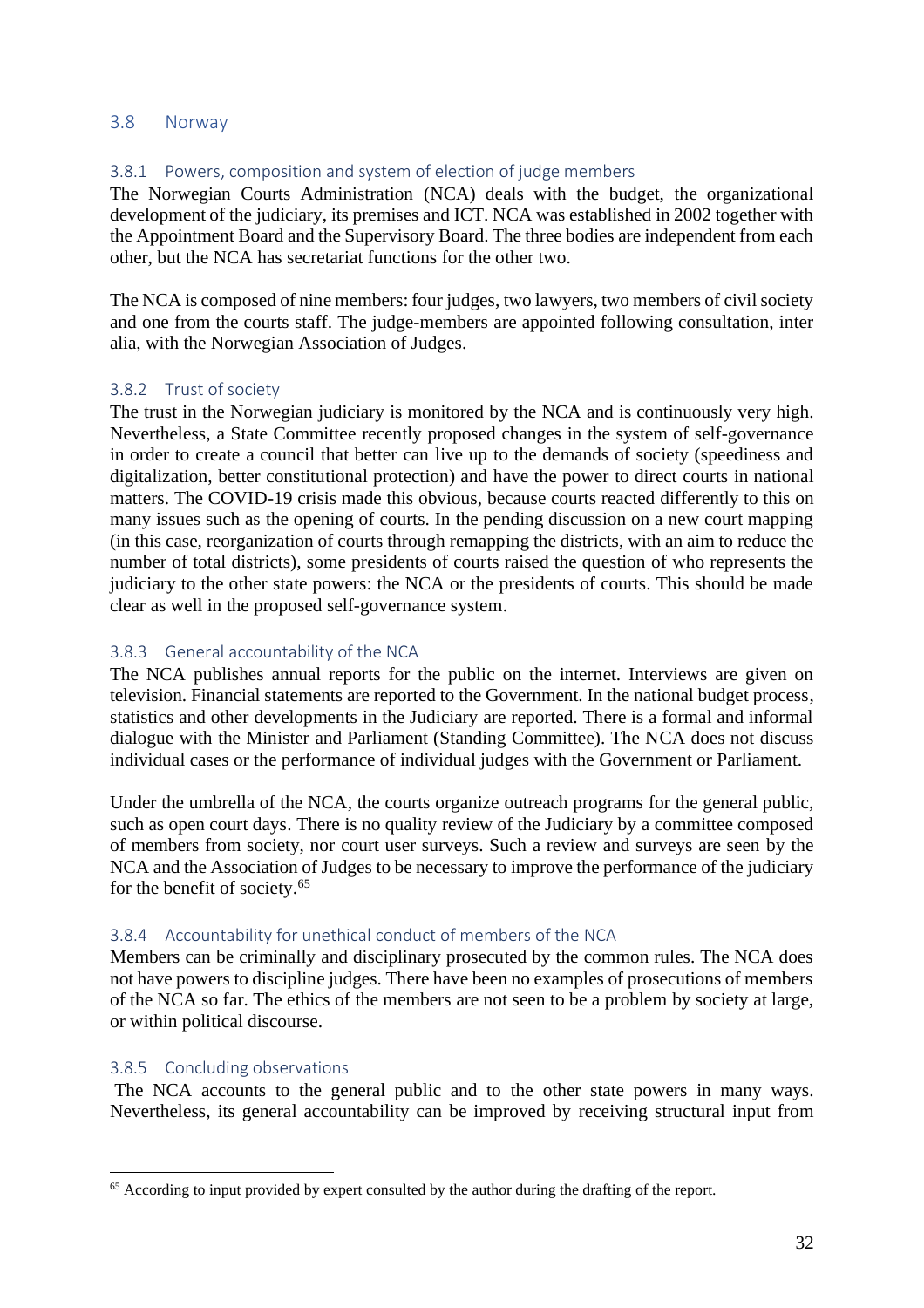## 3.8 Norway

### 3.8.1 Powers, composition and system of election of judge members

The Norwegian Courts Administration (NCA) deals with the budget, the organizational development of the judiciary, its premises and ICT. NCA was established in 2002 together with the Appointment Board and the Supervisory Board. The three bodies are independent from each other, but the NCA has secretariat functions for the other two.

The NCA is composed of nine members: four judges, two lawyers, two members of civil society and one from the courts staff. The judge-members are appointed following consultation, inter alia, with the Norwegian Association of Judges.

### 3.8.2 Trust of society

The trust in the Norwegian judiciary is monitored by the NCA and is continuously very high. Nevertheless, a State Committee recently proposed changes in the system of self-governance in order to create a council that better can live up to the demands of society (speediness and digitalization, better constitutional protection) and have the power to direct courts in national matters. The COVID-19 crisis made this obvious, because courts reacted differently to this on many issues such as the opening of courts. In the pending discussion on a new court mapping (in this case, reorganization of courts through remapping the districts, with an aim to reduce the number of total districts), some presidents of courts raised the question of who represents the judiciary to the other state powers: the NCA or the presidents of courts. This should be made clear as well in the proposed self-governance system.

### 3.8.3 General accountability of the NCA

The NCA publishes annual reports for the public on the internet. Interviews are given on television. Financial statements are reported to the Government. In the national budget process, statistics and other developments in the Judiciary are reported. There is a formal and informal dialogue with the Minister and Parliament (Standing Committee). The NCA does not discuss individual cases or the performance of individual judges with the Government or Parliament.

Under the umbrella of the NCA, the courts organize outreach programs for the general public, such as open court days. There is no quality review of the Judiciary by a committee composed of members from society, nor court user surveys. Such a review and surveys are seen by the NCA and the Association of Judges to be necessary to improve the performance of the judiciary for the benefit of society.[65]

### 3.8.4 Accountability for unethical conduct of members of the NCA

Members can be criminally and disciplinary prosecuted by the common rules. The NCA does not have powers to discipline judges. There have been no examples of prosecutions of members of the NCA so far. The ethics of the members are not seen to be a problem by society at large, or within political discourse.

### 3.8.5 Concluding observations

The NCA accounts to the general public and to the other state powers in many ways. Nevertheless, its general accountability can be improved by receiving structural input from

[65] According to input provided by expert consulted by the author during the drafting of the report.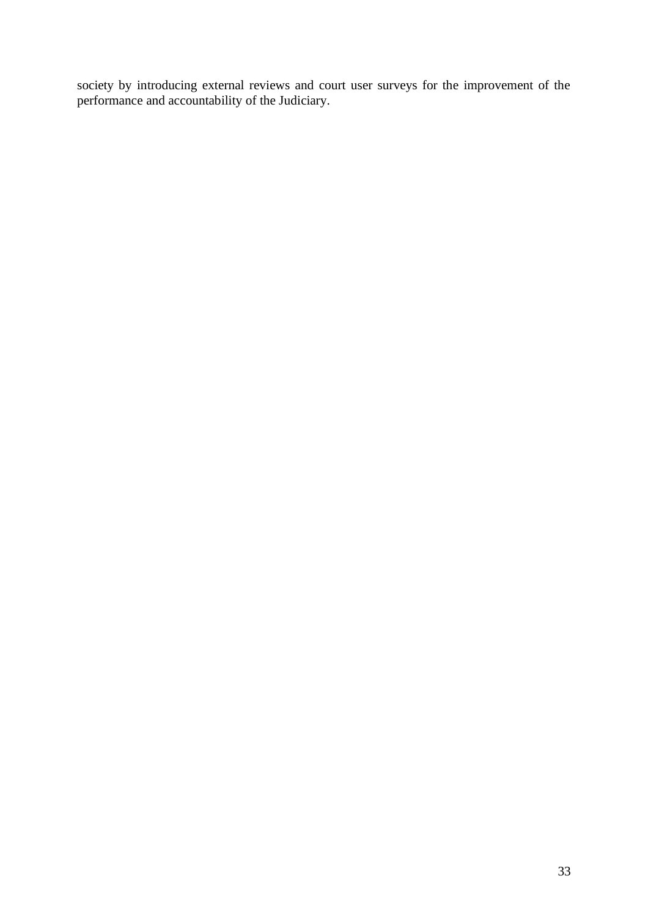society by introducing external reviews and court user surveys for the improvement of the performance and accountability of the Judiciary.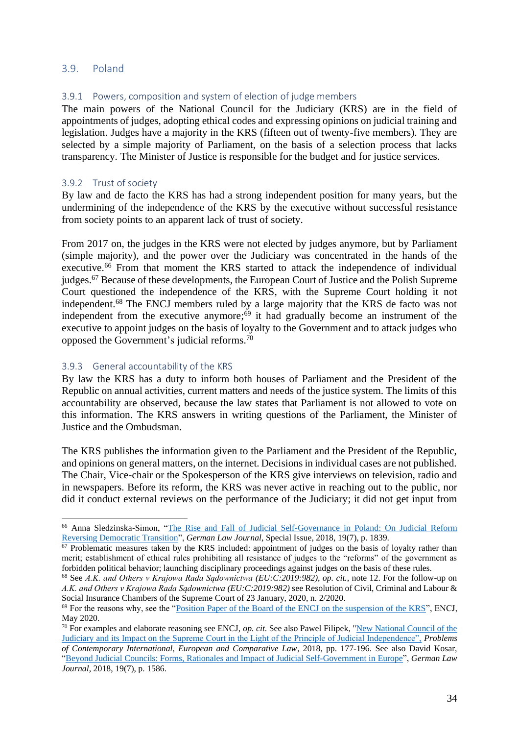## 3.9. Poland

### 3.9.1 Powers, composition and system of election of judge members

The main powers of the National Council for the Judiciary (KRS) are in the field of appointments of judges, adopting ethical codes and expressing opinions on judicial training and legislation. Judges have a majority in the KRS (fifteen out of twenty-five members). They are selected by a simple majority of Parliament, on the basis of a selection process that lacks transparency. The Minister of Justice is responsible for the budget and for justice services.

### 3.9.2 Trust of society

By law and de facto the KRS has had a strong independent position for many years, but the undermining of the independence of the KRS by the executive without successful resistance from society points to an apparent lack of trust of society.

From 2017 on, the judges in the KRS were not elected by judges anymore, but by Parliament (simple majority), and the power over the Judiciary was concentrated in the hands of the executive.[66] From that moment the KRS started to attack the independence of individual judges.[67] Because of these developments, the European Court of Justice and the Polish Supreme Court questioned the independence of the KRS, with the Supreme Court holding it not independent.[68] The ENCJ members ruled by a large majority that the KRS de facto was not independent from the executive anymore;[69] it had gradually become an instrument of the executive to appoint judges on the basis of loyalty to the Government and to attack judges who opposed the Government's judicial reforms.[70]

### 3.9.3 General accountability of the KRS

By law the KRS has a duty to inform both houses of Parliament and the President of the Republic on annual activities, current matters and needs of the justice system. The limits of this accountability are observed, because the law states that Parliament is not allowed to vote on this information. The KRS answers in writing questions of the Parliament, the Minister of Justice and the Ombudsman.

The KRS publishes the information given to the Parliament and the President of the Republic, and opinions on general matters, on the internet. Decisions in individual cases are not published. The Chair, Vice-chair or the Spokesperson of the KRS give interviews on television, radio and in newspapers. Before its reform, the KRS was never active in reaching out to the public, nor did it conduct external reviews on the performance of the Judiciary; it did not get input from

---

[66] Anna Sledzinska-Simon, "The Rise and Fall of Judicial Self-Governance in Poland: On Judicial Reform Reversing Democratic Transition", *German Law Journal*, Special Issue, 2018, 19(7), p. 1839.

[67] Problematic measures taken by the KRS included: appointment of judges on the basis of loyalty rather than merit; establishment of ethical rules prohibiting all resistance of judges to the "reforms" of the government as forbidden political behavior; launching disciplinary proceedings against judges on the basis of these rules.

[68] See *A.K. and Others v Krajowa Rada Sądownictwa (EU:C:2019:982), op. cit.*, note 12. For the follow-up on *A.K. and Others v Krajowa Rada Sądownictwa (EU:C:2019:982)* see Resolution of Civil, Criminal and Labour & Social Insurance Chambers of the Supreme Court of 23 January, 2020, n. 2/2020.

[69] For the reasons why, see the "Position Paper of the Board of the ENCJ on the suspension of the KRS", ENCJ, May 2020.

[70] For examples and elaborate reasoning see ENCJ, *op. cit.* See also Pawel Filipek, "New National Council of the Judiciary and its Impact on the Supreme Court in the Light of the Principle of Judicial Independence", *Problems of Contemporary International, European and Comparative Law*, 2018, pp. 177-196. See also David Kosar, "Beyond Judicial Councils: Forms, Rationales and Impact of Judicial Self-Government in Europe", *German Law Journal*, 2018, 19(7), p. 1586.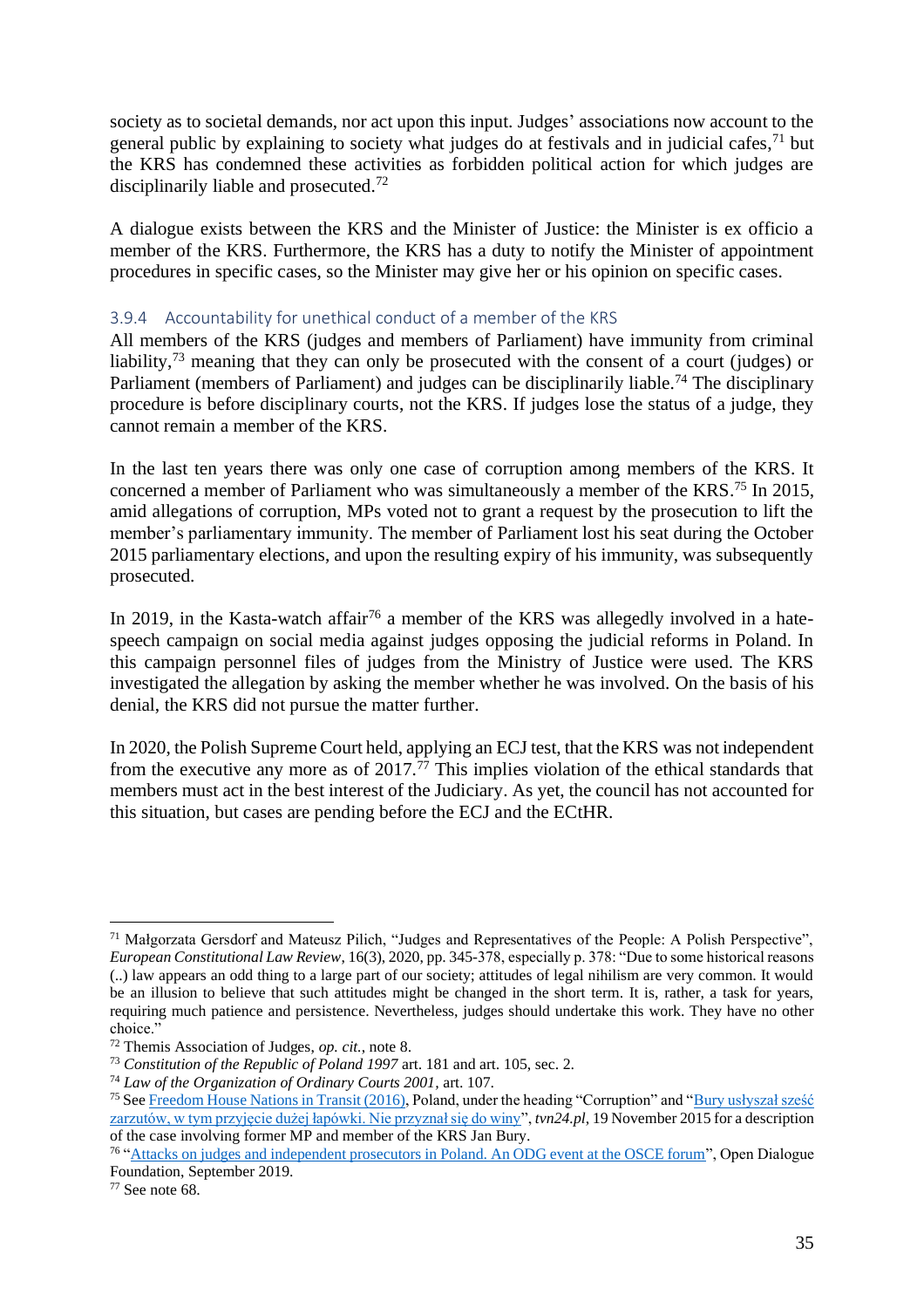society as to societal demands, nor act upon this input. Judges' associations now account to the general public by explaining to society what judges do at festivals and in judicial cafes,[71] but the KRS has condemned these activities as forbidden political action for which judges are disciplinarily liable and prosecuted.[72]

A dialogue exists between the KRS and the Minister of Justice: the Minister is ex officio a member of the KRS. Furthermore, the KRS has a duty to notify the Minister of appointment procedures in specific cases, so the Minister may give her or his opinion on specific cases.

### 3.9.4 Accountability for unethical conduct of a member of the KRS

All members of the KRS (judges and members of Parliament) have immunity from criminal liability,[73] meaning that they can only be prosecuted with the consent of a court (judges) or Parliament (members of Parliament) and judges can be disciplinarily liable.[74] The disciplinary procedure is before disciplinary courts, not the KRS. If judges lose the status of a judge, they cannot remain a member of the KRS.

In the last ten years there was only one case of corruption among members of the KRS. It concerned a member of Parliament who was simultaneously a member of the KRS.[75] In 2015, amid allegations of corruption, MPs voted not to grant a request by the prosecution to lift the member's parliamentary immunity. The member of Parliament lost his seat during the October 2015 parliamentary elections, and upon the resulting expiry of his immunity, was subsequently prosecuted.

In 2019, in the Kasta-watch affair[76] a member of the KRS was allegedly involved in a hate-speech campaign on social media against judges opposing the judicial reforms in Poland. In this campaign personnel files of judges from the Ministry of Justice were used. The KRS investigated the allegation by asking the member whether he was involved. On the basis of his denial, the KRS did not pursue the matter further.

In 2020, the Polish Supreme Court held, applying an ECJ test, that the KRS was not independent from the executive any more as of 2017.[77] This implies violation of the ethical standards that members must act in the best interest of the Judiciary. As yet, the council has not accounted for this situation, but cases are pending before the ECJ and the ECtHR.

---

[71] Małgorzata Gersdorf and Mateusz Pilich, "Judges and Representatives of the People: A Polish Perspective", *European Constitutional Law Review*, 16(3), 2020, pp. 345-378, especially p. 378: "Due to some historical reasons (..) law appears an odd thing to a large part of our society; attitudes of legal nihilism are very common. It would be an illusion to believe that such attitudes might be changed in the short term. It is, rather, a task for years, requiring much patience and persistence. Nevertheless, judges should undertake this work. They have no other choice."

[72] Themis Association of Judges, *op. cit.*, note 8.

[73] *Constitution of the Republic of Poland 1997* art. 181 and art. 105, sec. 2.

[74] *Law of the Organization of Ordinary Courts 2001*, art. 107.

[75] See Freedom House Nations in Transit (2016), Poland, under the heading "Corruption" and "Bury usłyszał sześć zarzutów, w tym przyjęcie dużej łapówki. Nie przyznał się do winy", *tvn24.pl*, 19 November 2015 for a description of the case involving former MP and member of the KRS Jan Bury.

[76] "Attacks on judges and independent prosecutors in Poland. An ODG event at the OSCE forum", Open Dialogue Foundation, September 2019.

[77] See note 68.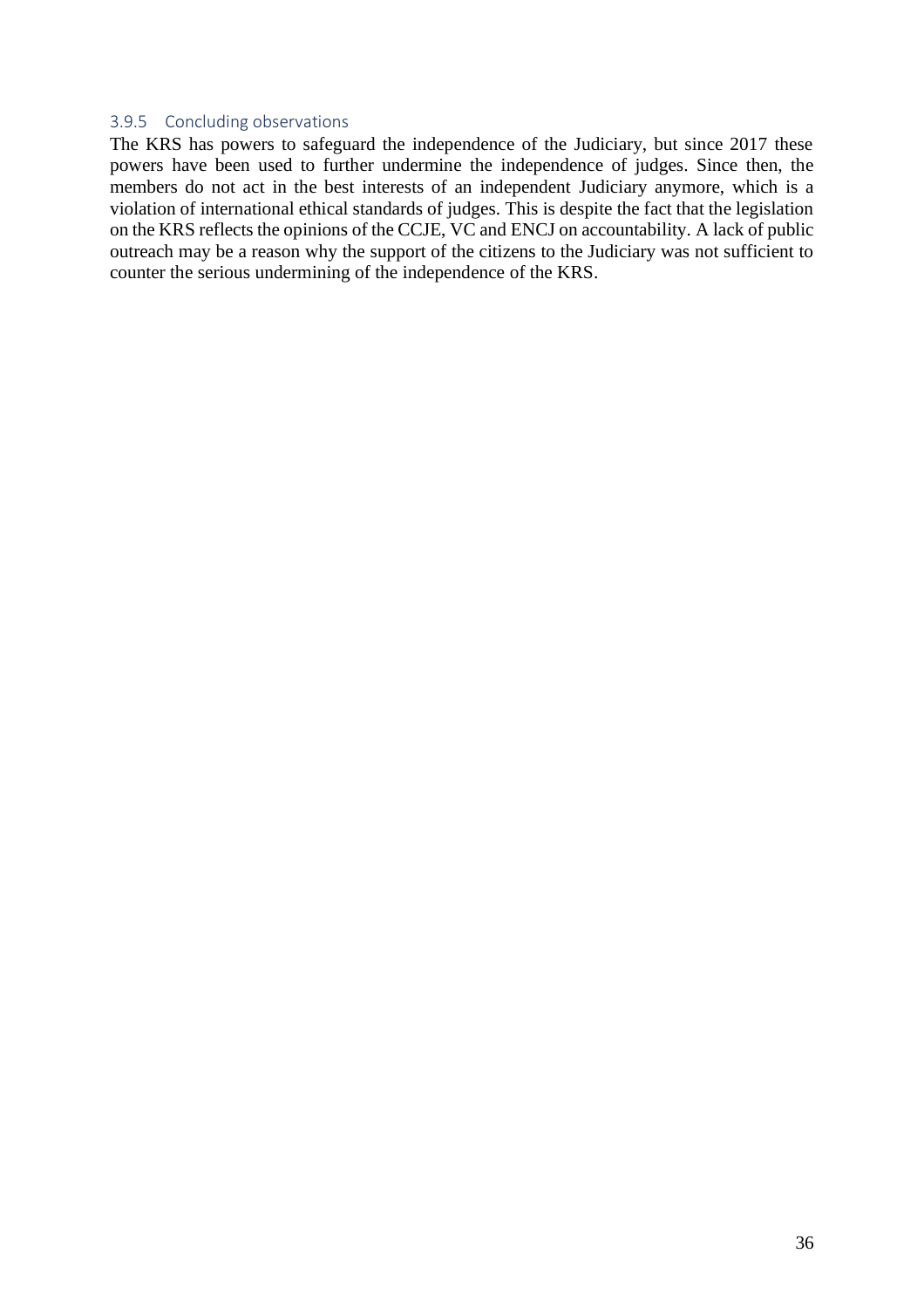### 3.9.5 Concluding observations

The KRS has powers to safeguard the independence of the Judiciary, but since 2017 these powers have been used to further undermine the independence of judges. Since then, the members do not act in the best interests of an independent Judiciary anymore, which is a violation of international ethical standards of judges. This is despite the fact that the legislation on the KRS reflects the opinions of the CCJE, VC and ENCJ on accountability. A lack of public outreach may be a reason why the support of the citizens to the Judiciary was not sufficient to counter the serious undermining of the independence of the KRS.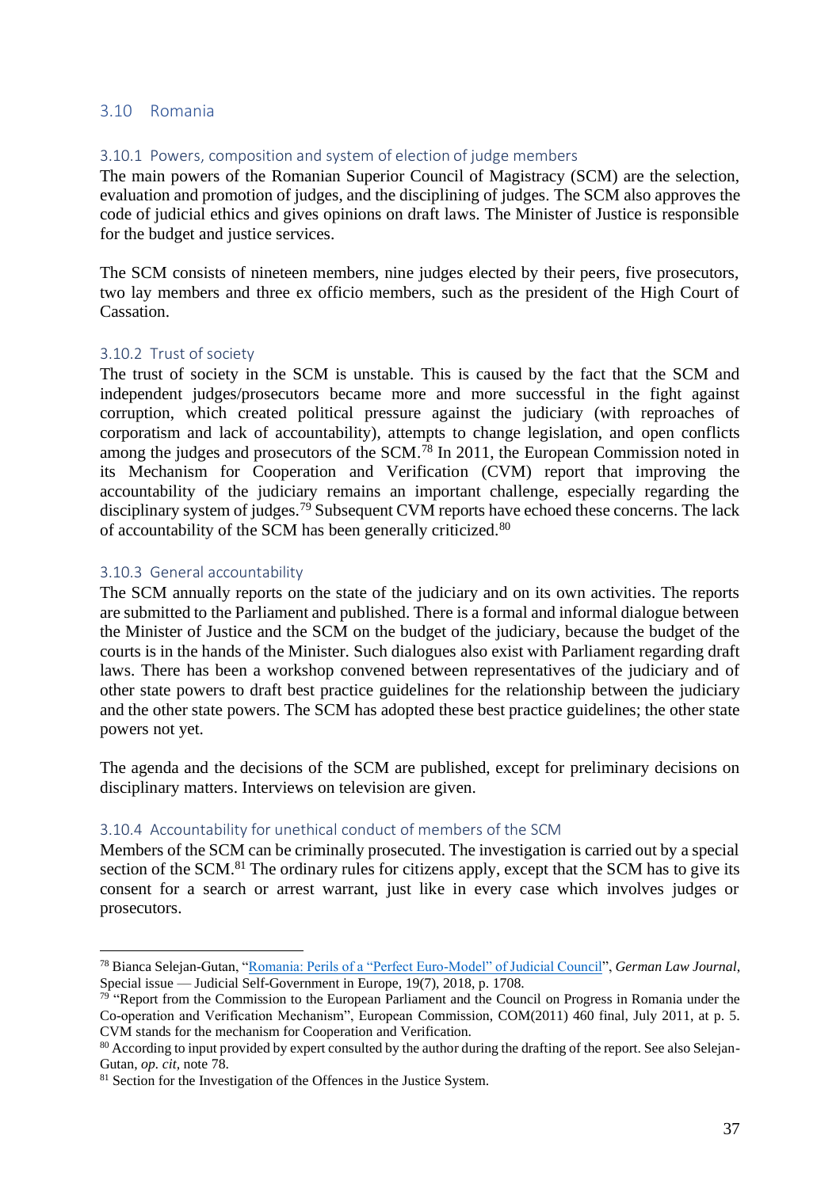## 3.10 Romania

### 3.10.1 Powers, composition and system of election of judge members

The main powers of the Romanian Superior Council of Magistracy (SCM) are the selection, evaluation and promotion of judges, and the disciplining of judges. The SCM also approves the code of judicial ethics and gives opinions on draft laws. The Minister of Justice is responsible for the budget and justice services.

The SCM consists of nineteen members, nine judges elected by their peers, five prosecutors, two lay members and three ex officio members, such as the president of the High Court of Cassation.

### 3.10.2 Trust of society

The trust of society in the SCM is unstable. This is caused by the fact that the SCM and independent judges/prosecutors became more and more successful in the fight against corruption, which created political pressure against the judiciary (with reproaches of corporatism and lack of accountability), attempts to change legislation, and open conflicts among the judges and prosecutors of the SCM.[78] In 2011, the European Commission noted in its Mechanism for Cooperation and Verification (CVM) report that improving the accountability of the judiciary remains an important challenge, especially regarding the disciplinary system of judges.[79] Subsequent CVM reports have echoed these concerns. The lack of accountability of the SCM has been generally criticized.[80]

### 3.10.3 General accountability

The SCM annually reports on the state of the judiciary and on its own activities. The reports are submitted to the Parliament and published. There is a formal and informal dialogue between the Minister of Justice and the SCM on the budget of the judiciary, because the budget of the courts is in the hands of the Minister. Such dialogues also exist with Parliament regarding draft laws. There has been a workshop convened between representatives of the judiciary and of other state powers to draft best practice guidelines for the relationship between the judiciary and the other state powers. The SCM has adopted these best practice guidelines; the other state powers not yet.

The agenda and the decisions of the SCM are published, except for preliminary decisions on disciplinary matters. Interviews on television are given.

### 3.10.4 Accountability for unethical conduct of members of the SCM

Members of the SCM can be criminally prosecuted. The investigation is carried out by a special section of the SCM.[81] The ordinary rules for citizens apply, except that the SCM has to give its consent for a search or arrest warrant, just like in every case which involves judges or prosecutors.

---

[78] Bianca Selejan-Gutan, "Romania: Perils of a "Perfect Euro-Model" of Judicial Council", *German Law Journal*, Special issue — Judicial Self-Government in Europe, 19(7), 2018, p. 1708.

[79] "Report from the Commission to the European Parliament and the Council on Progress in Romania under the Co-operation and Verification Mechanism", European Commission, COM(2011) 460 final, July 2011, at p. 5. CVM stands for the mechanism for Cooperation and Verification.

[80] According to input provided by expert consulted by the author during the drafting of the report. See also Selejan-Gutan, *op. cit*, note 78.

[81] Section for the Investigation of the Offences in the Justice System.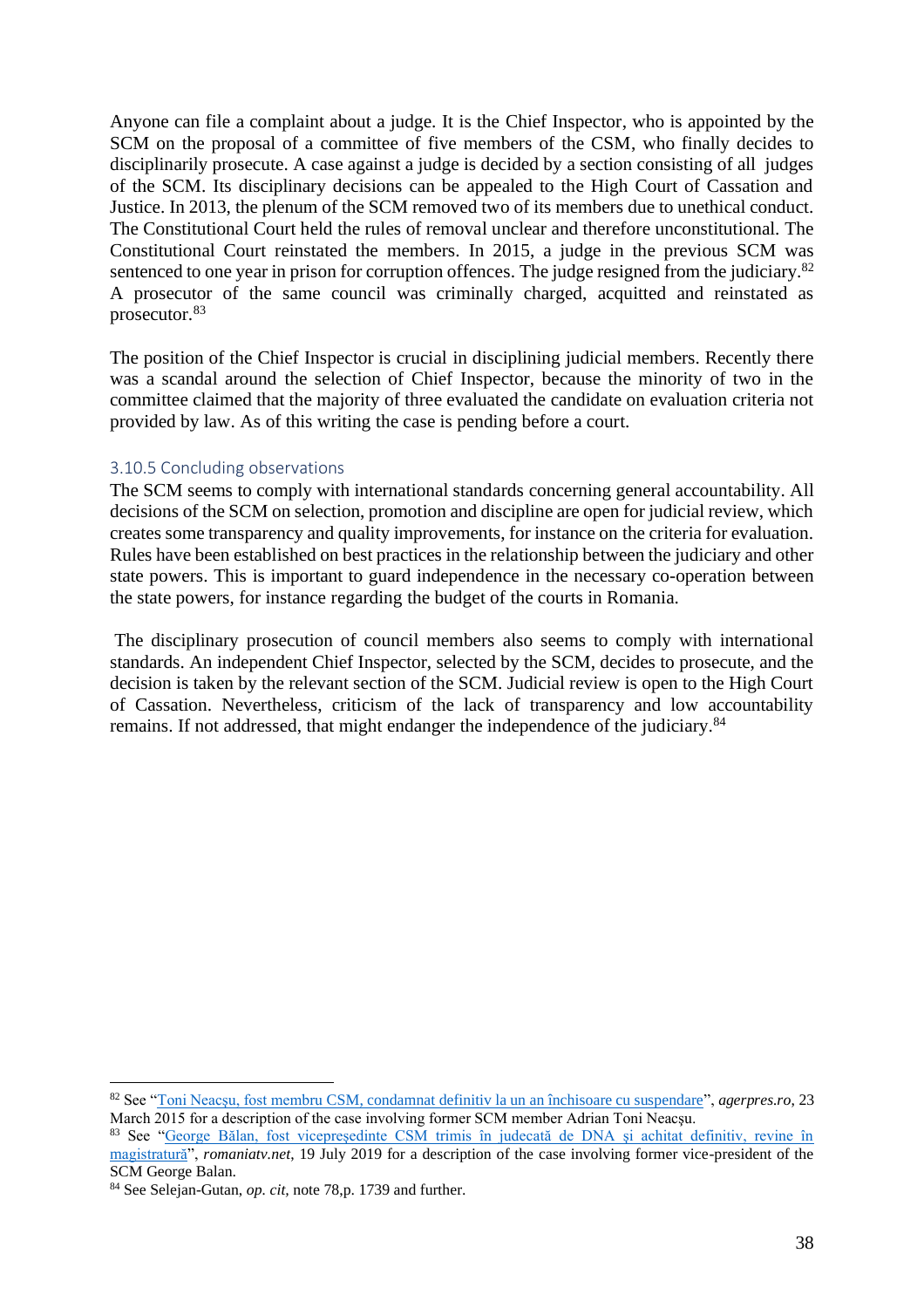Anyone can file a complaint about a judge. It is the Chief Inspector, who is appointed by the SCM on the proposal of a committee of five members of the CSM, who finally decides to disciplinarily prosecute. A case against a judge is decided by a section consisting of all judges of the SCM. Its disciplinary decisions can be appealed to the High Court of Cassation and Justice. In 2013, the plenum of the SCM removed two of its members due to unethical conduct. The Constitutional Court held the rules of removal unclear and therefore unconstitutional. The Constitutional Court reinstated the members. In 2015, a judge in the previous SCM was sentenced to one year in prison for corruption offences. The judge resigned from the judiciary.[82] A prosecutor of the same council was criminally charged, acquitted and reinstated as prosecutor.[83]

The position of the Chief Inspector is crucial in disciplining judicial members. Recently there was a scandal around the selection of Chief Inspector, because the minority of two in the committee claimed that the majority of three evaluated the candidate on evaluation criteria not provided by law. As of this writing the case is pending before a court.

### 3.10.5 Concluding observations

The SCM seems to comply with international standards concerning general accountability. All decisions of the SCM on selection, promotion and discipline are open for judicial review, which creates some transparency and quality improvements, for instance on the criteria for evaluation. Rules have been established on best practices in the relationship between the judiciary and other state powers. This is important to guard independence in the necessary co-operation between the state powers, for instance regarding the budget of the courts in Romania.

The disciplinary prosecution of council members also seems to comply with international standards. An independent Chief Inspector, selected by the SCM, decides to prosecute, and the decision is taken by the relevant section of the SCM. Judicial review is open to the High Court of Cassation. Nevertheless, criticism of the lack of transparency and low accountability remains. If not addressed, that might endanger the independence of the judiciary.[84]

---

[82] See "Toni Neacşu, fost membru CSM, condamnat definitiv la un an închisoare cu suspendare", *agerpres.ro*, 23 March 2015 for a description of the case involving former SCM member Adrian Toni Neacşu.

[83] See "George Bălan, fost vicepreşedinte CSM trimis în judecată de DNA şi achitat definitiv, revine în magistratură", *romaniatv.net*, 19 July 2019 for a description of the case involving former vice-president of the SCM George Balan.

[84] See Selejan-Gutan, *op. cit*, note 78,p. 1739 and further.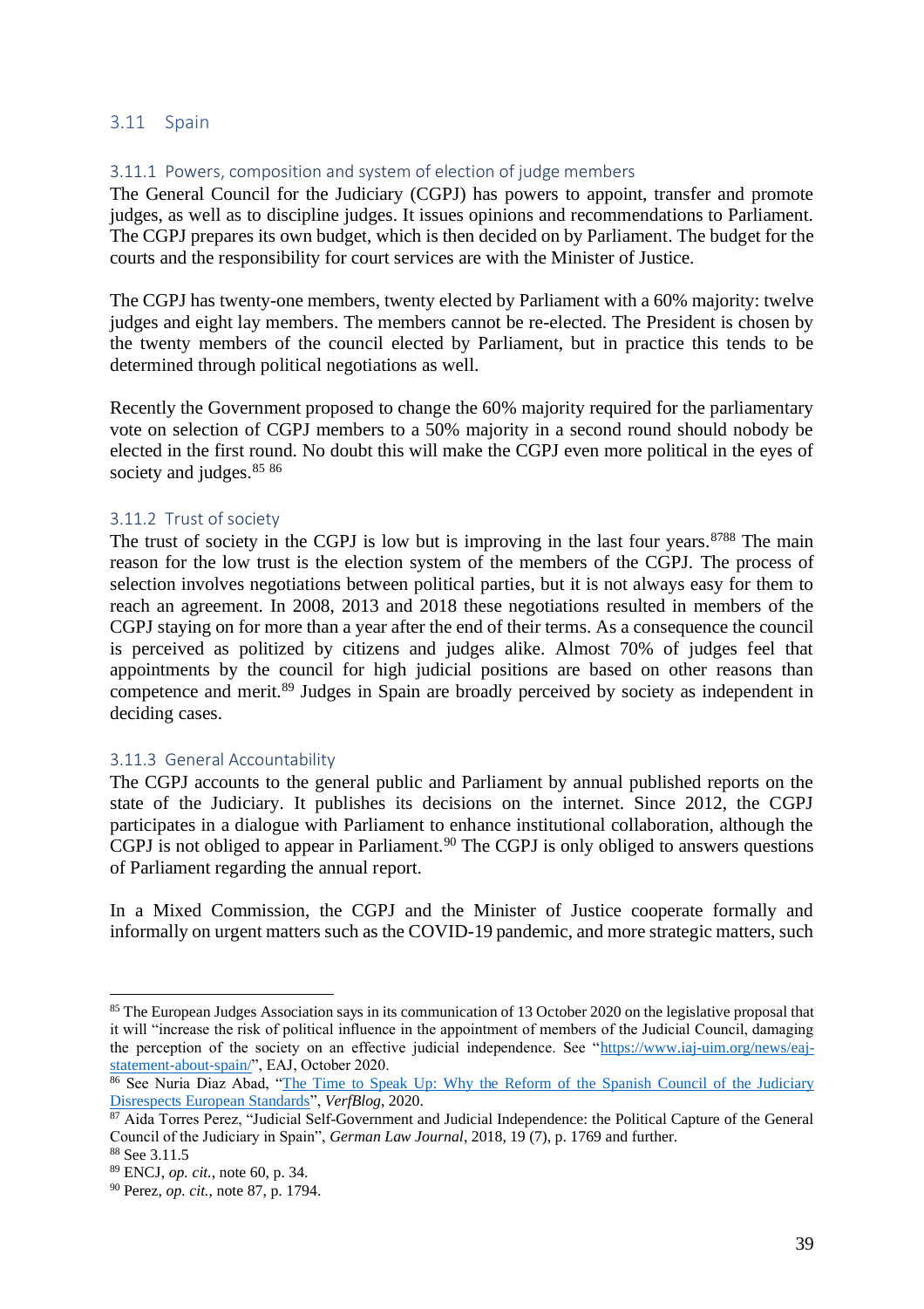## 3.11 Spain

### 3.11.1 Powers, composition and system of election of judge members

The General Council for the Judiciary (CGPJ) has powers to appoint, transfer and promote judges, as well as to discipline judges. It issues opinions and recommendations to Parliament. The CGPJ prepares its own budget, which is then decided on by Parliament. The budget for the courts and the responsibility for court services are with the Minister of Justice.

The CGPJ has twenty-one members, twenty elected by Parliament with a 60% majority: twelve judges and eight lay members. The members cannot be re-elected. The President is chosen by the twenty members of the council elected by Parliament, but in practice this tends to be determined through political negotiations as well.

Recently the Government proposed to change the 60% majority required for the parliamentary vote on selection of CGPJ members to a 50% majority in a second round should nobody be elected in the first round. No doubt this will make the CGPJ even more political in the eyes of society and judges.[85] [86]

### 3.11.2 Trust of society

The trust of society in the CGPJ is low but is improving in the last four years.[87][88] The main reason for the low trust is the election system of the members of the CGPJ. The process of selection involves negotiations between political parties, but it is not always easy for them to reach an agreement. In 2008, 2013 and 2018 these negotiations resulted in members of the CGPJ staying on for more than a year after the end of their terms. As a consequence the council is perceived as politized by citizens and judges alike. Almost 70% of judges feel that appointments by the council for high judicial positions are based on other reasons than competence and merit.[89] Judges in Spain are broadly perceived by society as independent in deciding cases.

### 3.11.3 General Accountability

The CGPJ accounts to the general public and Parliament by annual published reports on the state of the Judiciary. It publishes its decisions on the internet. Since 2012, the CGPJ participates in a dialogue with Parliament to enhance institutional collaboration, although the CGPJ is not obliged to appear in Parliament.[90] The CGPJ is only obliged to answers questions of Parliament regarding the annual report.

In a Mixed Commission, the CGPJ and the Minister of Justice cooperate formally and informally on urgent matters such as the COVID-19 pandemic, and more strategic matters, such

---

[85] The European Judges Association says in its communication of 13 October 2020 on the legislative proposal that it will "increase the risk of political influence in the appointment of members of the Judicial Council, damaging the perception of the society on an effective judicial independence. See "https://www.iaj-uim.org/news/eaj-statement-about-spain/", EAJ, October 2020.

[86] See Nuria Diaz Abad, "The Time to Speak Up: Why the Reform of the Spanish Council of the Judiciary Disrespects European Standards", *VerfBlog*, 2020.

[87] Aida Torres Perez, "Judicial Self-Government and Judicial Independence: the Political Capture of the General Council of the Judiciary in Spain", *German Law Journal*, 2018, 19 (7), p. 1769 and further.

[88] See 3.11.5

[89] ENCJ, *op. cit.*, note 60, p. 34.

[90] Perez, *op. cit.*, note 87, p. 1794.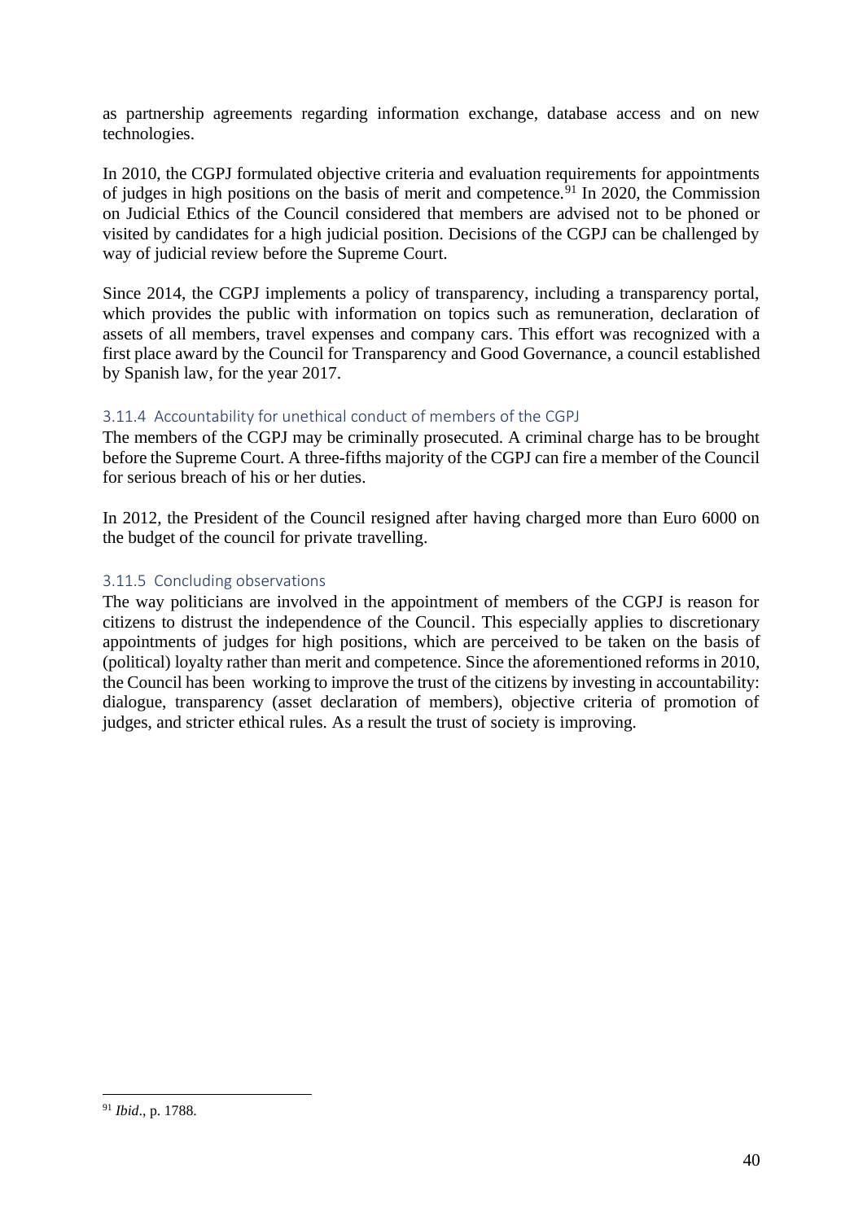as partnership agreements regarding information exchange, database access and on new technologies.

In 2010, the CGPJ formulated objective criteria and evaluation requirements for appointments of judges in high positions on the basis of merit and competence.[91] In 2020, the Commission on Judicial Ethics of the Council considered that members are advised not to be phoned or visited by candidates for a high judicial position. Decisions of the CGPJ can be challenged by way of judicial review before the Supreme Court.

Since 2014, the CGPJ implements a policy of transparency, including a transparency portal, which provides the public with information on topics such as remuneration, declaration of assets of all members, travel expenses and company cars. This effort was recognized with a first place award by the Council for Transparency and Good Governance, a council established by Spanish law, for the year 2017.

### 3.11.4 Accountability for unethical conduct of members of the CGPJ

The members of the CGPJ may be criminally prosecuted. A criminal charge has to be brought before the Supreme Court. A three-fifths majority of the CGPJ can fire a member of the Council for serious breach of his or her duties.

In 2012, the President of the Council resigned after having charged more than Euro 6000 on the budget of the council for private travelling.

### 3.11.5 Concluding observations

The way politicians are involved in the appointment of members of the CGPJ is reason for citizens to distrust the independence of the Council. This especially applies to discretionary appointments of judges for high positions, which are perceived to be taken on the basis of (political) loyalty rather than merit and competence. Since the aforementioned reforms in 2010, the Council has been working to improve the trust of the citizens by investing in accountability: dialogue, transparency (asset declaration of members), objective criteria of promotion of judges, and stricter ethical rules. As a result the trust of society is improving.

---

[91] *Ibid*., p. 1788.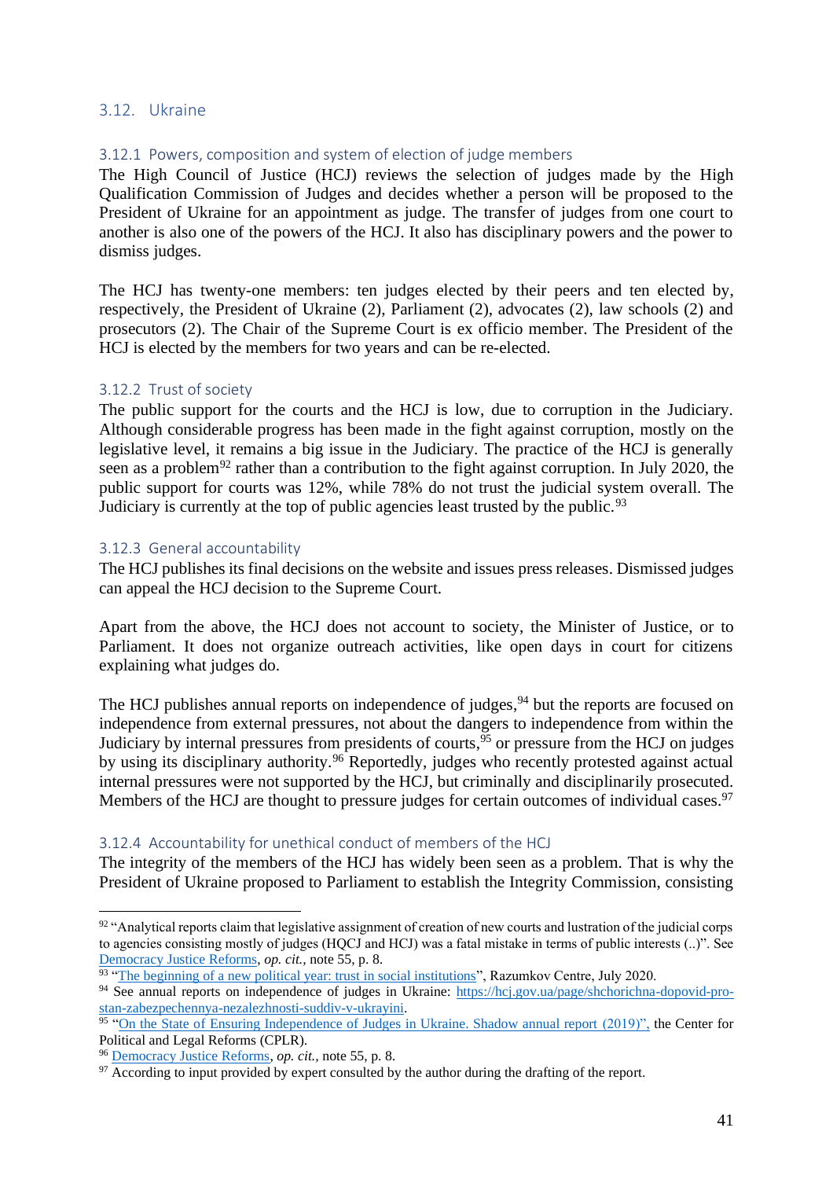## 3.12. Ukraine

### 3.12.1 Powers, composition and system of election of judge members

The High Council of Justice (HCJ) reviews the selection of judges made by the High Qualification Commission of Judges and decides whether a person will be proposed to the President of Ukraine for an appointment as judge. The transfer of judges from one court to another is also one of the powers of the HCJ. It also has disciplinary powers and the power to dismiss judges.

The HCJ has twenty-one members: ten judges elected by their peers and ten elected by, respectively, the President of Ukraine (2), Parliament (2), advocates (2), law schools (2) and prosecutors (2). The Chair of the Supreme Court is ex officio member. The President of the HCJ is elected by the members for two years and can be re-elected.

### 3.12.2 Trust of society

The public support for the courts and the HCJ is low, due to corruption in the Judiciary. Although considerable progress has been made in the fight against corruption, mostly on the legislative level, it remains a big issue in the Judiciary. The practice of the HCJ is generally seen as a problem[92] rather than a contribution to the fight against corruption. In July 2020, the public support for courts was 12%, while 78% do not trust the judicial system overall. The Judiciary is currently at the top of public agencies least trusted by the public.[93]

### 3.12.3 General accountability

The HCJ publishes its final decisions on the website and issues press releases. Dismissed judges can appeal the HCJ decision to the Supreme Court.

Apart from the above, the HCJ does not account to society, the Minister of Justice, or to Parliament. It does not organize outreach activities, like open days in court for citizens explaining what judges do.

The HCJ publishes annual reports on independence of judges,[94] but the reports are focused on independence from external pressures, not about the dangers to independence from within the Judiciary by internal pressures from presidents of courts,[95] or pressure from the HCJ on judges by using its disciplinary authority.[96] Reportedly, judges who recently protested against actual internal pressures were not supported by the HCJ, but criminally and disciplinarily prosecuted. Members of the HCJ are thought to pressure judges for certain outcomes of individual cases.[97]

### 3.12.4 Accountability for unethical conduct of members of the HCJ

The integrity of the members of the HCJ has widely been seen as a problem. That is why the President of Ukraine proposed to Parliament to establish the Integrity Commission, consisting

---

[92] "Analytical reports claim that legislative assignment of creation of new courts and lustration of the judicial corps to agencies consisting mostly of judges (HQCJ and HCJ) was a fatal mistake in terms of public interests (..)". See Democracy Justice Reforms, *op. cit.*, note 55, p. 8.

[93] "The beginning of a new political year: trust in social institutions", Razumkov Centre, July 2020.

[94] See annual reports on independence of judges in Ukraine: https://hcj.gov.ua/page/shchorichna-dopovid-pro-stan-zabezpechennya-nezalezhnosti-suddiv-v-ukrayini.

[95] "On the State of Ensuring Independence of Judges in Ukraine. Shadow annual report (2019)", the Center for Political and Legal Reforms (CPLR).

[96] Democracy Justice Reforms, *op. cit.*, note 55, p. 8.

[97] According to input provided by expert consulted by the author during the drafting of the report.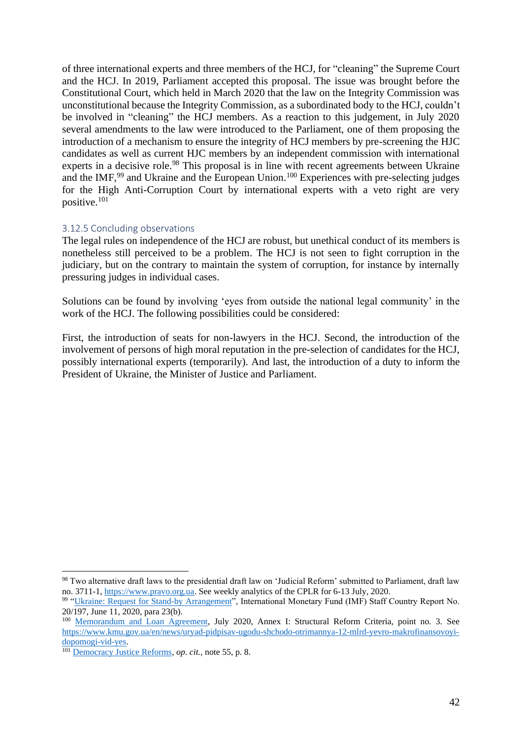of three international experts and three members of the HCJ, for "cleaning" the Supreme Court and the HCJ. In 2019, Parliament accepted this proposal. The issue was brought before the Constitutional Court, which held in March 2020 that the law on the Integrity Commission was unconstitutional because the Integrity Commission, as a subordinated body to the HCJ, couldn't be involved in "cleaning" the HCJ members. As a reaction to this judgement, in July 2020 several amendments to the law were introduced to the Parliament, one of them proposing the introduction of a mechanism to ensure the integrity of HCJ members by pre-screening the HJC candidates as well as current HJC members by an independent commission with international experts in a decisive role.[98] This proposal is in line with recent agreements between Ukraine and the IMF,[99] and Ukraine and the European Union.[100] Experiences with pre-selecting judges for the High Anti-Corruption Court by international experts with a veto right are very positive.[101]

### 3.12.5 Concluding observations

The legal rules on independence of the HCJ are robust, but unethical conduct of its members is nonetheless still perceived to be a problem. The HCJ is not seen to fight corruption in the judiciary, but on the contrary to maintain the system of corruption, for instance by internally pressuring judges in individual cases.

Solutions can be found by involving 'eyes from outside the national legal community' in the work of the HCJ. The following possibilities could be considered:

First, the introduction of seats for non-lawyers in the HCJ. Second, the introduction of the involvement of persons of high moral reputation in the pre-selection of candidates for the HCJ, possibly international experts (temporarily). And last, the introduction of a duty to inform the President of Ukraine, the Minister of Justice and Parliament.

---

[98] Two alternative draft laws to the presidential draft law on 'Judicial Reform' submitted to Parliament, draft law no. 3711-1, https://www.pravo.org.ua. See weekly analytics of the CPLR for 6-13 July, 2020.

[99] "Ukraine: Request for Stand-by Arrangement", International Monetary Fund (IMF) Staff Country Report No. 20/197, June 11, 2020, para 23(b).

[100] Memorandum and Loan Agreement, July 2020, Annex I: Structural Reform Criteria, point no. 3. See https://www.kmu.gov.ua/en/news/uryad-pidpisav-ugodu-shchodo-otrimannya-12-mlrd-yevro-makrofinansovoyi-dopomogi-vid-yes.

[101] Democracy Justice Reforms, *op. cit.*, note 55, p. 8.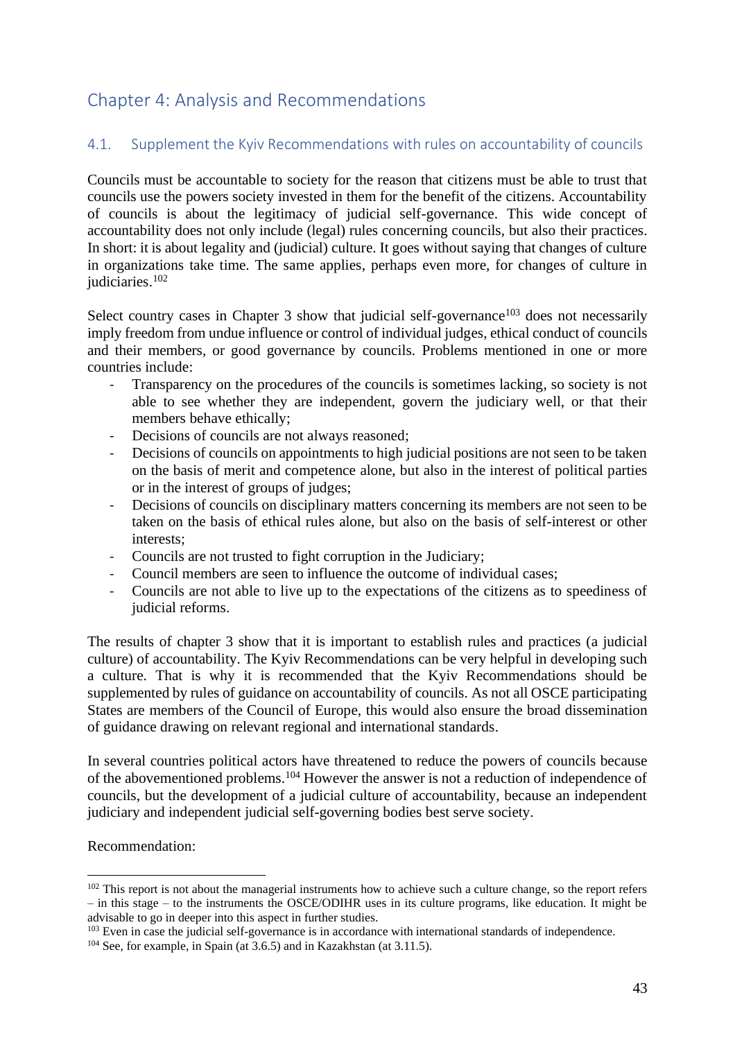# Chapter 4: Analysis and Recommendations

## 4.1. Supplement the Kyiv Recommendations with rules on accountability of councils

Councils must be accountable to society for the reason that citizens must be able to trust that councils use the powers society invested in them for the benefit of the citizens. Accountability of councils is about the legitimacy of judicial self-governance. This wide concept of accountability does not only include (legal) rules concerning councils, but also their practices. In short: it is about legality and (judicial) culture. It goes without saying that changes of culture in organizations take time. The same applies, perhaps even more, for changes of culture in judiciaries.[102]

Select country cases in Chapter 3 show that judicial self-governance[103] does not necessarily imply freedom from undue influence or control of individual judges, ethical conduct of councils and their members, or good governance by councils. Problems mentioned in one or more countries include:

- Transparency on the procedures of the councils is sometimes lacking, so society is not able to see whether they are independent, govern the judiciary well, or that their members behave ethically;
- Decisions of councils are not always reasoned;
- Decisions of councils on appointments to high judicial positions are not seen to be taken on the basis of merit and competence alone, but also in the interest of political parties or in the interest of groups of judges;
- Decisions of councils on disciplinary matters concerning its members are not seen to be taken on the basis of ethical rules alone, but also on the basis of self-interest or other interests;
- Councils are not trusted to fight corruption in the Judiciary;
- Council members are seen to influence the outcome of individual cases;
- Councils are not able to live up to the expectations of the citizens as to speediness of judicial reforms.

The results of chapter 3 show that it is important to establish rules and practices (a judicial culture) of accountability. The Kyiv Recommendations can be very helpful in developing such a culture. That is why it is recommended that the Kyiv Recommendations should be supplemented by rules of guidance on accountability of councils. As not all OSCE participating States are members of the Council of Europe, this would also ensure the broad dissemination of guidance drawing on relevant regional and international standards.

In several countries political actors have threatened to reduce the powers of councils because of the abovementioned problems.[104] However the answer is not a reduction of independence of councils, but the development of a judicial culture of accountability, because an independent judiciary and independent judicial self-governing bodies best serve society.

Recommendation:

---

[102] This report is not about the managerial instruments how to achieve such a culture change, so the report refers – in this stage – to the instruments the OSCE/ODIHR uses in its culture programs, like education. It might be advisable to go in deeper into this aspect in further studies.

[103] Even in case the judicial self-governance is in accordance with international standards of independence.

[104] See, for example, in Spain (at 3.6.5) and in Kazakhstan (at 3.11.5).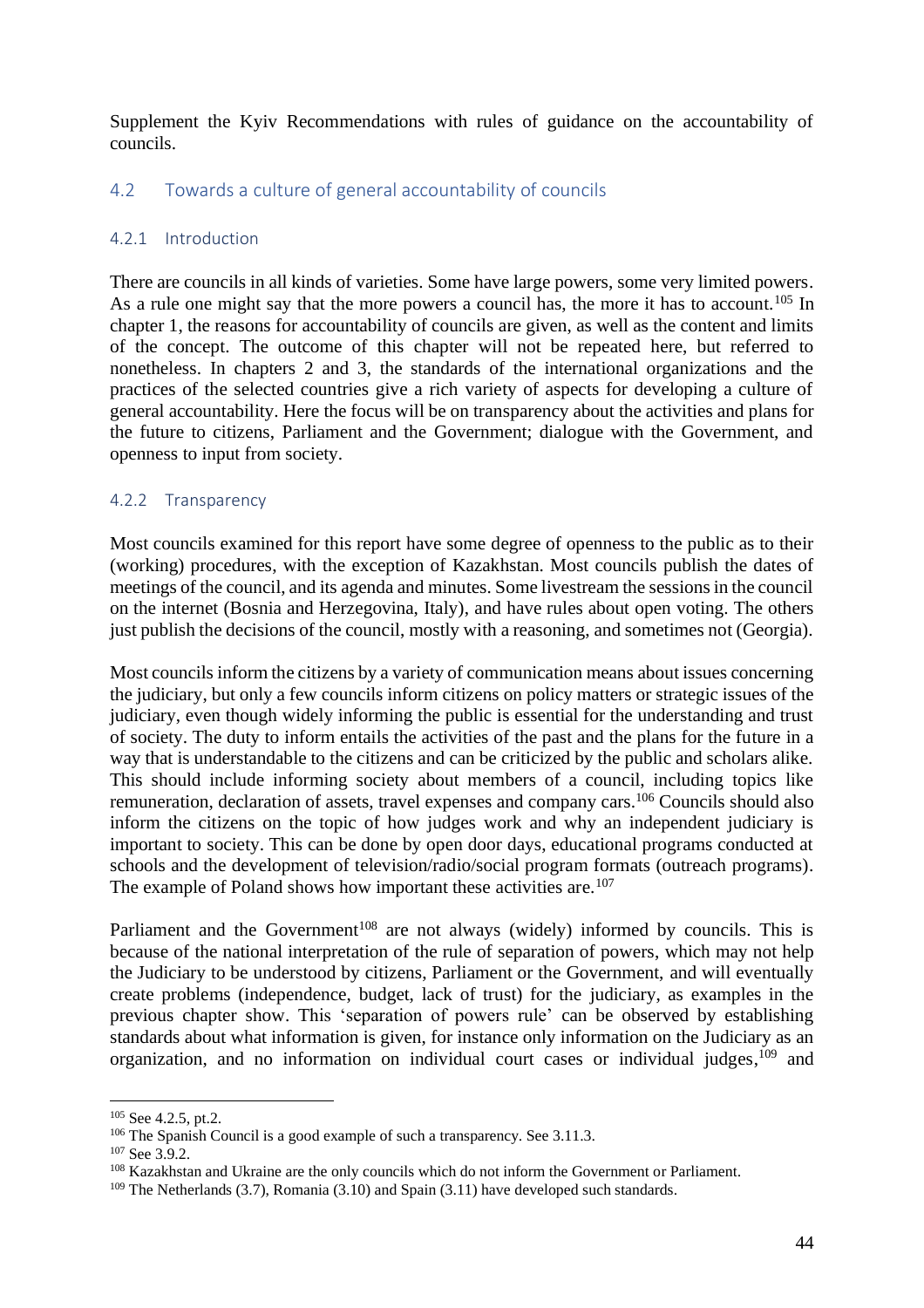Supplement the Kyiv Recommendations with rules of guidance on the accountability of councils.

## 4.2 Towards a culture of general accountability of councils

### 4.2.1 Introduction

There are councils in all kinds of varieties. Some have large powers, some very limited powers. As a rule one might say that the more powers a council has, the more it has to account.[105] In chapter 1, the reasons for accountability of councils are given, as well as the content and limits of the concept. The outcome of this chapter will not be repeated here, but referred to nonetheless. In chapters 2 and 3, the standards of the international organizations and the practices of the selected countries give a rich variety of aspects for developing a culture of general accountability. Here the focus will be on transparency about the activities and plans for the future to citizens, Parliament and the Government; dialogue with the Government, and openness to input from society.

### 4.2.2 Transparency

Most councils examined for this report have some degree of openness to the public as to their (working) procedures, with the exception of Kazakhstan. Most councils publish the dates of meetings of the council, and its agenda and minutes. Some livestream the sessions in the council on the internet (Bosnia and Herzegovina, Italy), and have rules about open voting. The others just publish the decisions of the council, mostly with a reasoning, and sometimes not (Georgia).

Most councils inform the citizens by a variety of communication means about issues concerning the judiciary, but only a few councils inform citizens on policy matters or strategic issues of the judiciary, even though widely informing the public is essential for the understanding and trust of society. The duty to inform entails the activities of the past and the plans for the future in a way that is understandable to the citizens and can be criticized by the public and scholars alike. This should include informing society about members of a council, including topics like remuneration, declaration of assets, travel expenses and company cars.[106] Councils should also inform the citizens on the topic of how judges work and why an independent judiciary is important to society. This can be done by open door days, educational programs conducted at schools and the development of television/radio/social program formats (outreach programs). The example of Poland shows how important these activities are.[107]

Parliament and the Government[108] are not always (widely) informed by councils. This is because of the national interpretation of the rule of separation of powers, which may not help the Judiciary to be understood by citizens, Parliament or the Government, and will eventually create problems (independence, budget, lack of trust) for the judiciary, as examples in the previous chapter show. This 'separation of powers rule' can be observed by establishing standards about what information is given, for instance only information on the Judiciary as an organization, and no information on individual court cases or individual judges,[109] and

---

[105] See 4.2.5, pt.2.

[106] The Spanish Council is a good example of such a transparency. See 3.11.3.

[107] See 3.9.2.

[108] Kazakhstan and Ukraine are the only councils which do not inform the Government or Parliament.

[109] The Netherlands (3.7), Romania (3.10) and Spain (3.11) have developed such standards.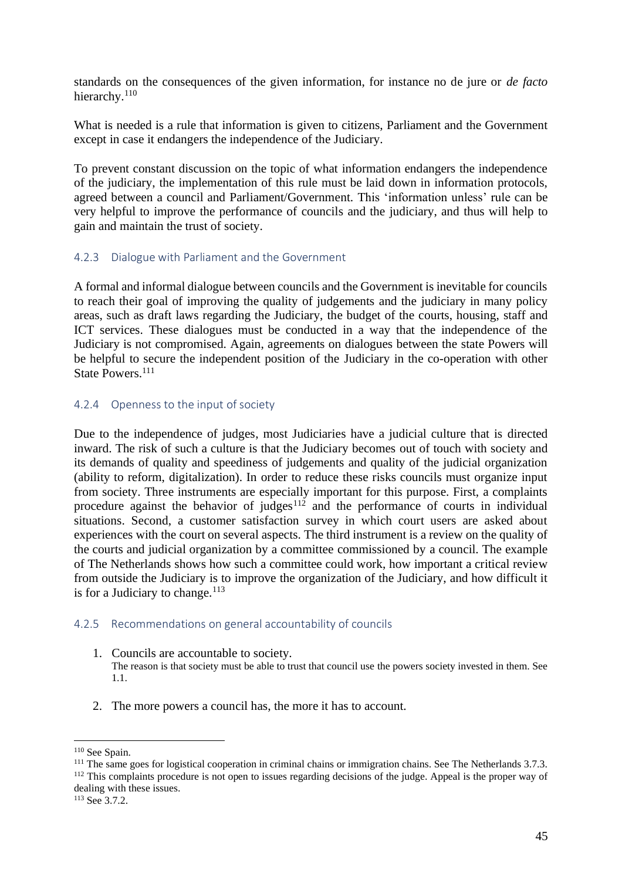standards on the consequences of the given information, for instance no de jure or *de facto* hierarchy.[110]

What is needed is a rule that information is given to citizens, Parliament and the Government except in case it endangers the independence of the Judiciary.

To prevent constant discussion on the topic of what information endangers the independence of the judiciary, the implementation of this rule must be laid down in information protocols, agreed between a council and Parliament/Government. This 'information unless' rule can be very helpful to improve the performance of councils and the judiciary, and thus will help to gain and maintain the trust of society.

#### 4.2.3 Dialogue with Parliament and the Government

A formal and informal dialogue between councils and the Government is inevitable for councils to reach their goal of improving the quality of judgements and the judiciary in many policy areas, such as draft laws regarding the Judiciary, the budget of the courts, housing, staff and ICT services. These dialogues must be conducted in a way that the independence of the Judiciary is not compromised. Again, agreements on dialogues between the state Powers will be helpful to secure the independent position of the Judiciary in the co-operation with other State Powers.[111]

#### 4.2.4 Openness to the input of society

Due to the independence of judges, most Judiciaries have a judicial culture that is directed inward. The risk of such a culture is that the Judiciary becomes out of touch with society and its demands of quality and speediness of judgements and quality of the judicial organization (ability to reform, digitalization). In order to reduce these risks councils must organize input from society. Three instruments are especially important for this purpose. First, a complaints procedure against the behavior of judges[112] and the performance of courts in individual situations. Second, a customer satisfaction survey in which court users are asked about experiences with the court on several aspects. The third instrument is a review on the quality of the courts and judicial organization by a committee commissioned by a council. The example of The Netherlands shows how such a committee could work, how important a critical review from outside the Judiciary is to improve the organization of the Judiciary, and how difficult it is for a Judiciary to change.[113]

#### 4.2.5 Recommendations on general accountability of councils

1. Councils are accountable to society.
   The reason is that society must be able to trust that council use the powers society invested in them. See 1.1.

2. The more powers a council has, the more it has to account.

---

[110] See Spain.

[111] The same goes for logistical cooperation in criminal chains or immigration chains. See The Netherlands 3.7.3.

[112] This complaints procedure is not open to issues regarding decisions of the judge. Appeal is the proper way of dealing with these issues.

[113] See 3.7.2.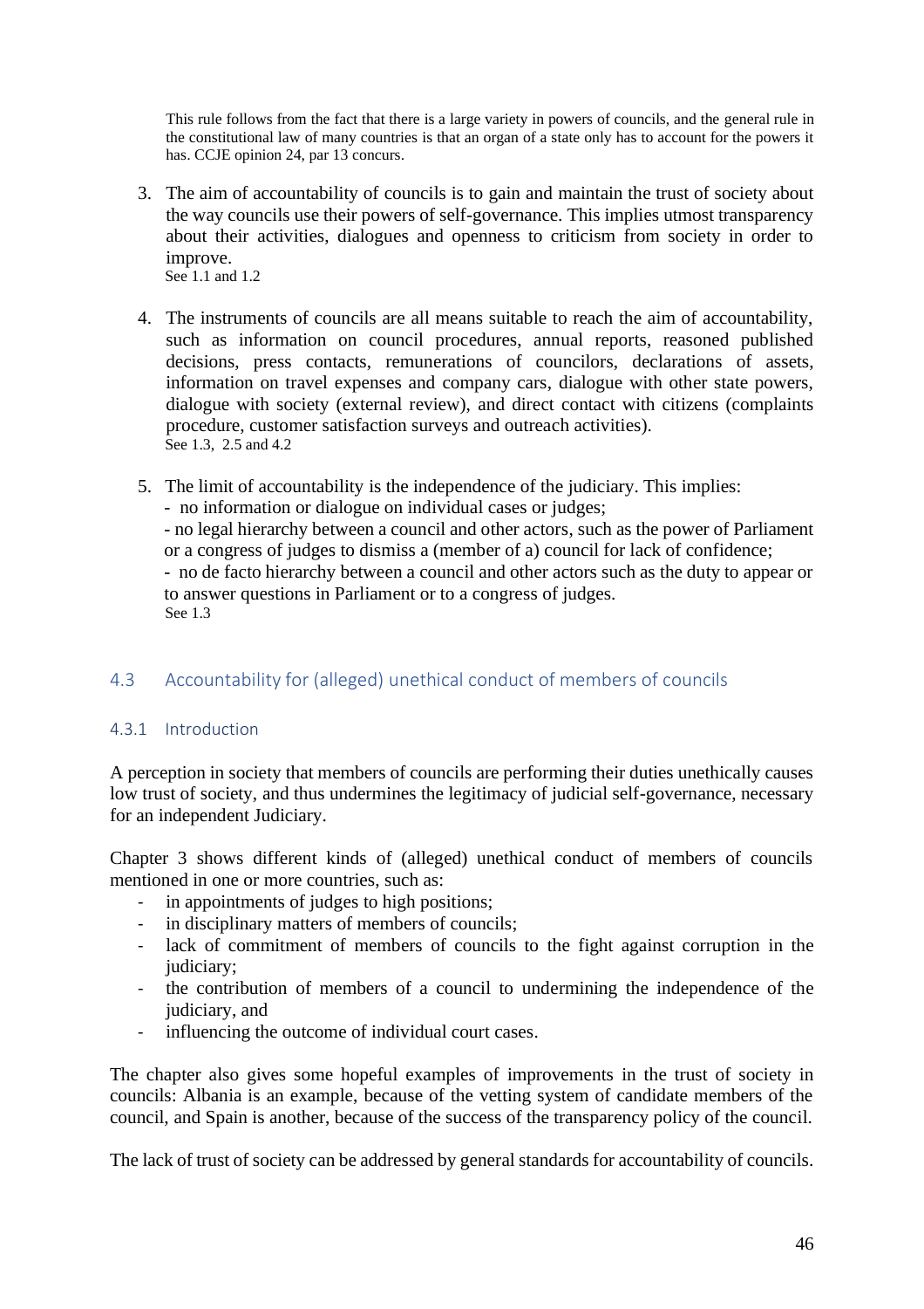This rule follows from the fact that there is a large variety in powers of councils, and the general rule in the constitutional law of many countries is that an organ of a state only has to account for the powers it has. CCJE opinion 24, par 13 concurs.

3. The aim of accountability of councils is to gain and maintain the trust of society about the way councils use their powers of self-governance. This implies utmost transparency about their activities, dialogues and openness to criticism from society in order to improve.
   See 1.1 and 1.2

4. The instruments of councils are all means suitable to reach the aim of accountability, such as information on council procedures, annual reports, reasoned published decisions, press contacts, remunerations of councilors, declarations of assets, information on travel expenses and company cars, dialogue with other state powers, dialogue with society (external review), and direct contact with citizens (complaints procedure, customer satisfaction surveys and outreach activities).
   See 1.3, 2.5 and 4.2

5. The limit of accountability is the independence of the judiciary. This implies:
   - no information or dialogue on individual cases or judges;
   - no legal hierarchy between a council and other actors, such as the power of Parliament or a congress of judges to dismiss a (member of a) council for lack of confidence;
   - no de facto hierarchy between a council and other actors such as the duty to appear or to answer questions in Parliament or to a congress of judges.
   See 1.3

## 4.3 Accountability for (alleged) unethical conduct of members of councils

### 4.3.1 Introduction

A perception in society that members of councils are performing their duties unethically causes low trust of society, and thus undermines the legitimacy of judicial self-governance, necessary for an independent Judiciary.

Chapter 3 shows different kinds of (alleged) unethical conduct of members of councils mentioned in one or more countries, such as:

- in appointments of judges to high positions;
- in disciplinary matters of members of councils;
- lack of commitment of members of councils to the fight against corruption in the judiciary;
- the contribution of members of a council to undermining the independence of the judiciary, and
- influencing the outcome of individual court cases.

The chapter also gives some hopeful examples of improvements in the trust of society in councils: Albania is an example, because of the vetting system of candidate members of the council, and Spain is another, because of the success of the transparency policy of the council.

The lack of trust of society can be addressed by general standards for accountability of councils.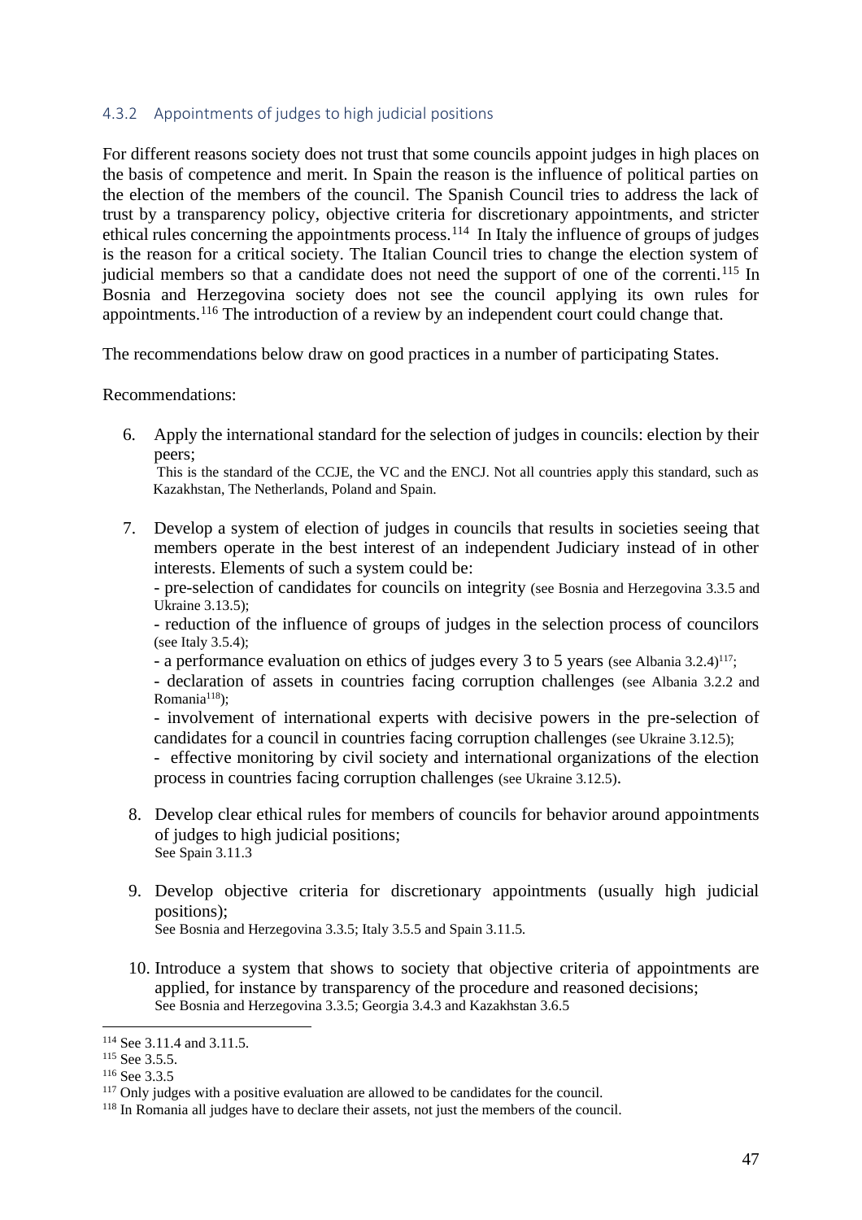### 4.3.2 Appointments of judges to high judicial positions

For different reasons society does not trust that some councils appoint judges in high places on the basis of competence and merit. In Spain the reason is the influence of political parties on the election of the members of the council. The Spanish Council tries to address the lack of trust by a transparency policy, objective criteria for discretionary appointments, and stricter ethical rules concerning the appointments process.[114] In Italy the influence of groups of judges is the reason for a critical society. The Italian Council tries to change the election system of judicial members so that a candidate does not need the support of one of the correnti.[115] In Bosnia and Herzegovina society does not see the council applying its own rules for appointments.[116] The introduction of a review by an independent court could change that.

The recommendations below draw on good practices in a number of participating States.

Recommendations:

6. Apply the international standard for the selection of judges in councils: election by their peers;
   This is the standard of the CCJE, the VC and the ENCJ. Not all countries apply this standard, such as Kazakhstan, The Netherlands, Poland and Spain.

7. Develop a system of election of judges in councils that results in societies seeing that members operate in the best interest of an independent Judiciary instead of in other interests. Elements of such a system could be:
   - pre-selection of candidates for councils on integrity (see Bosnia and Herzegovina 3.3.5 and Ukraine 3.13.5);
   - reduction of the influence of groups of judges in the selection process of councilors (see Italy 3.5.4);
   - a performance evaluation on ethics of judges every 3 to 5 years (see Albania 3.2.4)[117];
   - declaration of assets in countries facing corruption challenges (see Albania 3.2.2 and Romania[118]);
   - involvement of international experts with decisive powers in the pre-selection of candidates for a council in countries facing corruption challenges (see Ukraine 3.12.5);
   - effective monitoring by civil society and international organizations of the election process in countries facing corruption challenges (see Ukraine 3.12.5).

8. Develop clear ethical rules for members of councils for behavior around appointments of judges to high judicial positions;
   See Spain 3.11.3

9. Develop objective criteria for discretionary appointments (usually high judicial positions);
   See Bosnia and Herzegovina 3.3.5; Italy 3.5.5 and Spain 3.11.5.

10. Introduce a system that shows to society that objective criteria of appointments are applied, for instance by transparency of the procedure and reasoned decisions;
    See Bosnia and Herzegovina 3.3.5; Georgia 3.4.3 and Kazakhstan 3.6.5

---

[114] See 3.11.4 and 3.11.5.

[115] See 3.5.5.

[116] See 3.3.5

[117] Only judges with a positive evaluation are allowed to be candidates for the council.

[118] In Romania all judges have to declare their assets, not just the members of the council.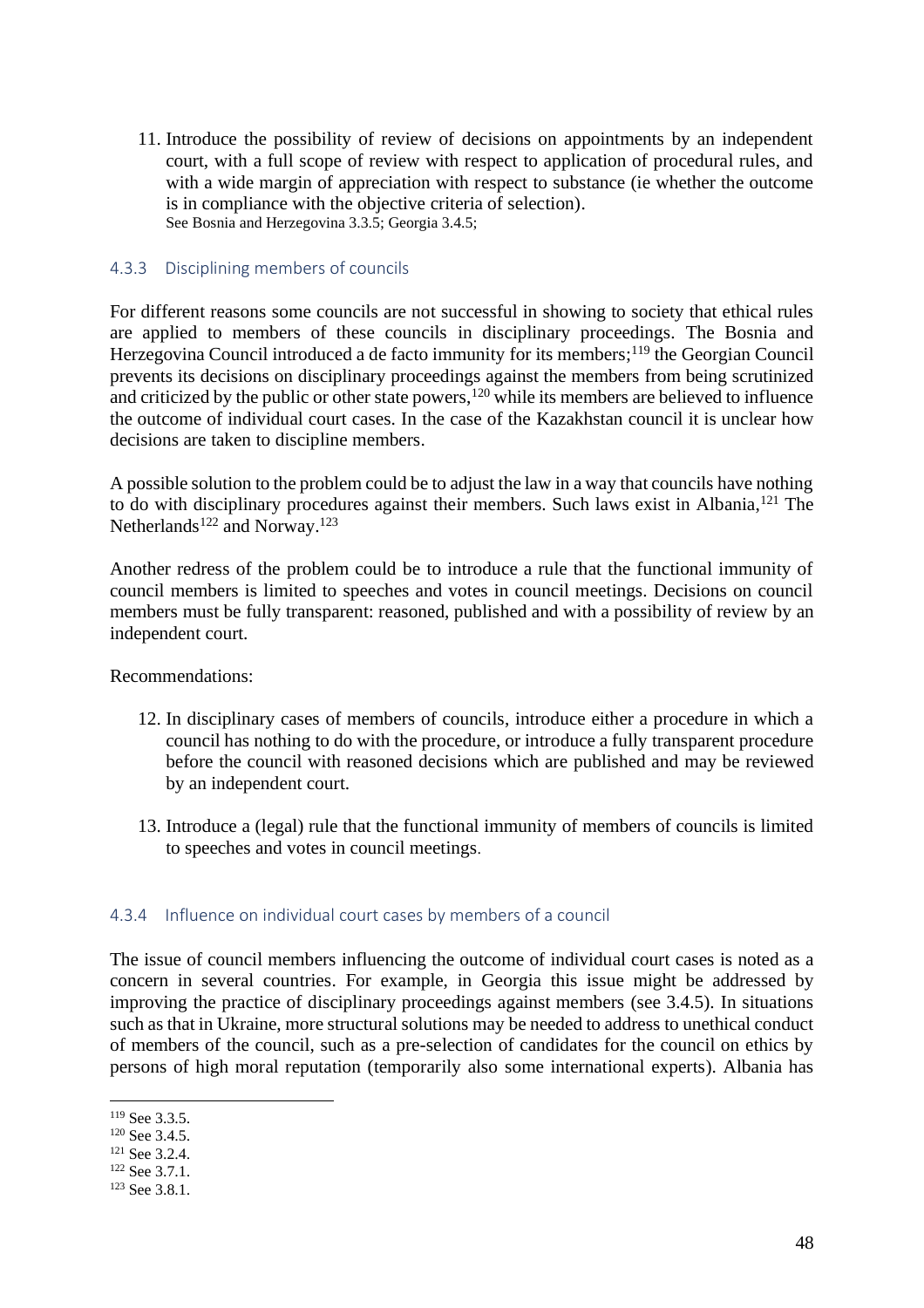11. Introduce the possibility of review of decisions on appointments by an independent court, with a full scope of review with respect to application of procedural rules, and with a wide margin of appreciation with respect to substance (ie whether the outcome is in compliance with the objective criteria of selection).
   See Bosnia and Herzegovina 3.3.5; Georgia 3.4.5;

### 4.3.3 Disciplining members of councils

For different reasons some councils are not successful in showing to society that ethical rules are applied to members of these councils in disciplinary proceedings. The Bosnia and Herzegovina Council introduced a de facto immunity for its members;[119] the Georgian Council prevents its decisions on disciplinary proceedings against the members from being scrutinized and criticized by the public or other state powers,[120] while its members are believed to influence the outcome of individual court cases. In the case of the Kazakhstan council it is unclear how decisions are taken to discipline members.

A possible solution to the problem could be to adjust the law in a way that councils have nothing to do with disciplinary procedures against their members. Such laws exist in Albania,[121] The Netherlands[122] and Norway.[123]

Another redress of the problem could be to introduce a rule that the functional immunity of council members is limited to speeches and votes in council meetings. Decisions on council members must be fully transparent: reasoned, published and with a possibility of review by an independent court.

Recommendations:

12. In disciplinary cases of members of councils, introduce either a procedure in which a council has nothing to do with the procedure, or introduce a fully transparent procedure before the council with reasoned decisions which are published and may be reviewed by an independent court.

13. Introduce a (legal) rule that the functional immunity of members of councils is limited to speeches and votes in council meetings.

### 4.3.4 Influence on individual court cases by members of a council

The issue of council members influencing the outcome of individual court cases is noted as a concern in several countries. For example, in Georgia this issue might be addressed by improving the practice of disciplinary proceedings against members (see 3.4.5). In situations such as that in Ukraine, more structural solutions may be needed to address to unethical conduct of members of the council, such as a pre-selection of candidates for the council on ethics by persons of high moral reputation (temporarily also some international experts). Albania has

[119] See 3.3.5.
[120] See 3.4.5.
[121] See 3.2.4.
[122] See 3.7.1.
[123] See 3.8.1.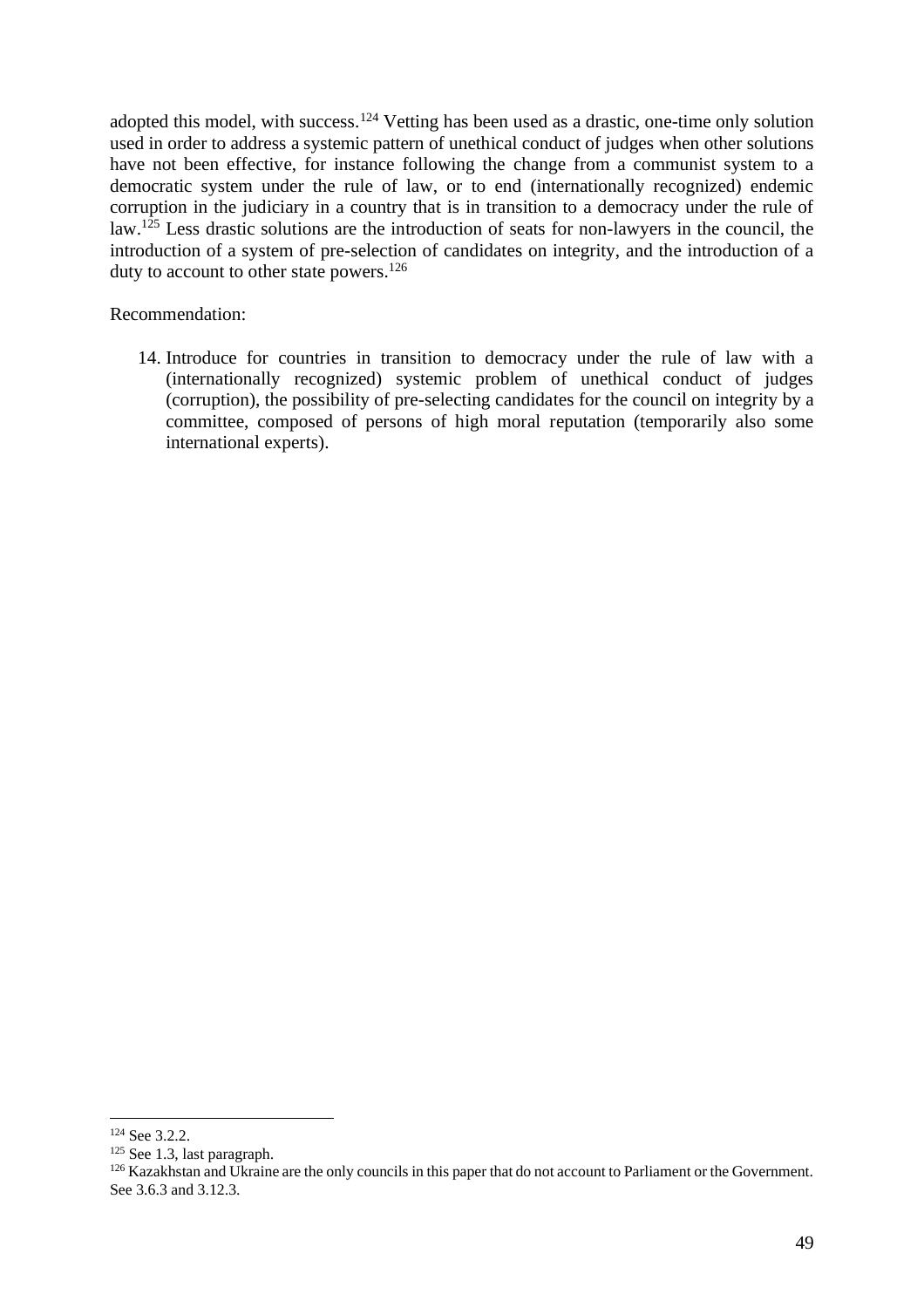adopted this model, with success.[124] Vetting has been used as a drastic, one-time only solution used in order to address a systemic pattern of unethical conduct of judges when other solutions have not been effective, for instance following the change from a communist system to a democratic system under the rule of law, or to end (internationally recognized) endemic corruption in the judiciary in a country that is in transition to a democracy under the rule of law.[125] Less drastic solutions are the introduction of seats for non-lawyers in the council, the introduction of a system of pre-selection of candidates on integrity, and the introduction of a duty to account to other state powers.[126]

Recommendation:

14. Introduce for countries in transition to democracy under the rule of law with a (internationally recognized) systemic problem of unethical conduct of judges (corruption), the possibility of pre-selecting candidates for the council on integrity by a committee, composed of persons of high moral reputation (temporarily also some international experts).

---

[124] See 3.2.2.

[125] See 1.3, last paragraph.

[126] Kazakhstan and Ukraine are the only councils in this paper that do not account to Parliament or the Government. See 3.6.3 and 3.12.3.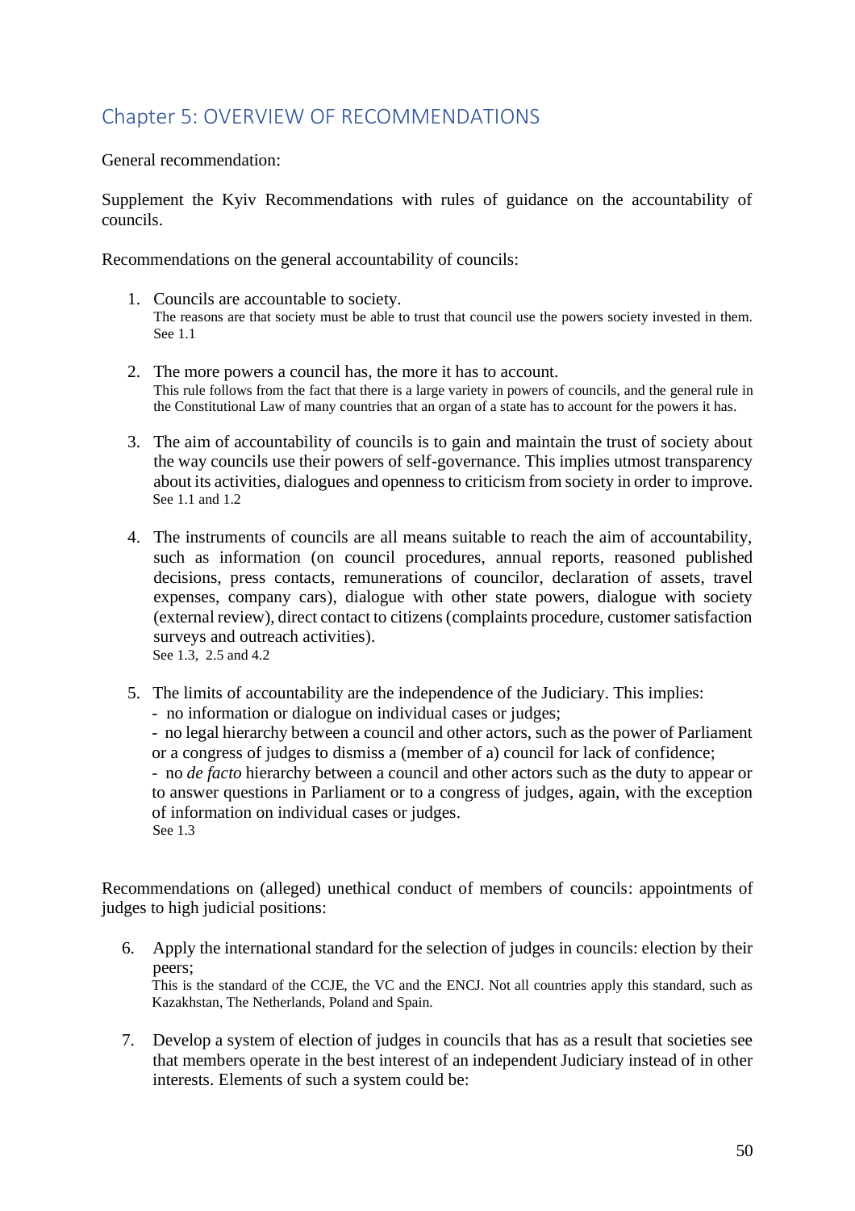## Chapter 5: OVERVIEW OF RECOMMENDATIONS

General recommendation:

Supplement the Kyiv Recommendations with rules of guidance on the accountability of councils.

Recommendations on the general accountability of councils:

1. Councils are accountable to society.
   The reasons are that society must be able to trust that council use the powers society invested in them. See 1.1

2. The more powers a council has, the more it has to account.
   This rule follows from the fact that there is a large variety in powers of councils, and the general rule in the Constitutional Law of many countries that an organ of a state has to account for the powers it has.

3. The aim of accountability of councils is to gain and maintain the trust of society about the way councils use their powers of self-governance. This implies utmost transparency about its activities, dialogues and openness to criticism from society in order to improve.
   See 1.1 and 1.2

4. The instruments of councils are all means suitable to reach the aim of accountability, such as information (on council procedures, annual reports, reasoned published decisions, press contacts, remunerations of councilor, declaration of assets, travel expenses, company cars), dialogue with other state powers, dialogue with society (external review), direct contact to citizens (complaints procedure, customer satisfaction surveys and outreach activities).
   See 1.3, 2.5 and 4.2

5. The limits of accountability are the independence of the Judiciary. This implies:
   - no information or dialogue on individual cases or judges;
   - no legal hierarchy between a council and other actors, such as the power of Parliament or a congress of judges to dismiss a (member of a) council for lack of confidence;
   - no *de facto* hierarchy between a council and other actors such as the duty to appear or to answer questions in Parliament or to a congress of judges, again, with the exception of information on individual cases or judges.
   See 1.3

Recommendations on (alleged) unethical conduct of members of councils: appointments of judges to high judicial positions:

6. Apply the international standard for the selection of judges in councils: election by their peers;
   This is the standard of the CCJE, the VC and the ENCJ. Not all countries apply this standard, such as Kazakhstan, The Netherlands, Poland and Spain.

7. Develop a system of election of judges in councils that has as a result that societies see that members operate in the best interest of an independent Judiciary instead of in other interests. Elements of such a system could be: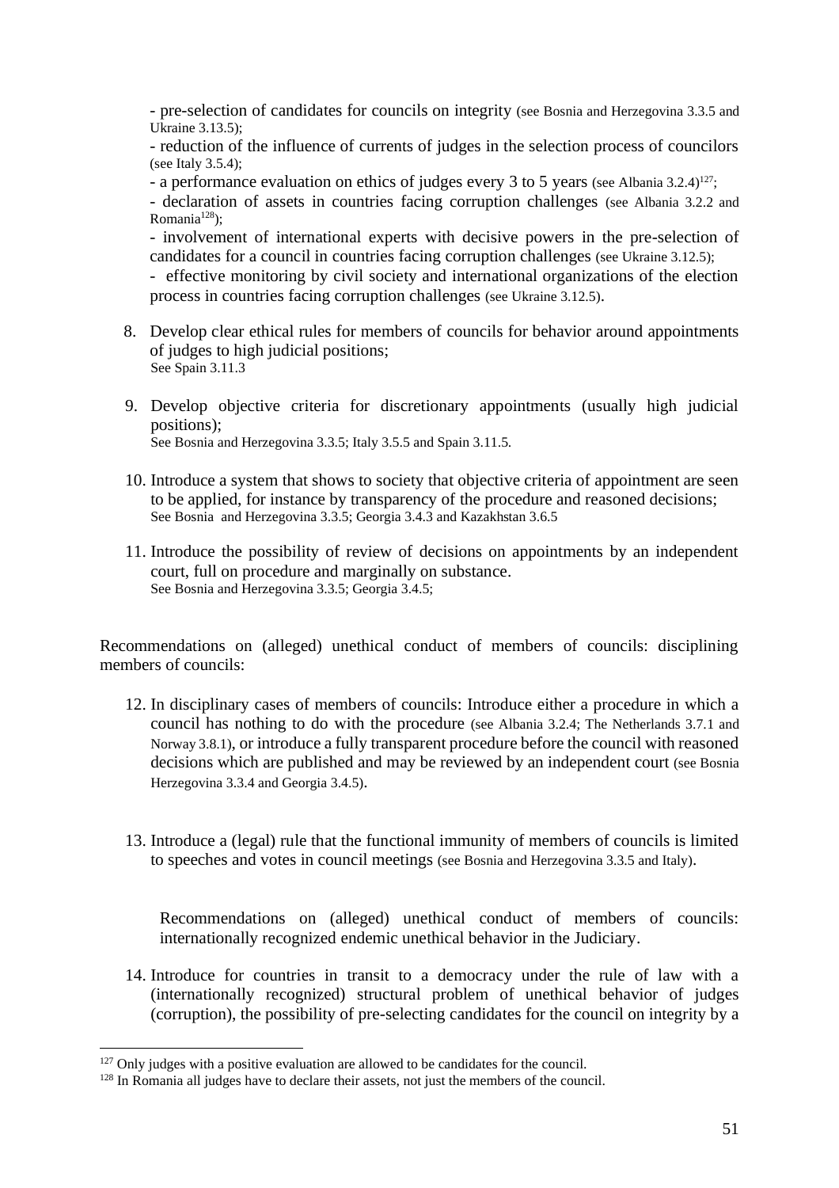- pre-selection of candidates for councils on integrity (see Bosnia and Herzegovina 3.3.5 and Ukraine 3.13.5);
- reduction of the influence of currents of judges in the selection process of councilors (see Italy 3.5.4);
- a performance evaluation on ethics of judges every 3 to 5 years (see Albania 3.2.4)[127];
- declaration of assets in countries facing corruption challenges (see Albania 3.2.2 and Romania[128]);
- involvement of international experts with decisive powers in the pre-selection of candidates for a council in countries facing corruption challenges (see Ukraine 3.12.5);
- effective monitoring by civil society and international organizations of the election process in countries facing corruption challenges (see Ukraine 3.12.5).

8. Develop clear ethical rules for members of councils for behavior around appointments of judges to high judicial positions;
   See Spain 3.11.3

9. Develop objective criteria for discretionary appointments (usually high judicial positions);
   See Bosnia and Herzegovina 3.3.5; Italy 3.5.5 and Spain 3.11.5.

10. Introduce a system that shows to society that objective criteria of appointment are seen to be applied, for instance by transparency of the procedure and reasoned decisions;
    See Bosnia and Herzegovina 3.3.5; Georgia 3.4.3 and Kazakhstan 3.6.5

11. Introduce the possibility of review of decisions on appointments by an independent court, full on procedure and marginally on substance.
    See Bosnia and Herzegovina 3.3.5; Georgia 3.4.5;

Recommendations on (alleged) unethical conduct of members of councils: disciplining members of councils:

12. In disciplinary cases of members of councils: Introduce either a procedure in which a council has nothing to do with the procedure (see Albania 3.2.4; The Netherlands 3.7.1 and Norway 3.8.1), or introduce a fully transparent procedure before the council with reasoned decisions which are published and may be reviewed by an independent court (see Bosnia Herzegovina 3.3.4 and Georgia 3.4.5).

13. Introduce a (legal) rule that the functional immunity of members of councils is limited to speeches and votes in council meetings (see Bosnia and Herzegovina 3.3.5 and Italy).

Recommendations on (alleged) unethical conduct of members of councils: internationally recognized endemic unethical behavior in the Judiciary.

14. Introduce for countries in transit to a democracy under the rule of law with a (internationally recognized) structural problem of unethical behavior of judges (corruption), the possibility of pre-selecting candidates for the council on integrity by a

[127] Only judges with a positive evaluation are allowed to be candidates for the council.

[128] In Romania all judges have to declare their assets, not just the members of the council.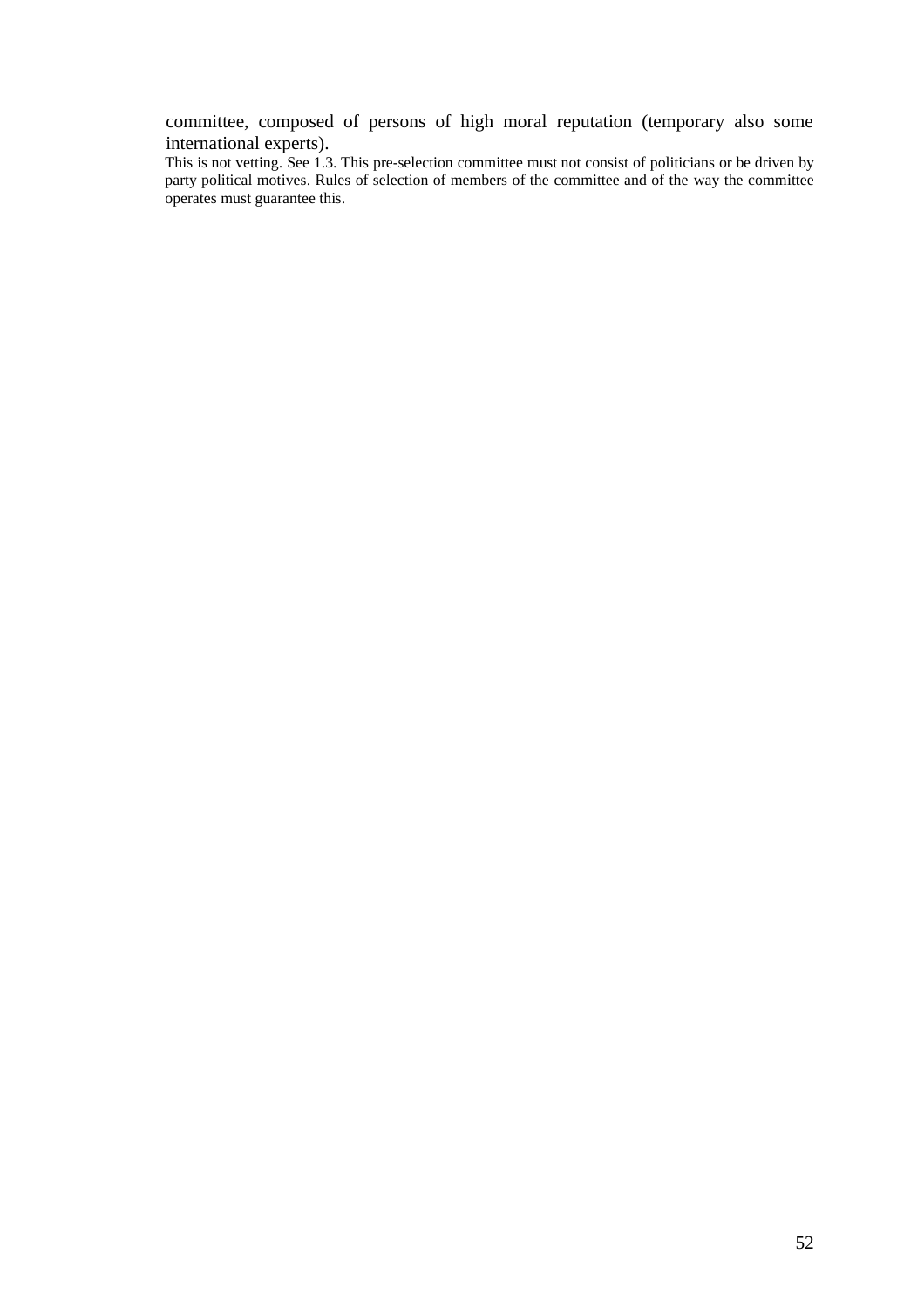committee, composed of persons of high moral reputation (temporary also some international experts).

This is not vetting. See 1.3. This pre-selection committee must not consist of politicians or be driven by party political motives. Rules of selection of members of the committee and of the way the committee operates must guarantee this.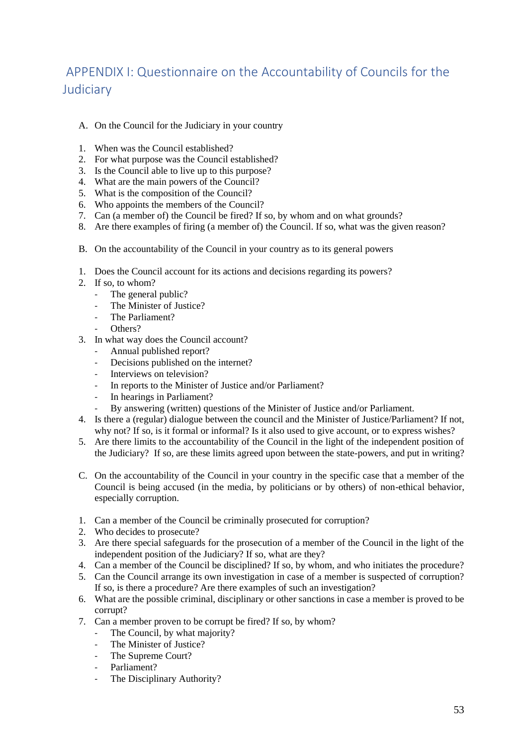# APPENDIX I: Questionnaire on the Accountability of Councils for the Judiciary

A. On the Council for the Judiciary in your country

1. When was the Council established?
2. For what purpose was the Council established?
3. Is the Council able to live up to this purpose?
4. What are the main powers of the Council?
5. What is the composition of the Council?
6. Who appoints the members of the Council?
7. Can (a member of) the Council be fired? If so, by whom and on what grounds?
8. Are there examples of firing (a member of) the Council. If so, what was the given reason?

B. On the accountability of the Council in your country as to its general powers

1. Does the Council account for its actions and decisions regarding its powers?
2. If so, to whom?
   - The general public?
   - The Minister of Justice?
   - The Parliament?
   - Others?
3. In what way does the Council account?
   - Annual published report?
   - Decisions published on the internet?
   - Interviews on television?
   - In reports to the Minister of Justice and/or Parliament?
   - In hearings in Parliament?
   - By answering (written) questions of the Minister of Justice and/or Parliament.
4. Is there a (regular) dialogue between the council and the Minister of Justice/Parliament? If not, why not? If so, is it formal or informal? Is it also used to give account, or to express wishes?
5. Are there limits to the accountability of the Council in the light of the independent position of the Judiciary? If so, are these limits agreed upon between the state-powers, and put in writing?

C. On the accountability of the Council in your country in the specific case that a member of the Council is being accused (in the media, by politicians or by others) of non-ethical behavior, especially corruption.

1. Can a member of the Council be criminally prosecuted for corruption?
2. Who decides to prosecute?
3. Are there special safeguards for the prosecution of a member of the Council in the light of the independent position of the Judiciary? If so, what are they?
4. Can a member of the Council be disciplined? If so, by whom, and who initiates the procedure?
5. Can the Council arrange its own investigation in case of a member is suspected of corruption? If so, is there a procedure? Are there examples of such an investigation?
6. What are the possible criminal, disciplinary or other sanctions in case a member is proved to be corrupt?
7. Can a member proven to be corrupt be fired? If so, by whom?
   - The Council, by what majority?
   - The Minister of Justice?
   - The Supreme Court?
   - Parliament?
   - The Disciplinary Authority?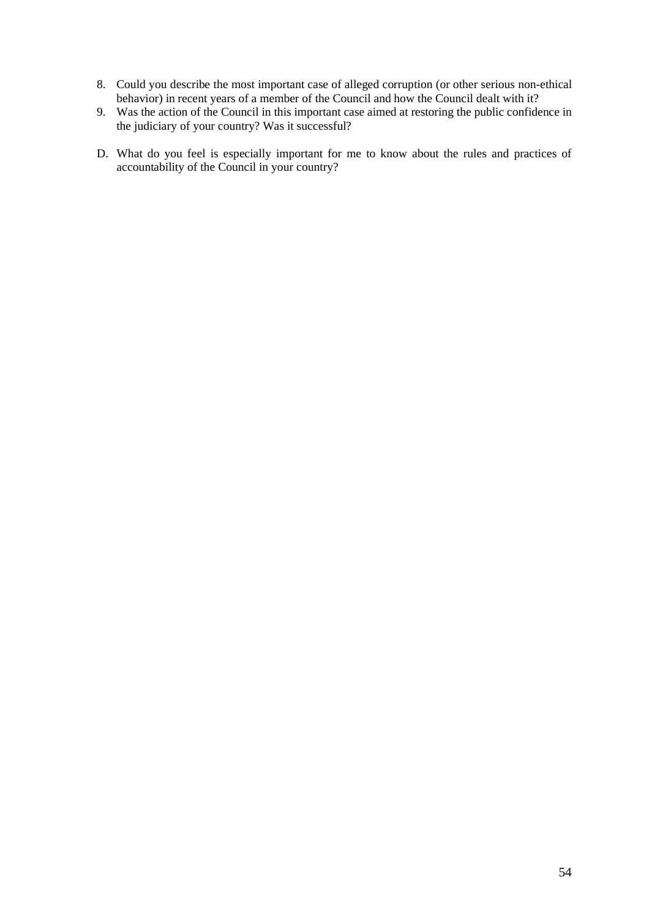8. Could you describe the most important case of alleged corruption (or other serious non-ethical behavior) in recent years of a member of the Council and how the Council dealt with it?
9. Was the action of the Council in this important case aimed at restoring the public confidence in the judiciary of your country? Was it successful?

D. What do you feel is especially important for me to know about the rules and practices of accountability of the Council in your country?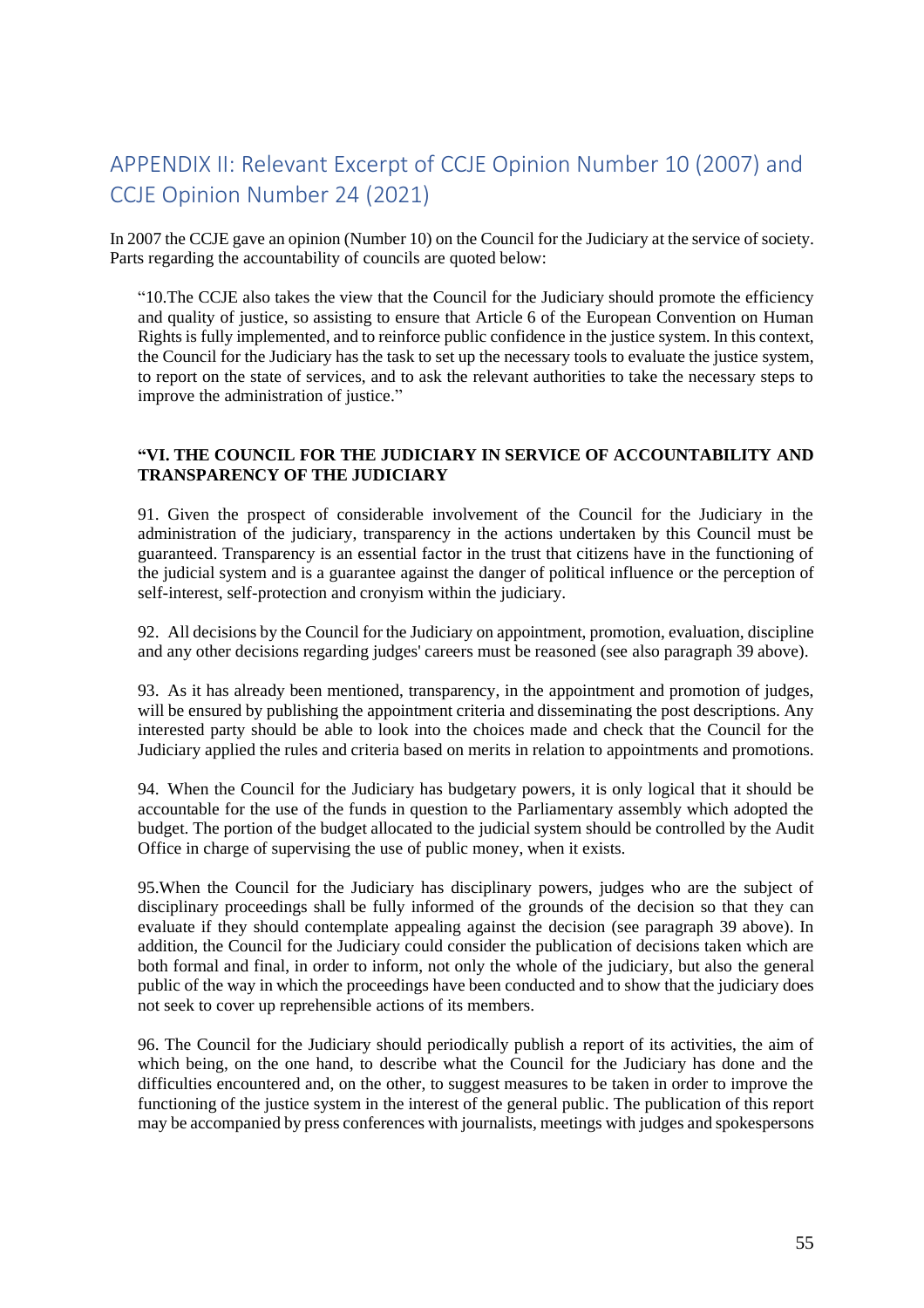# APPENDIX II: Relevant Excerpt of CCJE Opinion Number 10 (2007) and CCJE Opinion Number 24 (2021)

In 2007 the CCJE gave an opinion (Number 10) on the Council for the Judiciary at the service of society. Parts regarding the accountability of councils are quoted below:

> "10.The CCJE also takes the view that the Council for the Judiciary should promote the efficiency and quality of justice, so assisting to ensure that Article 6 of the European Convention on Human Rights is fully implemented, and to reinforce public confidence in the justice system. In this context, the Council for the Judiciary has the task to set up the necessary tools to evaluate the justice system, to report on the state of services, and to ask the relevant authorities to take the necessary steps to improve the administration of justice."

> **"VI. THE COUNCIL FOR THE JUDICIARY IN SERVICE OF ACCOUNTABILITY AND TRANSPARENCY OF THE JUDICIARY**
>
> 91. Given the prospect of considerable involvement of the Council for the Judiciary in the administration of the judiciary, transparency in the actions undertaken by this Council must be guaranteed. Transparency is an essential factor in the trust that citizens have in the functioning of the judicial system and is a guarantee against the danger of political influence or the perception of self-interest, self-protection and cronyism within the judiciary.
>
> 92. All decisions by the Council for the Judiciary on appointment, promotion, evaluation, discipline and any other decisions regarding judges' careers must be reasoned (see also paragraph 39 above).
>
> 93. As it has already been mentioned, transparency, in the appointment and promotion of judges, will be ensured by publishing the appointment criteria and disseminating the post descriptions. Any interested party should be able to look into the choices made and check that the Council for the Judiciary applied the rules and criteria based on merits in relation to appointments and promotions.
>
> 94. When the Council for the Judiciary has budgetary powers, it is only logical that it should be accountable for the use of the funds in question to the Parliamentary assembly which adopted the budget. The portion of the budget allocated to the judicial system should be controlled by the Audit Office in charge of supervising the use of public money, when it exists.
>
> 95.When the Council for the Judiciary has disciplinary powers, judges who are the subject of disciplinary proceedings shall be fully informed of the grounds of the decision so that they can evaluate if they should contemplate appealing against the decision (see paragraph 39 above). In addition, the Council for the Judiciary could consider the publication of decisions taken which are both formal and final, in order to inform, not only the whole of the judiciary, but also the general public of the way in which the proceedings have been conducted and to show that the judiciary does not seek to cover up reprehensible actions of its members.
>
> 96. The Council for the Judiciary should periodically publish a report of its activities, the aim of which being, on the one hand, to describe what the Council for the Judiciary has done and the difficulties encountered and, on the other, to suggest measures to be taken in order to improve the functioning of the justice system in the interest of the general public. The publication of this report may be accompanied by press conferences with journalists, meetings with judges and spokespersons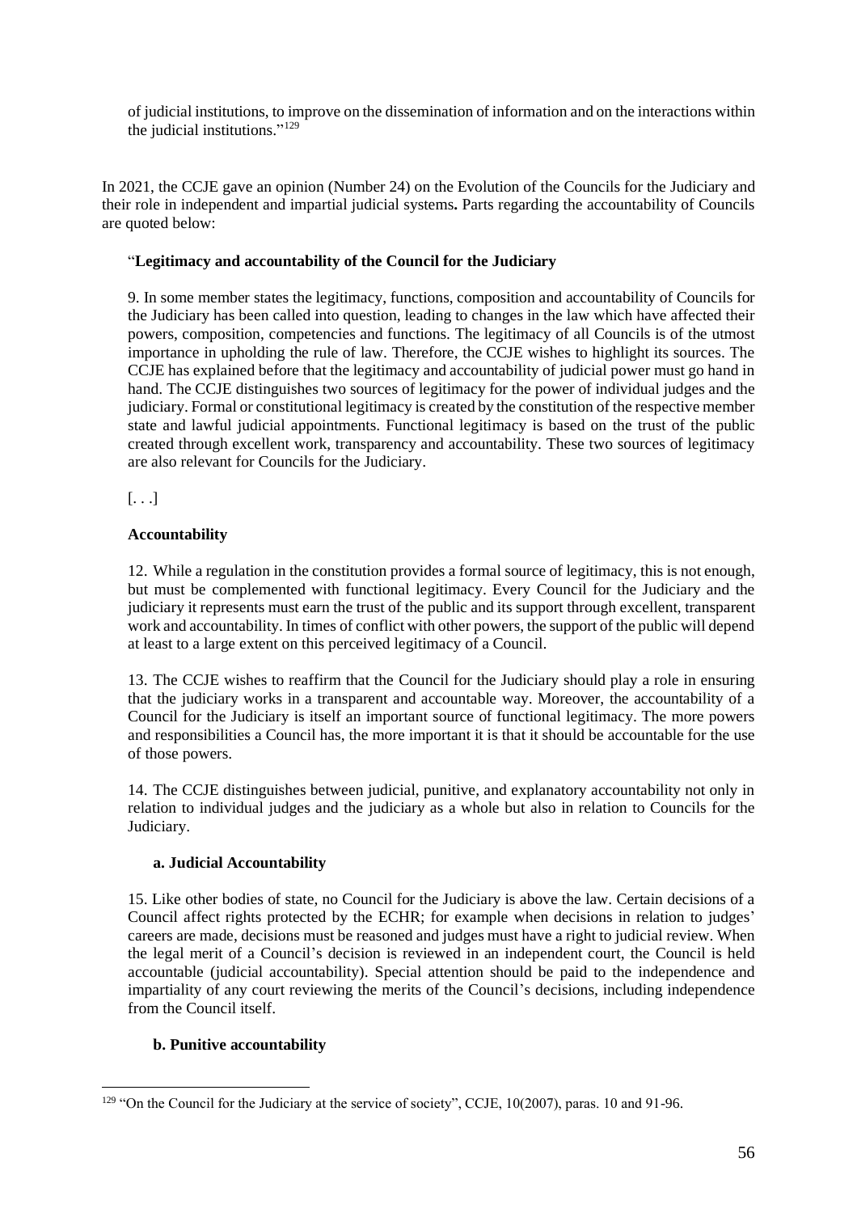of judicial institutions, to improve on the dissemination of information and on the interactions within the judicial institutions."[129]

In 2021, the CCJE gave an opinion (Number 24) on the Evolution of the Councils for the Judiciary and their role in independent and impartial judicial systems**.** Parts regarding the accountability of Councils are quoted below:

"**Legitimacy and accountability of the Council for the Judiciary**

9. In some member states the legitimacy, functions, composition and accountability of Councils for the Judiciary has been called into question, leading to changes in the law which have affected their powers, composition, competencies and functions. The legitimacy of all Councils is of the utmost importance in upholding the rule of law. Therefore, the CCJE wishes to highlight its sources. The CCJE has explained before that the legitimacy and accountability of judicial power must go hand in hand. The CCJE distinguishes two sources of legitimacy for the power of individual judges and the judiciary. Formal or constitutional legitimacy is created by the constitution of the respective member state and lawful judicial appointments. Functional legitimacy is based on the trust of the public created through excellent work, transparency and accountability. These two sources of legitimacy are also relevant for Councils for the Judiciary.

[. . .]

**Accountability**

12. While a regulation in the constitution provides a formal source of legitimacy, this is not enough, but must be complemented with functional legitimacy. Every Council for the Judiciary and the judiciary it represents must earn the trust of the public and its support through excellent, transparent work and accountability. In times of conflict with other powers, the support of the public will depend at least to a large extent on this perceived legitimacy of a Council.

13. The CCJE wishes to reaffirm that the Council for the Judiciary should play a role in ensuring that the judiciary works in a transparent and accountable way. Moreover, the accountability of a Council for the Judiciary is itself an important source of functional legitimacy. The more powers and responsibilities a Council has, the more important it is that it should be accountable for the use of those powers.

14. The CCJE distinguishes between judicial, punitive, and explanatory accountability not only in relation to individual judges and the judiciary as a whole but also in relation to Councils for the Judiciary.

**a. Judicial Accountability**

15. Like other bodies of state, no Council for the Judiciary is above the law. Certain decisions of a Council affect rights protected by the ECHR; for example when decisions in relation to judges' careers are made, decisions must be reasoned and judges must have a right to judicial review. When the legal merit of a Council's decision is reviewed in an independent court, the Council is held accountable (judicial accountability). Special attention should be paid to the independence and impartiality of any court reviewing the merits of the Council's decisions, including independence from the Council itself.

**b. Punitive accountability**

[129] "On the Council for the Judiciary at the service of society", CCJE, 10(2007), paras. 10 and 91-96.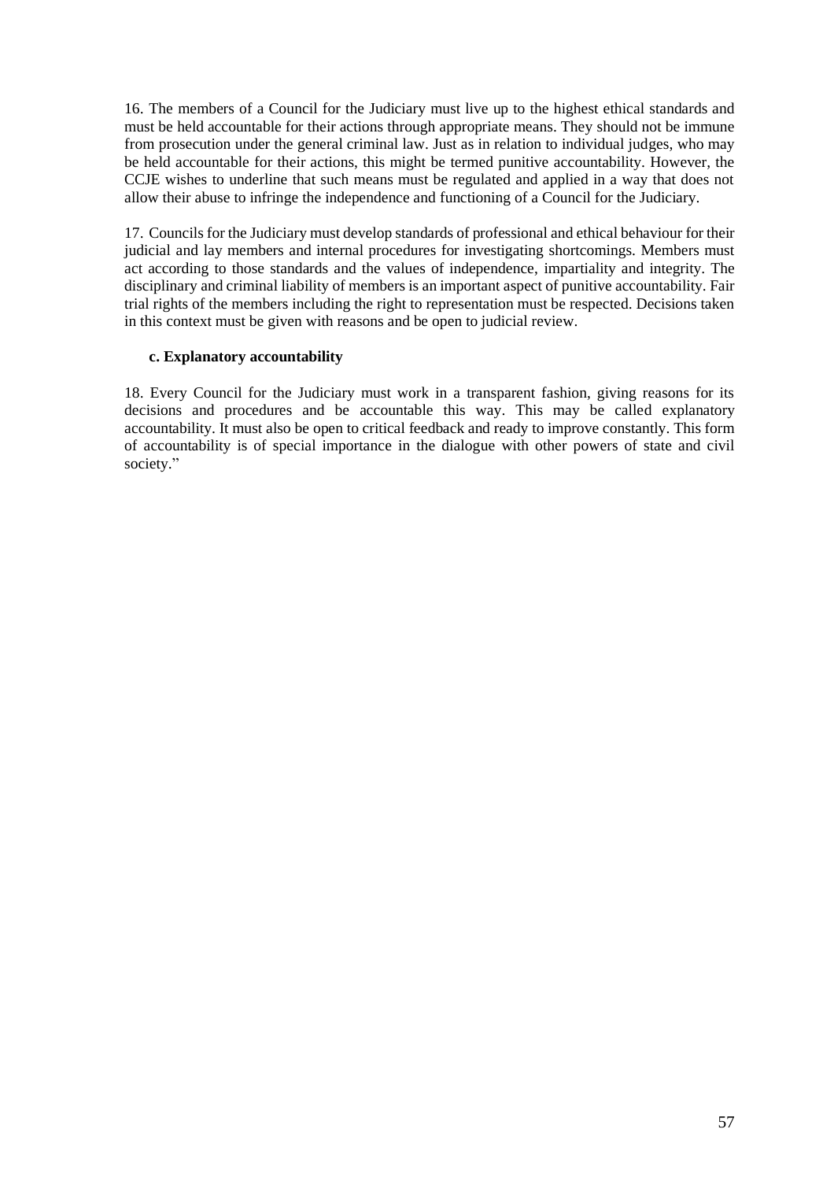16. The members of a Council for the Judiciary must live up to the highest ethical standards and must be held accountable for their actions through appropriate means. They should not be immune from prosecution under the general criminal law. Just as in relation to individual judges, who may be held accountable for their actions, this might be termed punitive accountability. However, the CCJE wishes to underline that such means must be regulated and applied in a way that does not allow their abuse to infringe the independence and functioning of a Council for the Judiciary.

17. Councils for the Judiciary must develop standards of professional and ethical behaviour for their judicial and lay members and internal procedures for investigating shortcomings. Members must act according to those standards and the values of independence, impartiality and integrity. The disciplinary and criminal liability of members is an important aspect of punitive accountability. Fair trial rights of the members including the right to representation must be respected. Decisions taken in this context must be given with reasons and be open to judicial review.

**c. Explanatory accountability**

18. Every Council for the Judiciary must work in a transparent fashion, giving reasons for its decisions and procedures and be accountable this way. This may be called explanatory accountability. It must also be open to critical feedback and ready to improve constantly. This form of accountability is of special importance in the dialogue with other powers of state and civil society."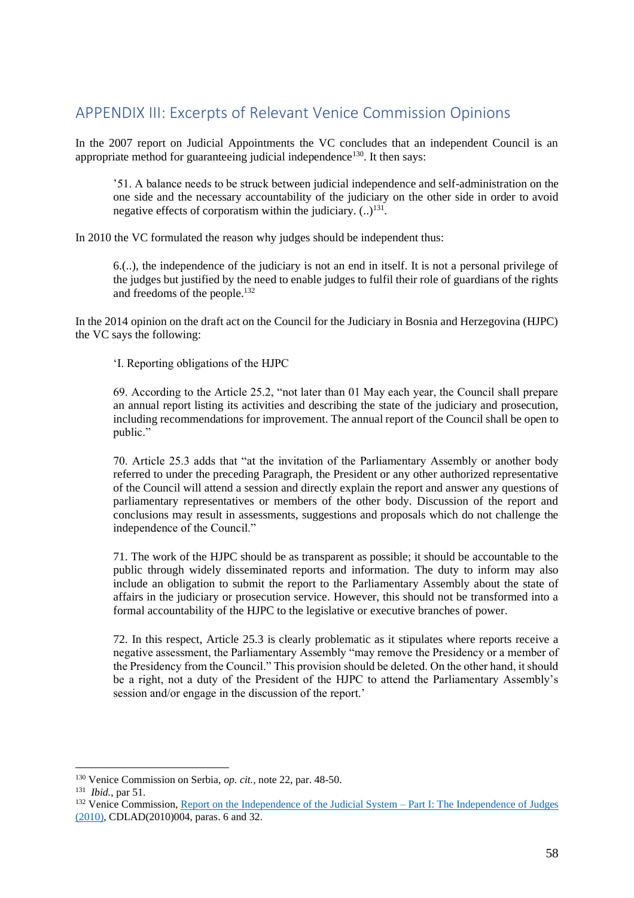## APPENDIX III: Excerpts of Relevant Venice Commission Opinions

In the 2007 report on Judicial Appointments the VC concludes that an independent Council is an appropriate method for guaranteeing judicial independence[130]. It then says:

> '51. A balance needs to be struck between judicial independence and self-administration on the one side and the necessary accountability of the judiciary on the other side in order to avoid negative effects of corporatism within the judiciary. (..)[131].

In 2010 the VC formulated the reason why judges should be independent thus:

> 6.(..), the independence of the judiciary is not an end in itself. It is not a personal privilege of the judges but justified by the need to enable judges to fulfil their role of guardians of the rights and freedoms of the people.[132]

In the 2014 opinion on the draft act on the Council for the Judiciary in Bosnia and Herzegovina (HJPC) the VC says the following:

> 'I. Reporting obligations of the HJPC
>
> 69. According to the Article 25.2, "not later than 01 May each year, the Council shall prepare an annual report listing its activities and describing the state of the judiciary and prosecution, including recommendations for improvement. The annual report of the Council shall be open to public."
>
> 70. Article 25.3 adds that "at the invitation of the Parliamentary Assembly or another body referred to under the preceding Paragraph, the President or any other authorized representative of the Council will attend a session and directly explain the report and answer any questions of parliamentary representatives or members of the other body. Discussion of the report and conclusions may result in assessments, suggestions and proposals which do not challenge the independence of the Council."
>
> 71. The work of the HJPC should be as transparent as possible; it should be accountable to the public through widely disseminated reports and information. The duty to inform may also include an obligation to submit the report to the Parliamentary Assembly about the state of affairs in the judiciary or prosecution service. However, this should not be transformed into a formal accountability of the HJPC to the legislative or executive branches of power.
>
> 72. In this respect, Article 25.3 is clearly problematic as it stipulates where reports receive a negative assessment, the Parliamentary Assembly "may remove the Presidency or a member of the Presidency from the Council." This provision should be deleted. On the other hand, it should be a right, not a duty of the President of the HJPC to attend the Parliamentary Assembly's session and/or engage in the discussion of the report.'

---

[130] Venice Commission on Serbia, *op. cit.*, note 22, par. 48-50.

[131] *Ibid.*, par 51.

[132] Venice Commission, Report on the Independence of the Judicial System – Part I: The Independence of Judges (2010), CDLAD(2010)004, paras. 6 and 32.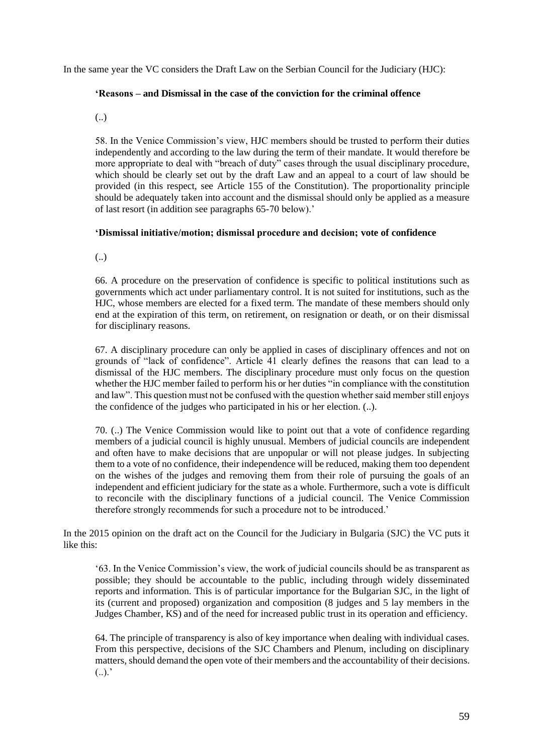In the same year the VC considers the Draft Law on the Serbian Council for the Judiciary (HJC):

> **'Reasons – and Dismissal in the case of the conviction for the criminal offence**
>
> (..)
>
> 58. In the Venice Commission's view, HJC members should be trusted to perform their duties independently and according to the law during the term of their mandate. It would therefore be more appropriate to deal with "breach of duty" cases through the usual disciplinary procedure, which should be clearly set out by the draft Law and an appeal to a court of law should be provided (in this respect, see Article 155 of the Constitution). The proportionality principle should be adequately taken into account and the dismissal should only be applied as a measure of last resort (in addition see paragraphs 65-70 below).'
>
> **'Dismissal initiative/motion; dismissal procedure and decision; vote of confidence**
>
> (..)
>
> 66. A procedure on the preservation of confidence is specific to political institutions such as governments which act under parliamentary control. It is not suited for institutions, such as the HJC, whose members are elected for a fixed term. The mandate of these members should only end at the expiration of this term, on retirement, on resignation or death, or on their dismissal for disciplinary reasons.
>
> 67. A disciplinary procedure can only be applied in cases of disciplinary offences and not on grounds of "lack of confidence". Article 41 clearly defines the reasons that can lead to a dismissal of the HJC members. The disciplinary procedure must only focus on the question whether the HJC member failed to perform his or her duties "in compliance with the constitution and law". This question must not be confused with the question whether said member still enjoys the confidence of the judges who participated in his or her election. (..).
>
> 70. (..) The Venice Commission would like to point out that a vote of confidence regarding members of a judicial council is highly unusual. Members of judicial councils are independent and often have to make decisions that are unpopular or will not please judges. In subjecting them to a vote of no confidence, their independence will be reduced, making them too dependent on the wishes of the judges and removing them from their role of pursuing the goals of an independent and efficient judiciary for the state as a whole. Furthermore, such a vote is difficult to reconcile with the disciplinary functions of a judicial council. The Venice Commission therefore strongly recommends for such a procedure not to be introduced.'

In the 2015 opinion on the draft act on the Council for the Judiciary in Bulgaria (SJC) the VC puts it like this:

> '63. In the Venice Commission's view, the work of judicial councils should be as transparent as possible; they should be accountable to the public, including through widely disseminated reports and information. This is of particular importance for the Bulgarian SJC, in the light of its (current and proposed) organization and composition (8 judges and 5 lay members in the Judges Chamber, KS) and of the need for increased public trust in its operation and efficiency.
>
> 64. The principle of transparency is also of key importance when dealing with individual cases. From this perspective, decisions of the SJC Chambers and Plenum, including on disciplinary matters, should demand the open vote of their members and the accountability of their decisions. (..).'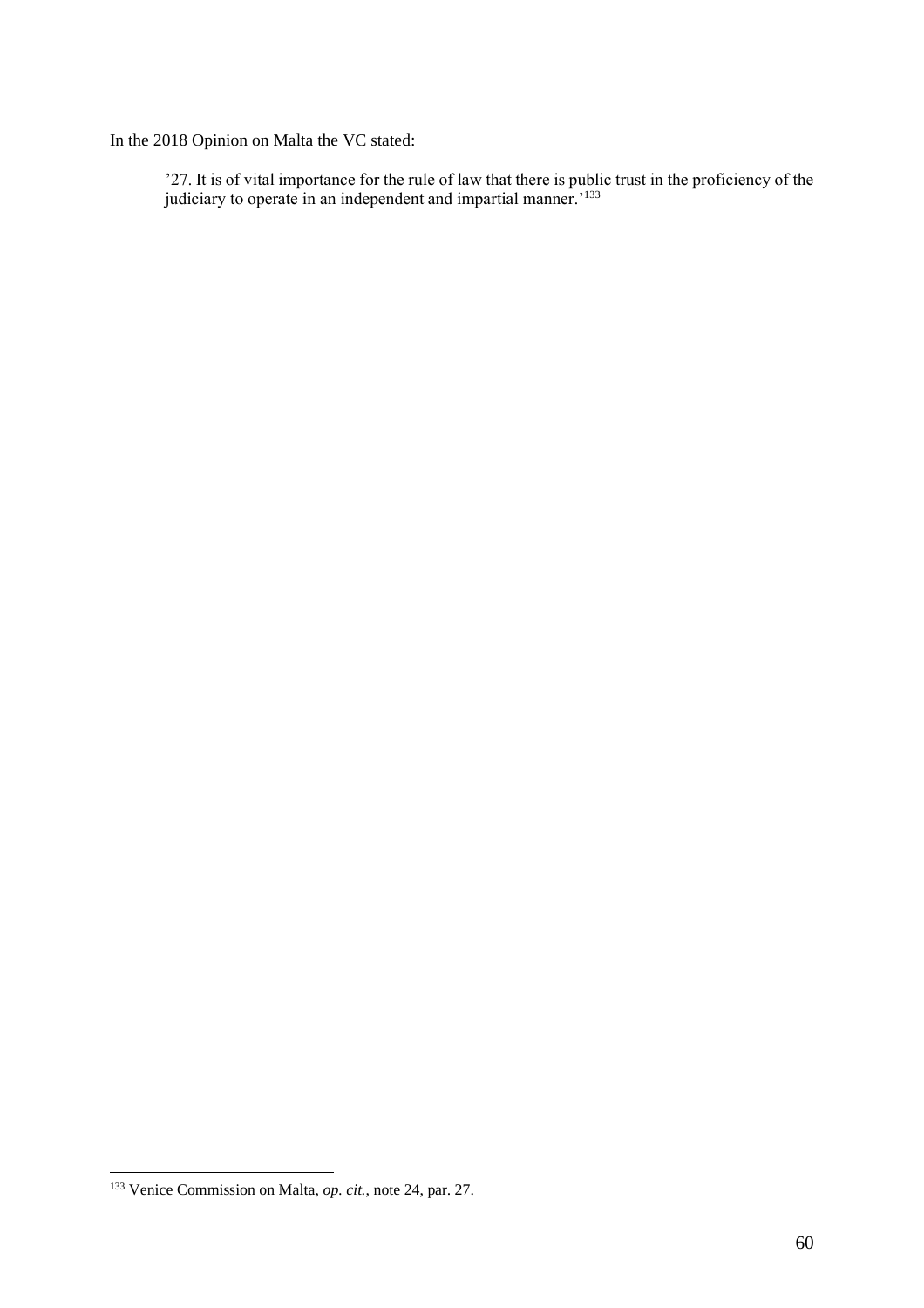In the 2018 Opinion on Malta the VC stated:

> '27. It is of vital importance for the rule of law that there is public trust in the proficiency of the judiciary to operate in an independent and impartial manner.'[133]

[133] Venice Commission on Malta, *op. cit.*, note 24, par. 27.